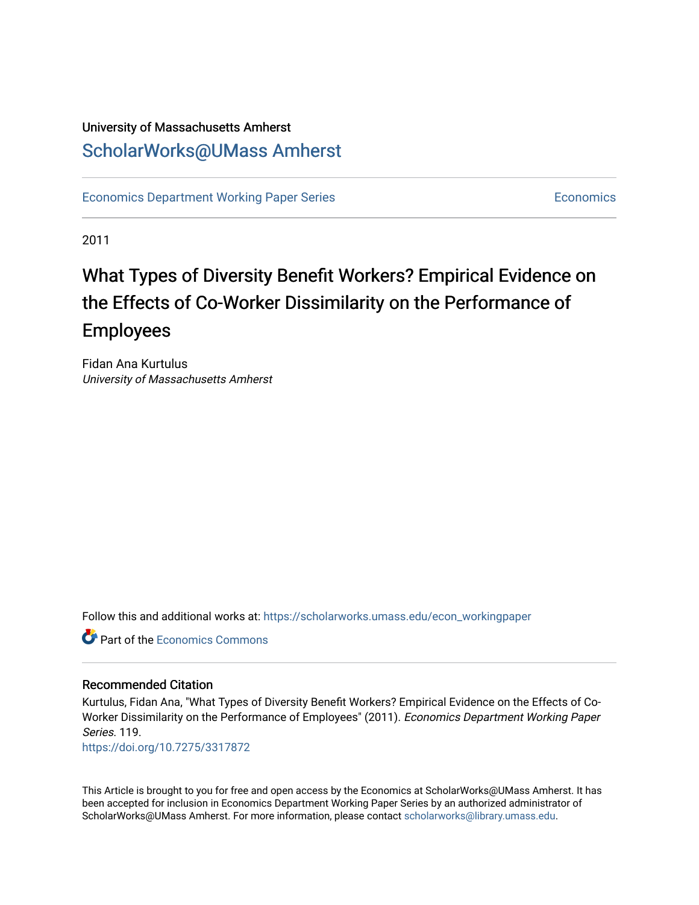University of Massachusetts Amherst

ScholarWorks@UMass Amherst

Economics Department Working Paper Series | Economics

2011

# What Types of Diversity Benefit Workers? Empirical Evidence on the Effects of Co-Worker Dissimilarity on the Performance of Employees

Fidan Ana Kurtulus
*University of Massachusetts Amherst*

Follow this and additional works at: https://scholarworks.umass.edu/econ_workingpaper

Part of the Economics Commons

## Recommended Citation

Kurtulus, Fidan Ana, "What Types of Diversity Benefit Workers? Empirical Evidence on the Effects of Co-Worker Dissimilarity on the Performance of Employees" (2011). *Economics Department Working Paper Series*. 119.
https://doi.org/10.7275/3317872

This Article is brought to you for free and open access by the Economics at ScholarWorks@UMass Amherst. It has been accepted for inclusion in Economics Department Working Paper Series by an authorized administrator of ScholarWorks@UMass Amherst. For more information, please contact scholarworks@library.umass.edu.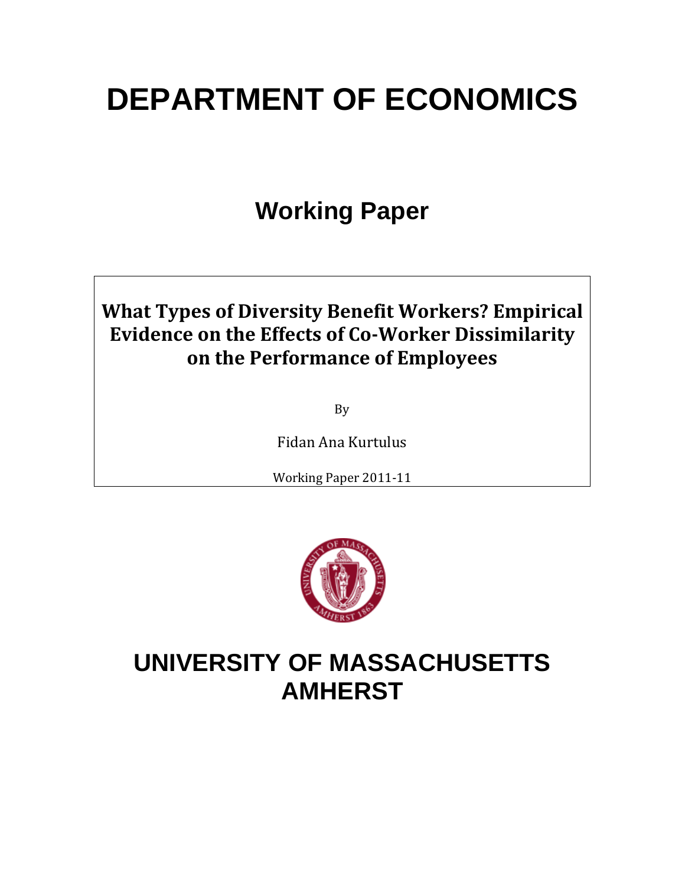# DEPARTMENT OF ECONOMICS

## Working Paper

**What Types of Diversity Benefit Workers? Empirical Evidence on the Effects of Co-Worker Dissimilarity on the Performance of Employees**

By

Fidan Ana Kurtulus

Working Paper 2011-11

# UNIVERSITY OF MASSACHUSETTS AMHERST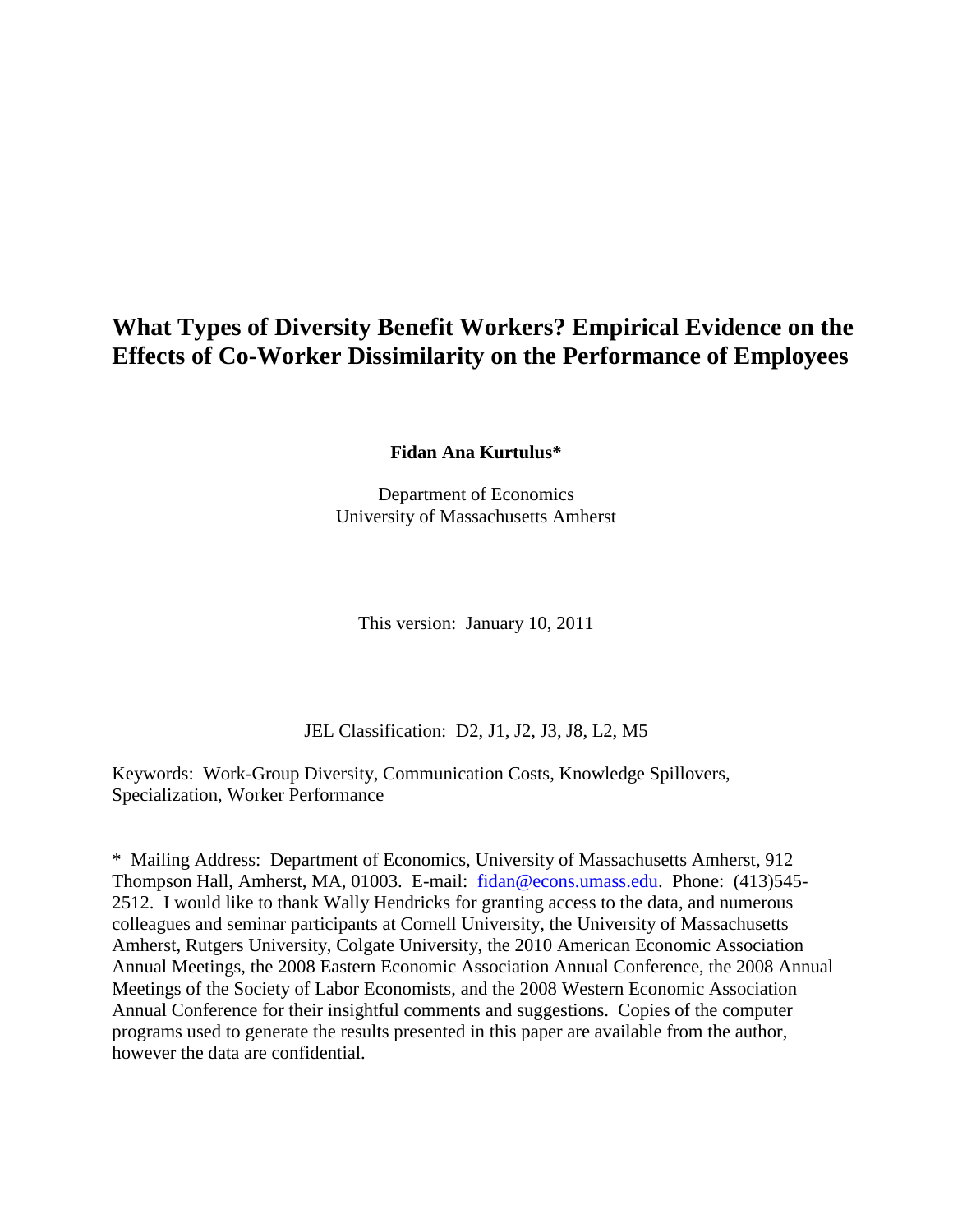# What Types of Diversity Benefit Workers? Empirical Evidence on the Effects of Co-Worker Dissimilarity on the Performance of Employees

**Fidan Ana Kurtulus***

Department of Economics
University of Massachusetts Amherst

This version: January 10, 2011

JEL Classification: D2, J1, J2, J3, J8, L2, M5

Keywords: Work-Group Diversity, Communication Costs, Knowledge Spillovers, Specialization, Worker Performance

* Mailing Address: Department of Economics, University of Massachusetts Amherst, 912 Thompson Hall, Amherst, MA, 01003. E-mail: fidan@econs.umass.edu. Phone: (413)545-2512. I would like to thank Wally Hendricks for granting access to the data, and numerous colleagues and seminar participants at Cornell University, the University of Massachusetts Amherst, Rutgers University, Colgate University, the 2010 American Economic Association Annual Meetings, the 2008 Eastern Economic Association Annual Conference, the 2008 Annual Meetings of the Society of Labor Economists, and the 2008 Western Economic Association Annual Conference for their insightful comments and suggestions. Copies of the computer programs used to generate the results presented in this paper are available from the author, however the data are confidential.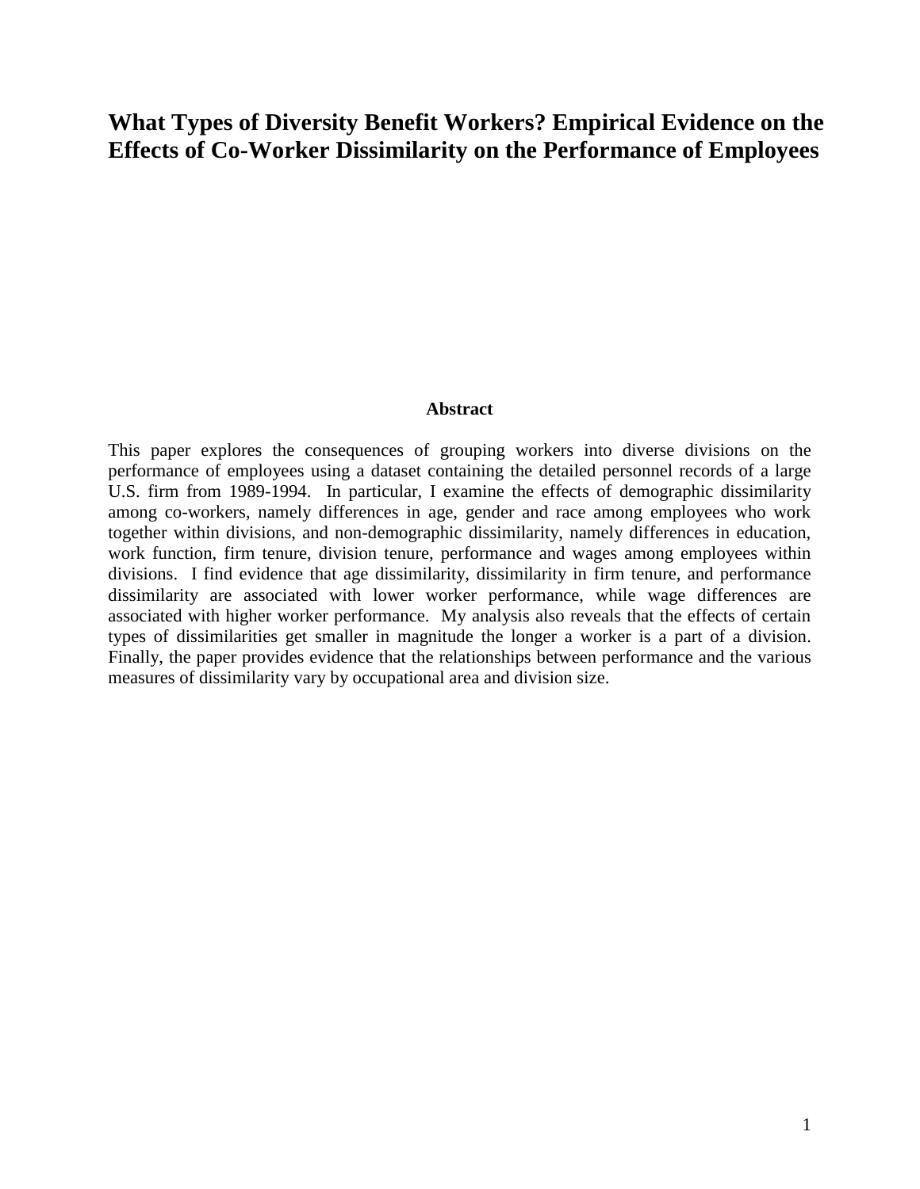# What Types of Diversity Benefit Workers? Empirical Evidence on the Effects of Co-Worker Dissimilarity on the Performance of Employees

**Abstract**

This paper explores the consequences of grouping workers into diverse divisions on the performance of employees using a dataset containing the detailed personnel records of a large U.S. firm from 1989-1994. In particular, I examine the effects of demographic dissimilarity among co-workers, namely differences in age, gender and race among employees who work together within divisions, and non-demographic dissimilarity, namely differences in education, work function, firm tenure, division tenure, performance and wages among employees within divisions. I find evidence that age dissimilarity, dissimilarity in firm tenure, and performance dissimilarity are associated with lower worker performance, while wage differences are associated with higher worker performance. My analysis also reveals that the effects of certain types of dissimilarities get smaller in magnitude the longer a worker is a part of a division. Finally, the paper provides evidence that the relationships between performance and the various measures of dissimilarity vary by occupational area and division size.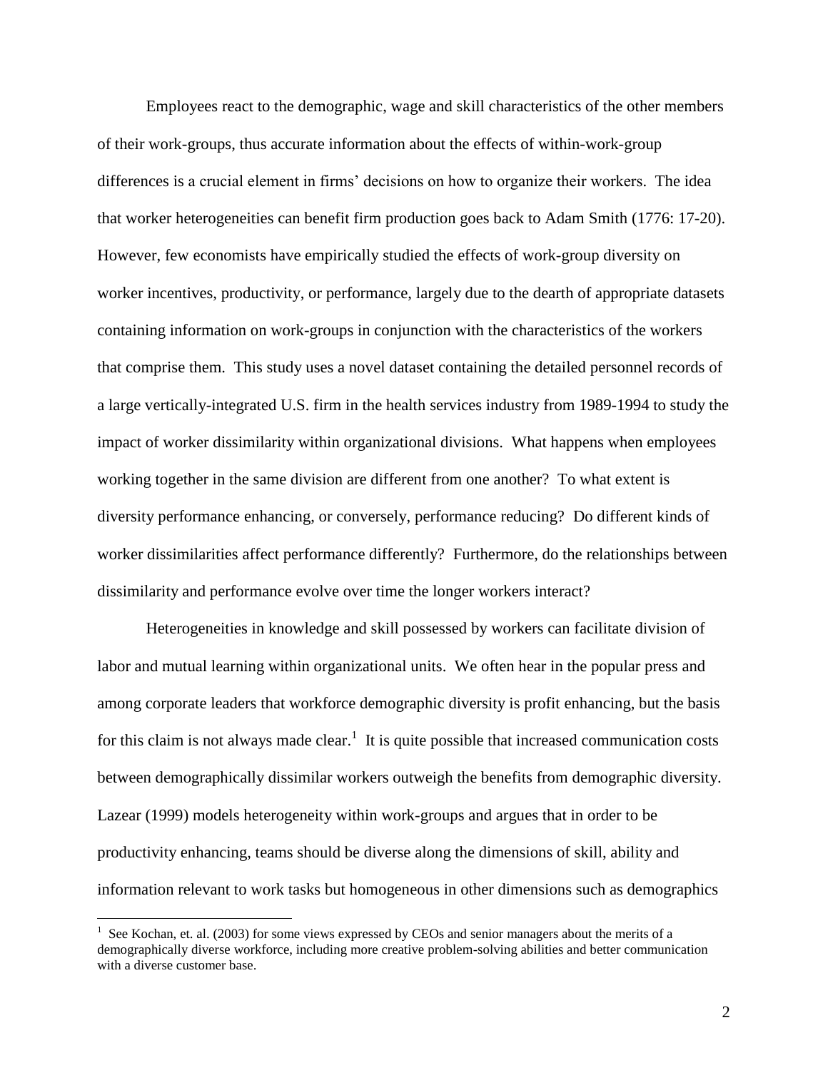Employees react to the demographic, wage and skill characteristics of the other members of their work-groups, thus accurate information about the effects of within-work-group differences is a crucial element in firms' decisions on how to organize their workers. The idea that worker heterogeneities can benefit firm production goes back to Adam Smith (1776: 17-20). However, few economists have empirically studied the effects of work-group diversity on worker incentives, productivity, or performance, largely due to the dearth of appropriate datasets containing information on work-groups in conjunction with the characteristics of the workers that comprise them. This study uses a novel dataset containing the detailed personnel records of a large vertically-integrated U.S. firm in the health services industry from 1989-1994 to study the impact of worker dissimilarity within organizational divisions. What happens when employees working together in the same division are different from one another? To what extent is diversity performance enhancing, or conversely, performance reducing? Do different kinds of worker dissimilarities affect performance differently? Furthermore, do the relationships between dissimilarity and performance evolve over time the longer workers interact?

Heterogeneities in knowledge and skill possessed by workers can facilitate division of labor and mutual learning within organizational units. We often hear in the popular press and among corporate leaders that workforce demographic diversity is profit enhancing, but the basis for this claim is not always made clear.[1] It is quite possible that increased communication costs between demographically dissimilar workers outweigh the benefits from demographic diversity. Lazear (1999) models heterogeneity within work-groups and argues that in order to be productivity enhancing, teams should be diverse along the dimensions of skill, ability and information relevant to work tasks but homogeneous in other dimensions such as demographics

[1] See Kochan, et. al. (2003) for some views expressed by CEOs and senior managers about the merits of a demographically diverse workforce, including more creative problem-solving abilities and better communication with a diverse customer base.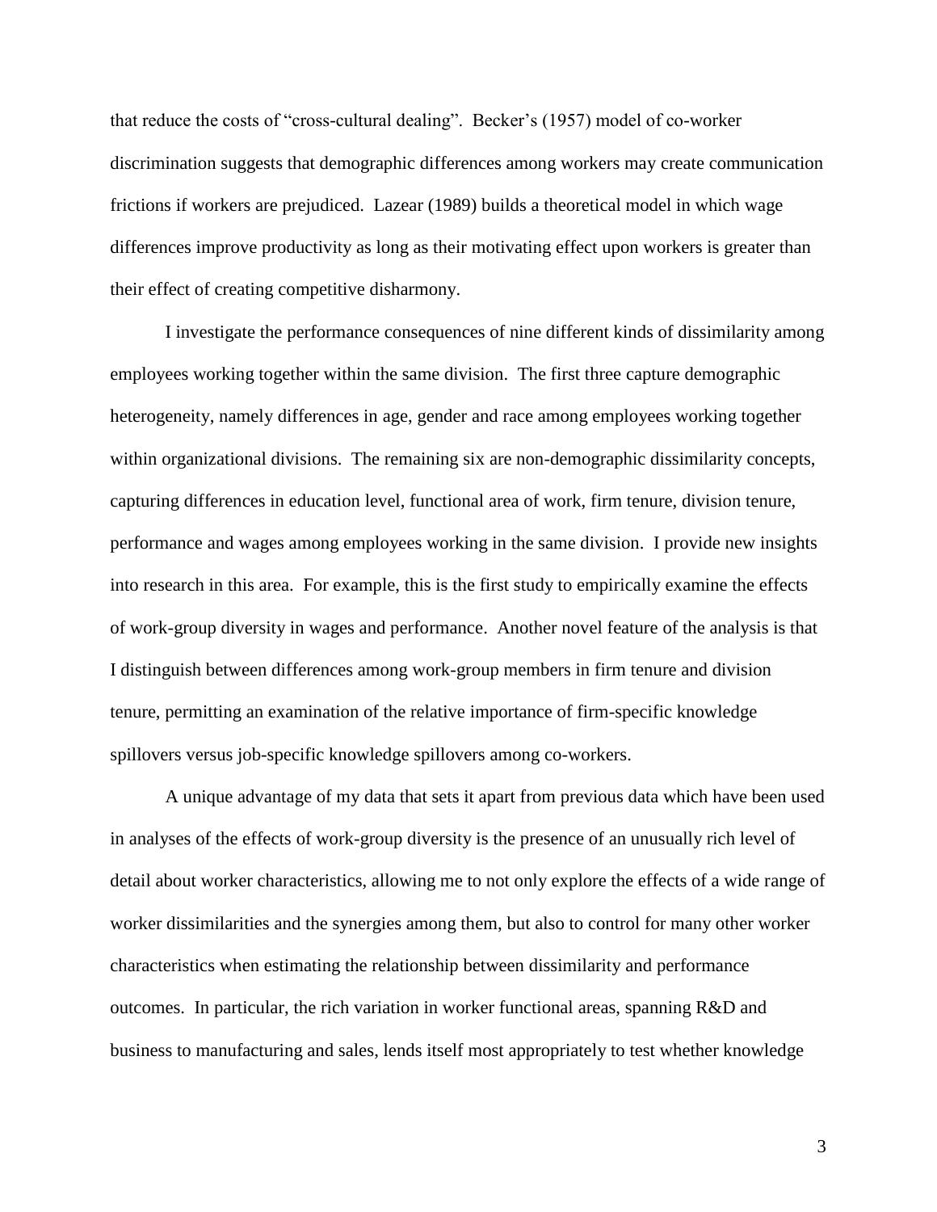that reduce the costs of "cross-cultural dealing". Becker's (1957) model of co-worker discrimination suggests that demographic differences among workers may create communication frictions if workers are prejudiced. Lazear (1989) builds a theoretical model in which wage differences improve productivity as long as their motivating effect upon workers is greater than their effect of creating competitive disharmony.

I investigate the performance consequences of nine different kinds of dissimilarity among employees working together within the same division. The first three capture demographic heterogeneity, namely differences in age, gender and race among employees working together within organizational divisions. The remaining six are non-demographic dissimilarity concepts, capturing differences in education level, functional area of work, firm tenure, division tenure, performance and wages among employees working in the same division. I provide new insights into research in this area. For example, this is the first study to empirically examine the effects of work-group diversity in wages and performance. Another novel feature of the analysis is that I distinguish between differences among work-group members in firm tenure and division tenure, permitting an examination of the relative importance of firm-specific knowledge spillovers versus job-specific knowledge spillovers among co-workers.

A unique advantage of my data that sets it apart from previous data which have been used in analyses of the effects of work-group diversity is the presence of an unusually rich level of detail about worker characteristics, allowing me to not only explore the effects of a wide range of worker dissimilarities and the synergies among them, but also to control for many other worker characteristics when estimating the relationship between dissimilarity and performance outcomes. In particular, the rich variation in worker functional areas, spanning R&D and business to manufacturing and sales, lends itself most appropriately to test whether knowledge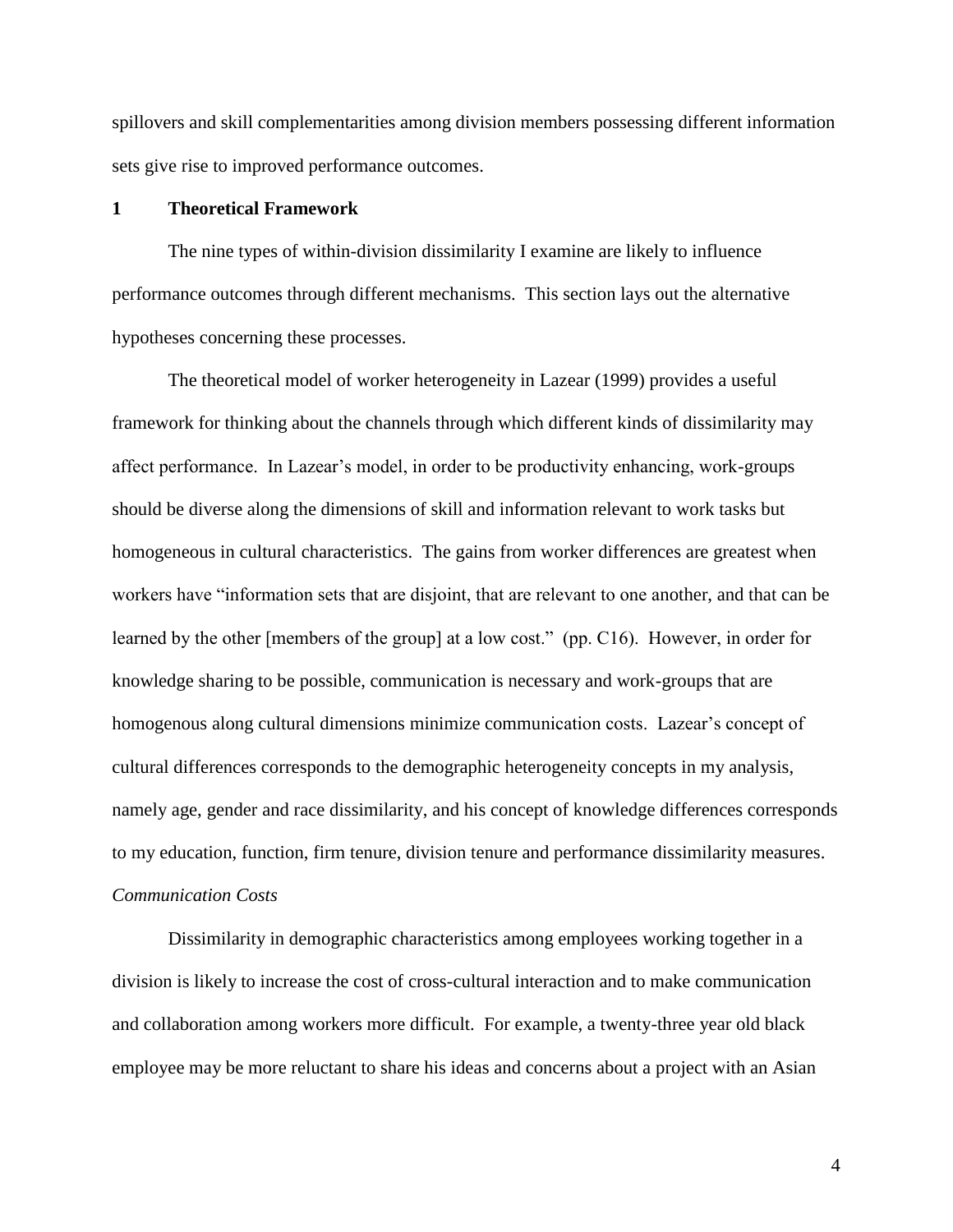spillovers and skill complementarities among division members possessing different information sets give rise to improved performance outcomes.

## 1 Theoretical Framework

The nine types of within-division dissimilarity I examine are likely to influence performance outcomes through different mechanisms. This section lays out the alternative hypotheses concerning these processes.

The theoretical model of worker heterogeneity in Lazear (1999) provides a useful framework for thinking about the channels through which different kinds of dissimilarity may affect performance. In Lazear's model, in order to be productivity enhancing, work-groups should be diverse along the dimensions of skill and information relevant to work tasks but homogeneous in cultural characteristics. The gains from worker differences are greatest when workers have "information sets that are disjoint, that are relevant to one another, and that can be learned by the other [members of the group] at a low cost." (pp. C16). However, in order for knowledge sharing to be possible, communication is necessary and work-groups that are homogenous along cultural dimensions minimize communication costs. Lazear's concept of cultural differences corresponds to the demographic heterogeneity concepts in my analysis, namely age, gender and race dissimilarity, and his concept of knowledge differences corresponds to my education, function, firm tenure, division tenure and performance dissimilarity measures.

*Communication Costs*

Dissimilarity in demographic characteristics among employees working together in a division is likely to increase the cost of cross-cultural interaction and to make communication and collaboration among workers more difficult. For example, a twenty-three year old black employee may be more reluctant to share his ideas and concerns about a project with an Asian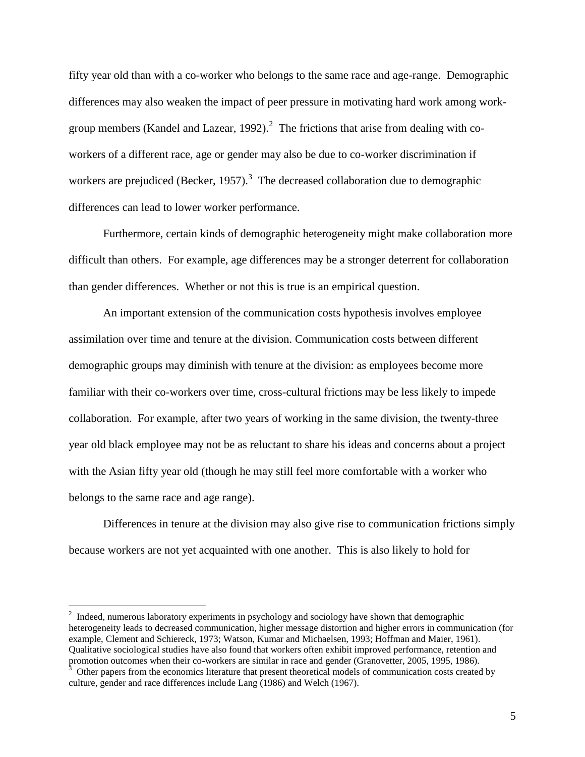fifty year old than with a co-worker who belongs to the same race and age-range. Demographic differences may also weaken the impact of peer pressure in motivating hard work among work-group members (Kandel and Lazear, 1992).[2] The frictions that arise from dealing with co-workers of a different race, age or gender may also be due to co-worker discrimination if workers are prejudiced (Becker, 1957).[3] The decreased collaboration due to demographic differences can lead to lower worker performance.

Furthermore, certain kinds of demographic heterogeneity might make collaboration more difficult than others. For example, age differences may be a stronger deterrent for collaboration than gender differences. Whether or not this is true is an empirical question.

An important extension of the communication costs hypothesis involves employee assimilation over time and tenure at the division. Communication costs between different demographic groups may diminish with tenure at the division: as employees become more familiar with their co-workers over time, cross-cultural frictions may be less likely to impede collaboration. For example, after two years of working in the same division, the twenty-three year old black employee may not be as reluctant to share his ideas and concerns about a project with the Asian fifty year old (though he may still feel more comfortable with a worker who belongs to the same race and age range).

Differences in tenure at the division may also give rise to communication frictions simply because workers are not yet acquainted with one another. This is also likely to hold for

---

[2] Indeed, numerous laboratory experiments in psychology and sociology have shown that demographic heterogeneity leads to decreased communication, higher message distortion and higher errors in communication (for example, Clement and Schiereck, 1973; Watson, Kumar and Michaelsen, 1993; Hoffman and Maier, 1961). Qualitative sociological studies have also found that workers often exhibit improved performance, retention and promotion outcomes when their co-workers are similar in race and gender (Granovetter, 2005, 1995, 1986).

[3] Other papers from the economics literature that present theoretical models of communication costs created by culture, gender and race differences include Lang (1986) and Welch (1967).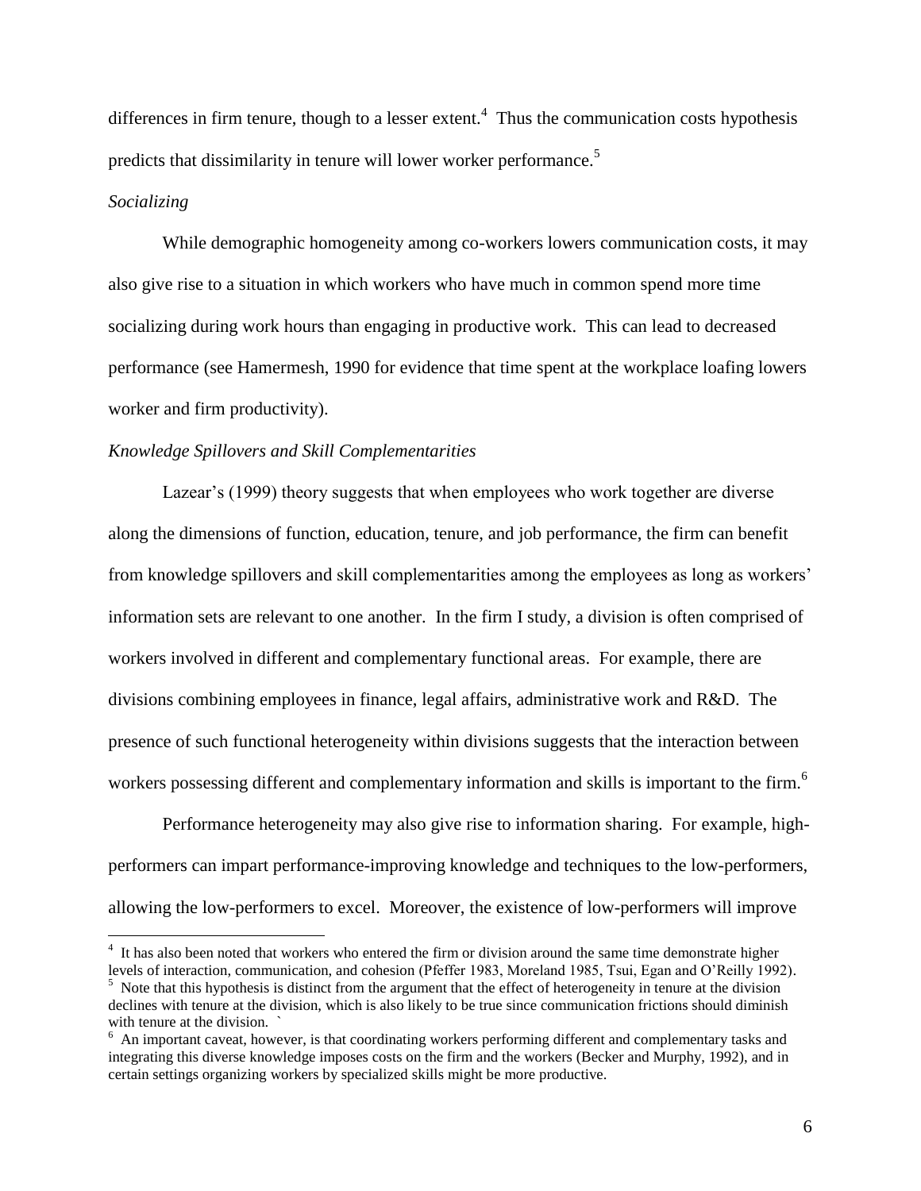differences in firm tenure, though to a lesser extent.[4] Thus the communication costs hypothesis predicts that dissimilarity in tenure will lower worker performance.[5]

*Socializing*

While demographic homogeneity among co-workers lowers communication costs, it may also give rise to a situation in which workers who have much in common spend more time socializing during work hours than engaging in productive work. This can lead to decreased performance (see Hamermesh, 1990 for evidence that time spent at the workplace loafing lowers worker and firm productivity).

*Knowledge Spillovers and Skill Complementarities*

Lazear's (1999) theory suggests that when employees who work together are diverse along the dimensions of function, education, tenure, and job performance, the firm can benefit from knowledge spillovers and skill complementarities among the employees as long as workers' information sets are relevant to one another. In the firm I study, a division is often comprised of workers involved in different and complementary functional areas. For example, there are divisions combining employees in finance, legal affairs, administrative work and R&D. The presence of such functional heterogeneity within divisions suggests that the interaction between workers possessing different and complementary information and skills is important to the firm.[6]

Performance heterogeneity may also give rise to information sharing. For example, high-performers can impart performance-improving knowledge and techniques to the low-performers, allowing the low-performers to excel. Moreover, the existence of low-performers will improve

---

[4] It has also been noted that workers who entered the firm or division around the same time demonstrate higher levels of interaction, communication, and cohesion (Pfeffer 1983, Moreland 1985, Tsui, Egan and O'Reilly 1992).

[5] Note that this hypothesis is distinct from the argument that the effect of heterogeneity in tenure at the division declines with tenure at the division, which is also likely to be true since communication frictions should diminish with tenure at the division. `

[6] An important caveat, however, is that coordinating workers performing different and complementary tasks and integrating this diverse knowledge imposes costs on the firm and the workers (Becker and Murphy, 1992), and in certain settings organizing workers by specialized skills might be more productive.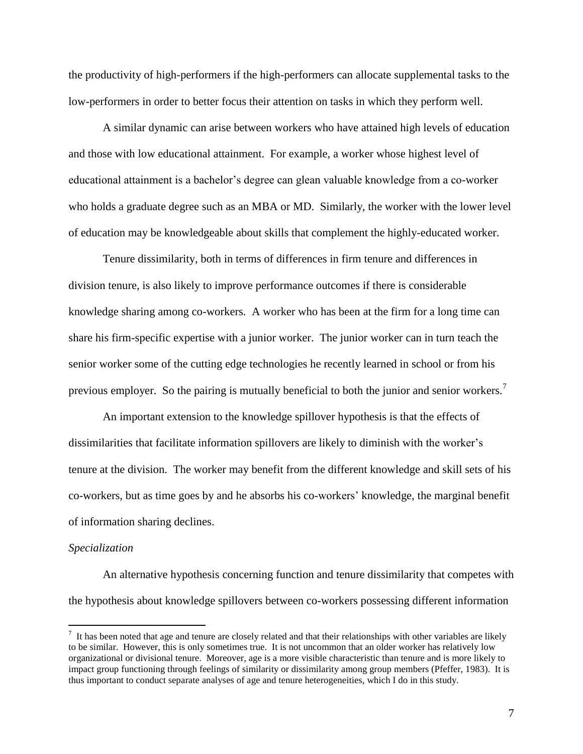the productivity of high-performers if the high-performers can allocate supplemental tasks to the low-performers in order to better focus their attention on tasks in which they perform well.

A similar dynamic can arise between workers who have attained high levels of education and those with low educational attainment. For example, a worker whose highest level of educational attainment is a bachelor's degree can glean valuable knowledge from a co-worker who holds a graduate degree such as an MBA or MD. Similarly, the worker with the lower level of education may be knowledgeable about skills that complement the highly-educated worker.

Tenure dissimilarity, both in terms of differences in firm tenure and differences in division tenure, is also likely to improve performance outcomes if there is considerable knowledge sharing among co-workers. A worker who has been at the firm for a long time can share his firm-specific expertise with a junior worker. The junior worker can in turn teach the senior worker some of the cutting edge technologies he recently learned in school or from his previous employer. So the pairing is mutually beneficial to both the junior and senior workers.[7]

An important extension to the knowledge spillover hypothesis is that the effects of dissimilarities that facilitate information spillovers are likely to diminish with the worker's tenure at the division. The worker may benefit from the different knowledge and skill sets of his co-workers, but as time goes by and he absorbs his co-workers' knowledge, the marginal benefit of information sharing declines.

*Specialization*

An alternative hypothesis concerning function and tenure dissimilarity that competes with the hypothesis about knowledge spillovers between co-workers possessing different information

[7] It has been noted that age and tenure are closely related and that their relationships with other variables are likely to be similar. However, this is only sometimes true. It is not uncommon that an older worker has relatively low organizational or divisional tenure. Moreover, age is a more visible characteristic than tenure and is more likely to impact group functioning through feelings of similarity or dissimilarity among group members (Pfeffer, 1983). It is thus important to conduct separate analyses of age and tenure heterogeneities, which I do in this study.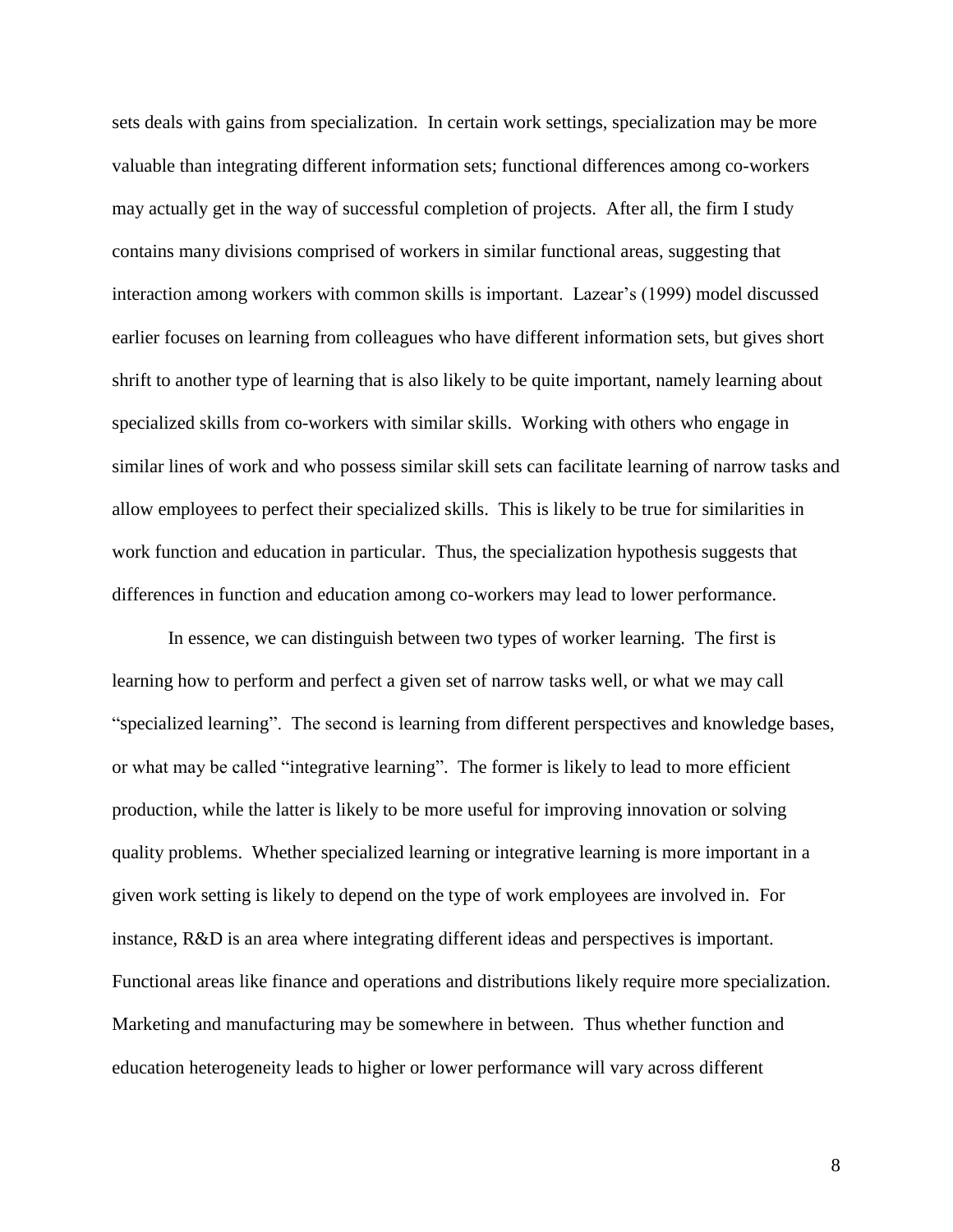sets deals with gains from specialization. In certain work settings, specialization may be more valuable than integrating different information sets; functional differences among co-workers may actually get in the way of successful completion of projects. After all, the firm I study contains many divisions comprised of workers in similar functional areas, suggesting that interaction among workers with common skills is important. Lazear's (1999) model discussed earlier focuses on learning from colleagues who have different information sets, but gives short shrift to another type of learning that is also likely to be quite important, namely learning about specialized skills from co-workers with similar skills. Working with others who engage in similar lines of work and who possess similar skill sets can facilitate learning of narrow tasks and allow employees to perfect their specialized skills. This is likely to be true for similarities in work function and education in particular. Thus, the specialization hypothesis suggests that differences in function and education among co-workers may lead to lower performance.

In essence, we can distinguish between two types of worker learning. The first is learning how to perform and perfect a given set of narrow tasks well, or what we may call "specialized learning". The second is learning from different perspectives and knowledge bases, or what may be called "integrative learning". The former is likely to lead to more efficient production, while the latter is likely to be more useful for improving innovation or solving quality problems. Whether specialized learning or integrative learning is more important in a given work setting is likely to depend on the type of work employees are involved in. For instance, R&D is an area where integrating different ideas and perspectives is important. Functional areas like finance and operations and distributions likely require more specialization. Marketing and manufacturing may be somewhere in between. Thus whether function and education heterogeneity leads to higher or lower performance will vary across different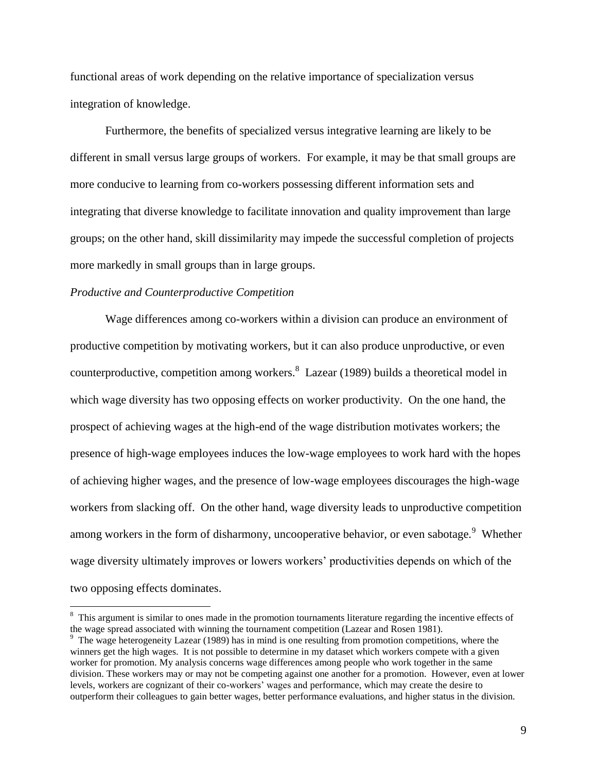functional areas of work depending on the relative importance of specialization versus integration of knowledge.

Furthermore, the benefits of specialized versus integrative learning are likely to be different in small versus large groups of workers. For example, it may be that small groups are more conducive to learning from co-workers possessing different information sets and integrating that diverse knowledge to facilitate innovation and quality improvement than large groups; on the other hand, skill dissimilarity may impede the successful completion of projects more markedly in small groups than in large groups.

*Productive and Counterproductive Competition*

Wage differences among co-workers within a division can produce an environment of productive competition by motivating workers, but it can also produce unproductive, or even counterproductive, competition among workers.[8] Lazear (1989) builds a theoretical model in which wage diversity has two opposing effects on worker productivity. On the one hand, the prospect of achieving wages at the high-end of the wage distribution motivates workers; the presence of high-wage employees induces the low-wage employees to work hard with the hopes of achieving higher wages, and the presence of low-wage employees discourages the high-wage workers from slacking off. On the other hand, wage diversity leads to unproductive competition among workers in the form of disharmony, uncooperative behavior, or even sabotage.[9] Whether wage diversity ultimately improves or lowers workers' productivities depends on which of the two opposing effects dominates.

[8] This argument is similar to ones made in the promotion tournaments literature regarding the incentive effects of the wage spread associated with winning the tournament competition (Lazear and Rosen 1981).

[9] The wage heterogeneity Lazear (1989) has in mind is one resulting from promotion competitions, where the winners get the high wages. It is not possible to determine in my dataset which workers compete with a given worker for promotion. My analysis concerns wage differences among people who work together in the same division. These workers may or may not be competing against one another for a promotion. However, even at lower levels, workers are cognizant of their co-workers' wages and performance, which may create the desire to outperform their colleagues to gain better wages, better performance evaluations, and higher status in the division.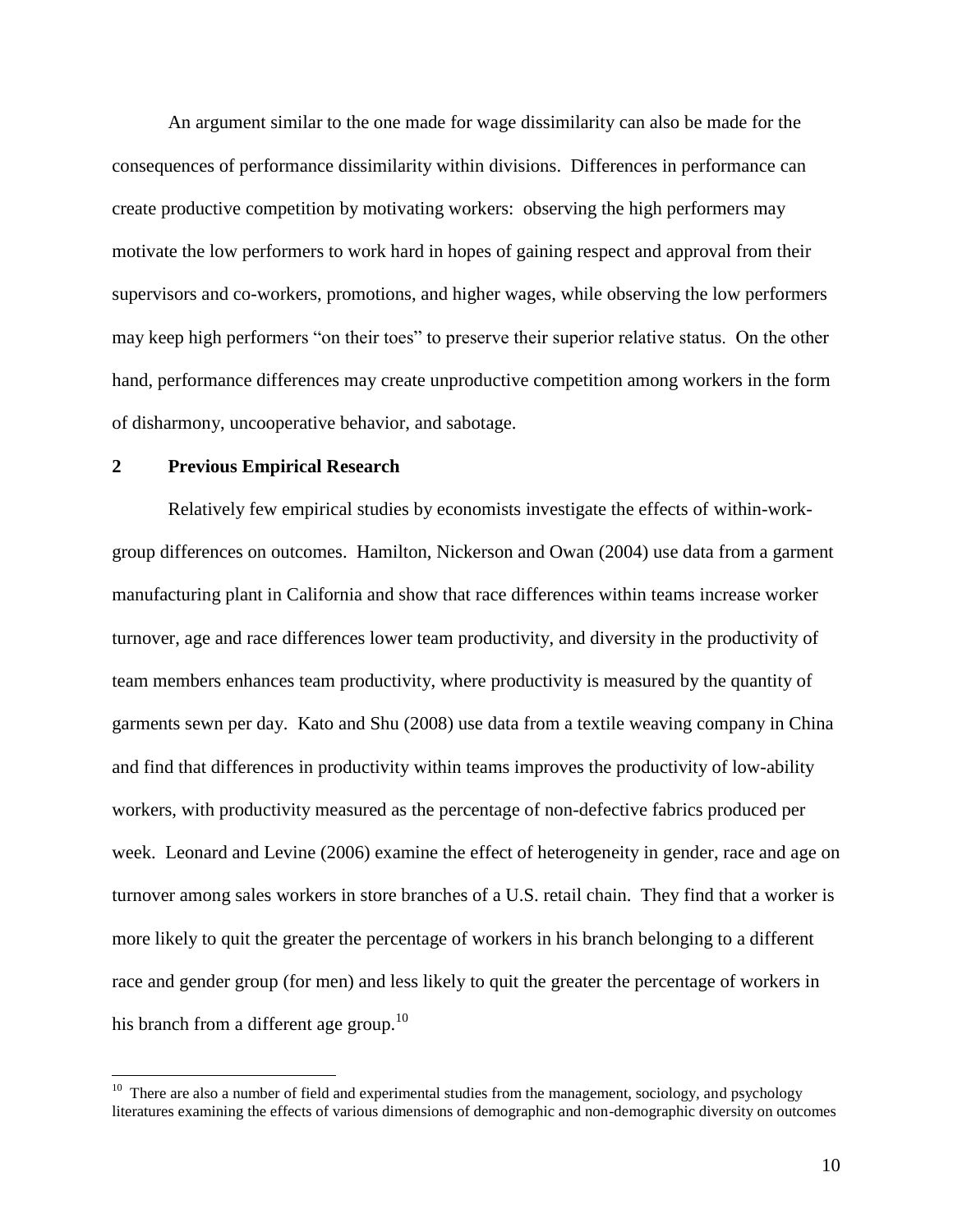An argument similar to the one made for wage dissimilarity can also be made for the consequences of performance dissimilarity within divisions. Differences in performance can create productive competition by motivating workers: observing the high performers may motivate the low performers to work hard in hopes of gaining respect and approval from their supervisors and co-workers, promotions, and higher wages, while observing the low performers may keep high performers "on their toes" to preserve their superior relative status. On the other hand, performance differences may create unproductive competition among workers in the form of disharmony, uncooperative behavior, and sabotage.

## 2 Previous Empirical Research

Relatively few empirical studies by economists investigate the effects of within-work-group differences on outcomes. Hamilton, Nickerson and Owan (2004) use data from a garment manufacturing plant in California and show that race differences within teams increase worker turnover, age and race differences lower team productivity, and diversity in the productivity of team members enhances team productivity, where productivity is measured by the quantity of garments sewn per day. Kato and Shu (2008) use data from a textile weaving company in China and find that differences in productivity within teams improves the productivity of low-ability workers, with productivity measured as the percentage of non-defective fabrics produced per week. Leonard and Levine (2006) examine the effect of heterogeneity in gender, race and age on turnover among sales workers in store branches of a U.S. retail chain. They find that a worker is more likely to quit the greater the percentage of workers in his branch belonging to a different race and gender group (for men) and less likely to quit the greater the percentage of workers in his branch from a different age group.[10]

[10] There are also a number of field and experimental studies from the management, sociology, and psychology literatures examining the effects of various dimensions of demographic and non-demographic diversity on outcomes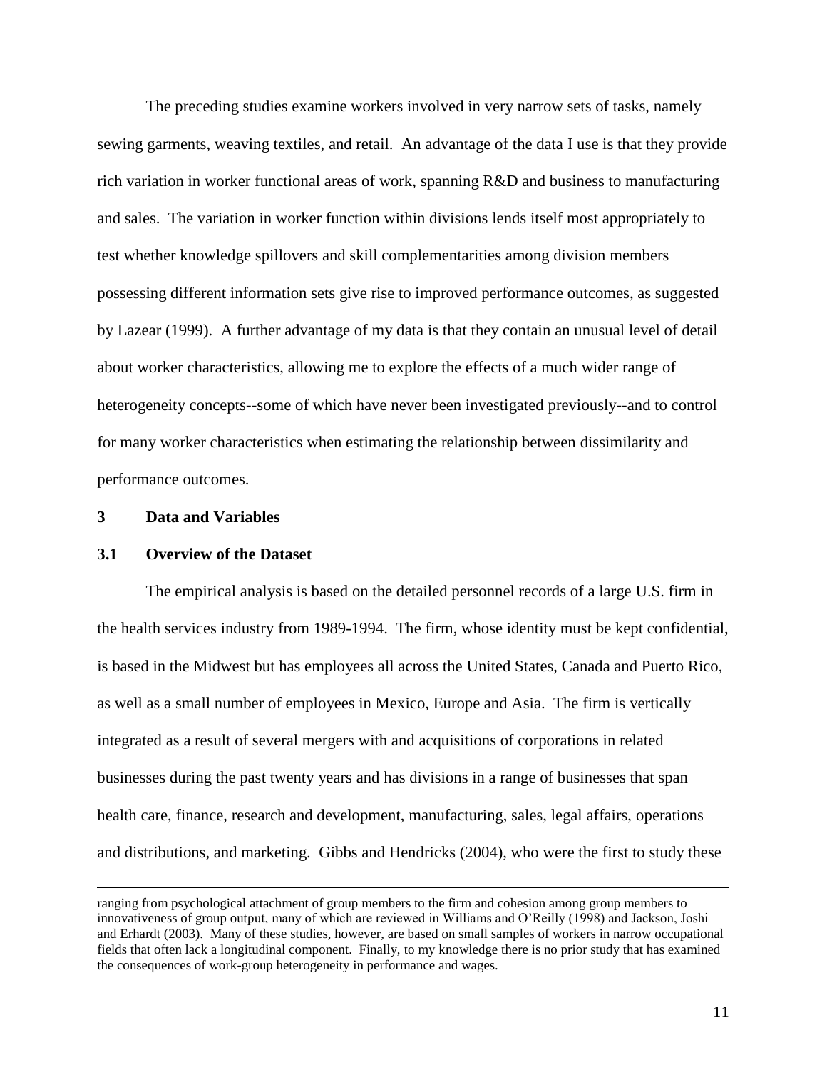The preceding studies examine workers involved in very narrow sets of tasks, namely sewing garments, weaving textiles, and retail. An advantage of the data I use is that they provide rich variation in worker functional areas of work, spanning R&D and business to manufacturing and sales. The variation in worker function within divisions lends itself most appropriately to test whether knowledge spillovers and skill complementarities among division members possessing different information sets give rise to improved performance outcomes, as suggested by Lazear (1999). A further advantage of my data is that they contain an unusual level of detail about worker characteristics, allowing me to explore the effects of a much wider range of heterogeneity concepts--some of which have never been investigated previously--and to control for many worker characteristics when estimating the relationship between dissimilarity and performance outcomes.

## 3 Data and Variables

### 3.1 Overview of the Dataset

The empirical analysis is based on the detailed personnel records of a large U.S. firm in the health services industry from 1989-1994. The firm, whose identity must be kept confidential, is based in the Midwest but has employees all across the United States, Canada and Puerto Rico, as well as a small number of employees in Mexico, Europe and Asia. The firm is vertically integrated as a result of several mergers with and acquisitions of corporations in related businesses during the past twenty years and has divisions in a range of businesses that span health care, finance, research and development, manufacturing, sales, legal affairs, operations and distributions, and marketing. Gibbs and Hendricks (2004), who were the first to study these

---

ranging from psychological attachment of group members to the firm and cohesion among group members to innovativeness of group output, many of which are reviewed in Williams and O'Reilly (1998) and Jackson, Joshi and Erhardt (2003). Many of these studies, however, are based on small samples of workers in narrow occupational fields that often lack a longitudinal component. Finally, to my knowledge there is no prior study that has examined the consequences of work-group heterogeneity in performance and wages.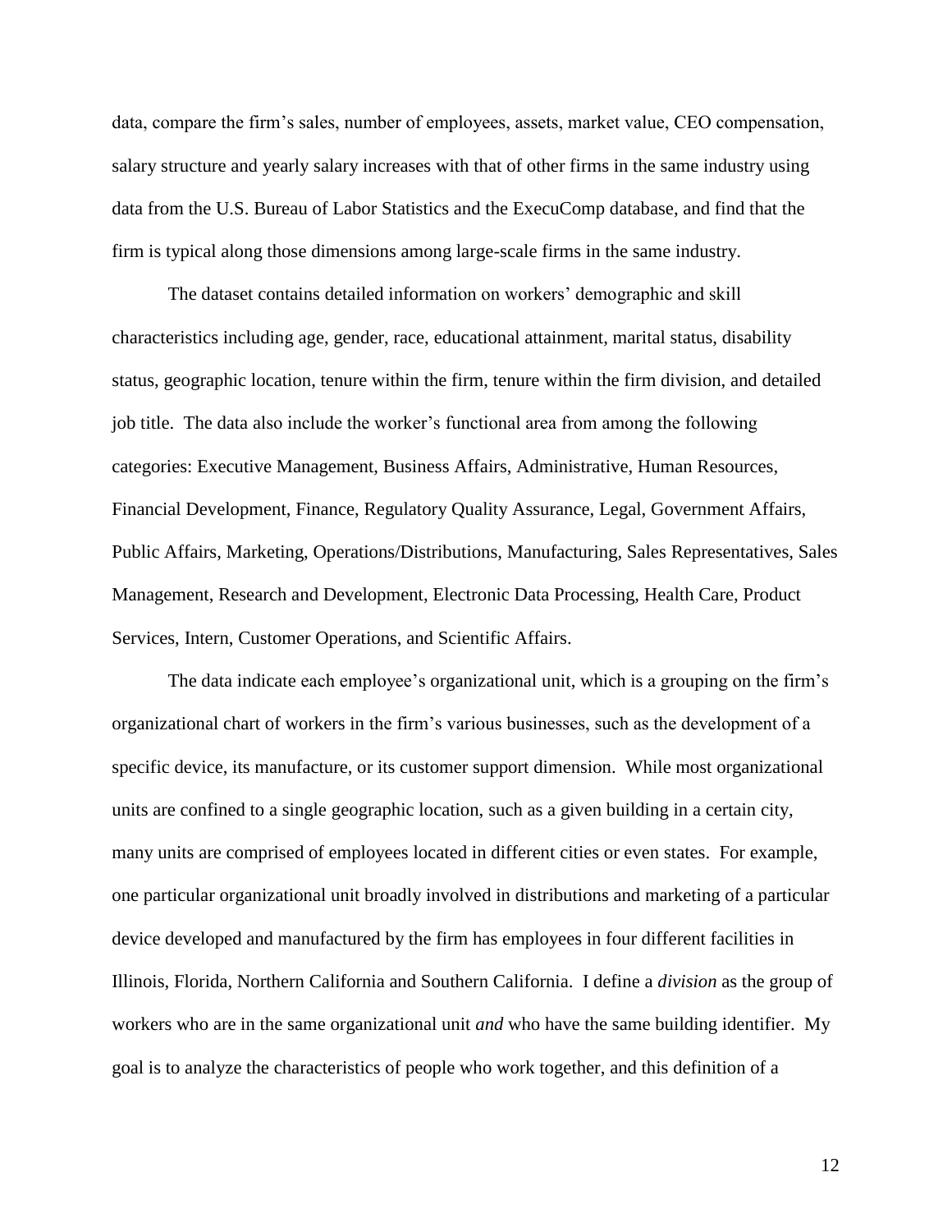data, compare the firm's sales, number of employees, assets, market value, CEO compensation, salary structure and yearly salary increases with that of other firms in the same industry using data from the U.S. Bureau of Labor Statistics and the ExecuComp database, and find that the firm is typical along those dimensions among large-scale firms in the same industry.

The dataset contains detailed information on workers' demographic and skill characteristics including age, gender, race, educational attainment, marital status, disability status, geographic location, tenure within the firm, tenure within the firm division, and detailed job title. The data also include the worker's functional area from among the following categories: Executive Management, Business Affairs, Administrative, Human Resources, Financial Development, Finance, Regulatory Quality Assurance, Legal, Government Affairs, Public Affairs, Marketing, Operations/Distributions, Manufacturing, Sales Representatives, Sales Management, Research and Development, Electronic Data Processing, Health Care, Product Services, Intern, Customer Operations, and Scientific Affairs.

The data indicate each employee's organizational unit, which is a grouping on the firm's organizational chart of workers in the firm's various businesses, such as the development of a specific device, its manufacture, or its customer support dimension. While most organizational units are confined to a single geographic location, such as a given building in a certain city, many units are comprised of employees located in different cities or even states. For example, one particular organizational unit broadly involved in distributions and marketing of a particular device developed and manufactured by the firm has employees in four different facilities in Illinois, Florida, Northern California and Southern California. I define a *division* as the group of workers who are in the same organizational unit *and* who have the same building identifier. My goal is to analyze the characteristics of people who work together, and this definition of a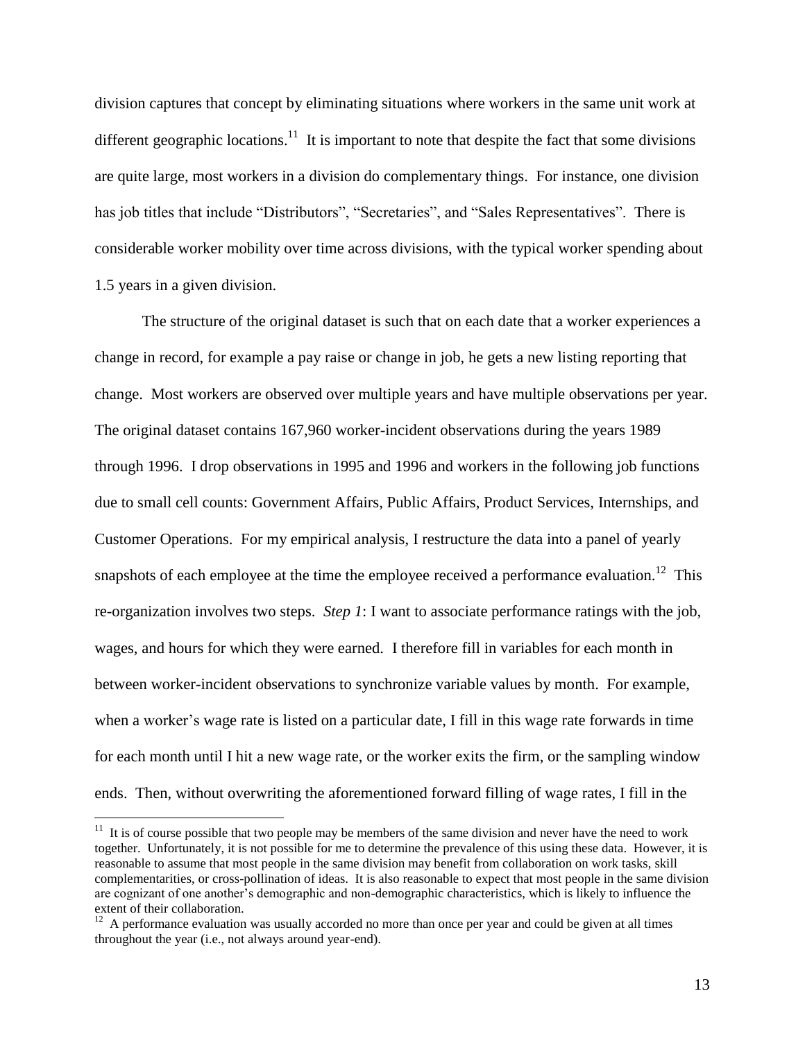division captures that concept by eliminating situations where workers in the same unit work at different geographic locations.[11] It is important to note that despite the fact that some divisions are quite large, most workers in a division do complementary things. For instance, one division has job titles that include "Distributors", "Secretaries", and "Sales Representatives". There is considerable worker mobility over time across divisions, with the typical worker spending about 1.5 years in a given division.

The structure of the original dataset is such that on each date that a worker experiences a change in record, for example a pay raise or change in job, he gets a new listing reporting that change. Most workers are observed over multiple years and have multiple observations per year. The original dataset contains 167,960 worker-incident observations during the years 1989 through 1996. I drop observations in 1995 and 1996 and workers in the following job functions due to small cell counts: Government Affairs, Public Affairs, Product Services, Internships, and Customer Operations. For my empirical analysis, I restructure the data into a panel of yearly snapshots of each employee at the time the employee received a performance evaluation.[12] This re-organization involves two steps. *Step 1*: I want to associate performance ratings with the job, wages, and hours for which they were earned. I therefore fill in variables for each month in between worker-incident observations to synchronize variable values by month. For example, when a worker's wage rate is listed on a particular date, I fill in this wage rate forwards in time for each month until I hit a new wage rate, or the worker exits the firm, or the sampling window ends. Then, without overwriting the aforementioned forward filling of wage rates, I fill in the

---

[11] It is of course possible that two people may be members of the same division and never have the need to work together. Unfortunately, it is not possible for me to determine the prevalence of this using these data. However, it is reasonable to assume that most people in the same division may benefit from collaboration on work tasks, skill complementarities, or cross-pollination of ideas. It is also reasonable to expect that most people in the same division are cognizant of one another's demographic and non-demographic characteristics, which is likely to influence the extent of their collaboration.

[12] A performance evaluation was usually accorded no more than once per year and could be given at all times throughout the year (i.e., not always around year-end).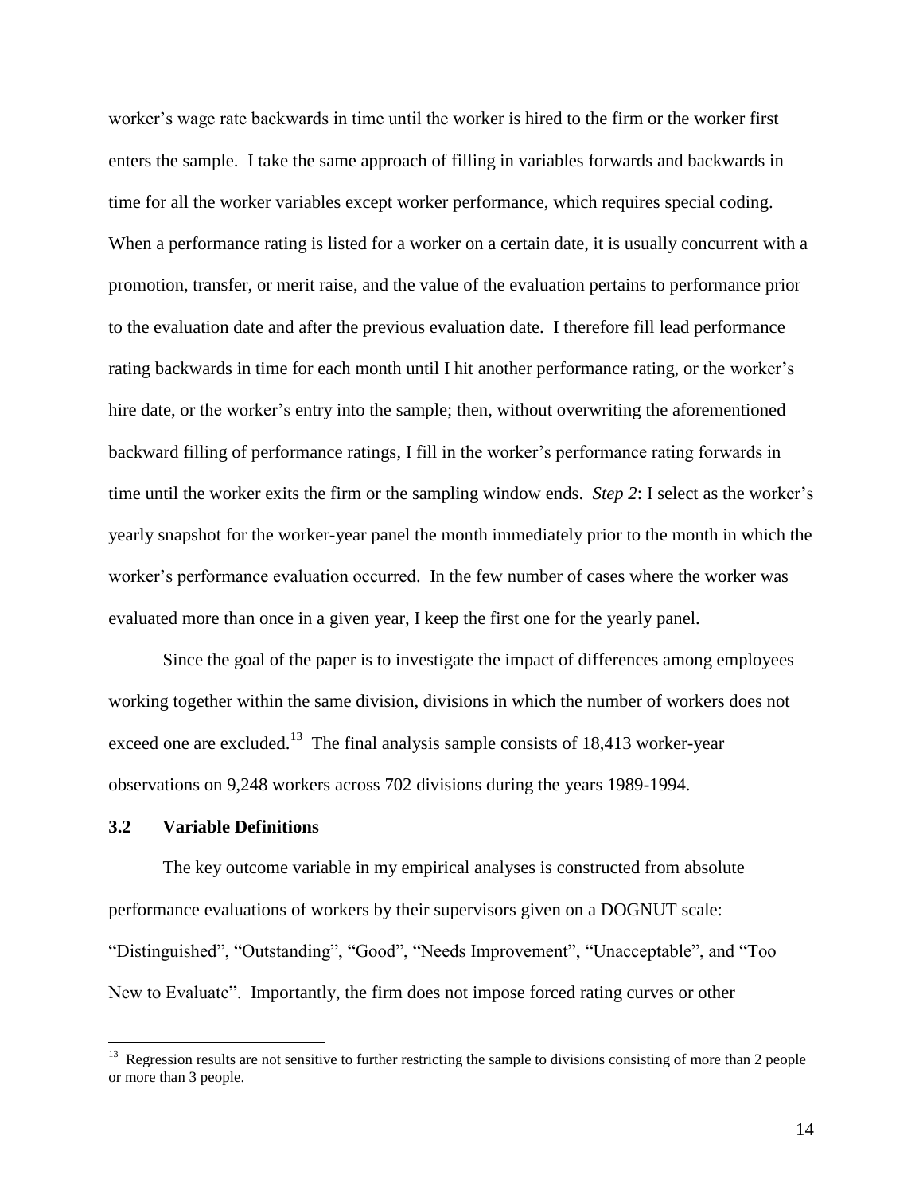worker's wage rate backwards in time until the worker is hired to the firm or the worker first enters the sample. I take the same approach of filling in variables forwards and backwards in time for all the worker variables except worker performance, which requires special coding. When a performance rating is listed for a worker on a certain date, it is usually concurrent with a promotion, transfer, or merit raise, and the value of the evaluation pertains to performance prior to the evaluation date and after the previous evaluation date. I therefore fill lead performance rating backwards in time for each month until I hit another performance rating, or the worker's hire date, or the worker's entry into the sample; then, without overwriting the aforementioned backward filling of performance ratings, I fill in the worker's performance rating forwards in time until the worker exits the firm or the sampling window ends. *Step 2*: I select as the worker's yearly snapshot for the worker-year panel the month immediately prior to the month in which the worker's performance evaluation occurred. In the few number of cases where the worker was evaluated more than once in a given year, I keep the first one for the yearly panel.

Since the goal of the paper is to investigate the impact of differences among employees working together within the same division, divisions in which the number of workers does not exceed one are excluded.[13] The final analysis sample consists of 18,413 worker-year observations on 9,248 workers across 702 divisions during the years 1989-1994.

### 3.2 Variable Definitions

The key outcome variable in my empirical analyses is constructed from absolute performance evaluations of workers by their supervisors given on a DOGNUT scale: "Distinguished", "Outstanding", "Good", "Needs Improvement", "Unacceptable", and "Too New to Evaluate". Importantly, the firm does not impose forced rating curves or other

[13] Regression results are not sensitive to further restricting the sample to divisions consisting of more than 2 people or more than 3 people.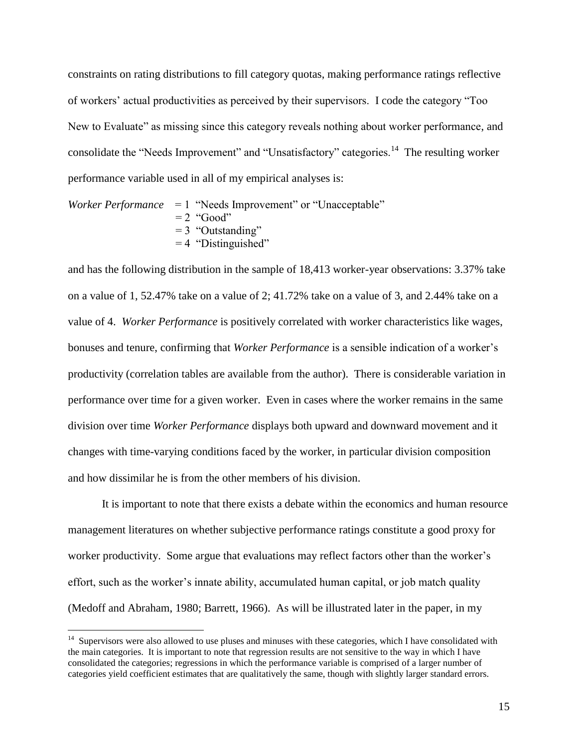constraints on rating distributions to fill category quotas, making performance ratings reflective of workers' actual productivities as perceived by their supervisors. I code the category "Too New to Evaluate" as missing since this category reveals nothing about worker performance, and consolidate the "Needs Improvement" and "Unsatisfactory" categories.[14] The resulting worker performance variable used in all of my empirical analyses is:

*Worker Performance* = 1 "Needs Improvement" or "Unacceptable"
= 2 "Good"
= 3 "Outstanding"
= 4 "Distinguished"

and has the following distribution in the sample of 18,413 worker-year observations: 3.37% take on a value of 1, 52.47% take on a value of 2; 41.72% take on a value of 3, and 2.44% take on a value of 4. *Worker Performance* is positively correlated with worker characteristics like wages, bonuses and tenure, confirming that *Worker Performance* is a sensible indication of a worker's productivity (correlation tables are available from the author). There is considerable variation in performance over time for a given worker. Even in cases where the worker remains in the same division over time *Worker Performance* displays both upward and downward movement and it changes with time-varying conditions faced by the worker, in particular division composition and how dissimilar he is from the other members of his division.

It is important to note that there exists a debate within the economics and human resource management literatures on whether subjective performance ratings constitute a good proxy for worker productivity. Some argue that evaluations may reflect factors other than the worker's effort, such as the worker's innate ability, accumulated human capital, or job match quality (Medoff and Abraham, 1980; Barrett, 1966). As will be illustrated later in the paper, in my

[14] Supervisors were also allowed to use pluses and minuses with these categories, which I have consolidated with the main categories. It is important to note that regression results are not sensitive to the way in which I have consolidated the categories; regressions in which the performance variable is comprised of a larger number of categories yield coefficient estimates that are qualitatively the same, though with slightly larger standard errors.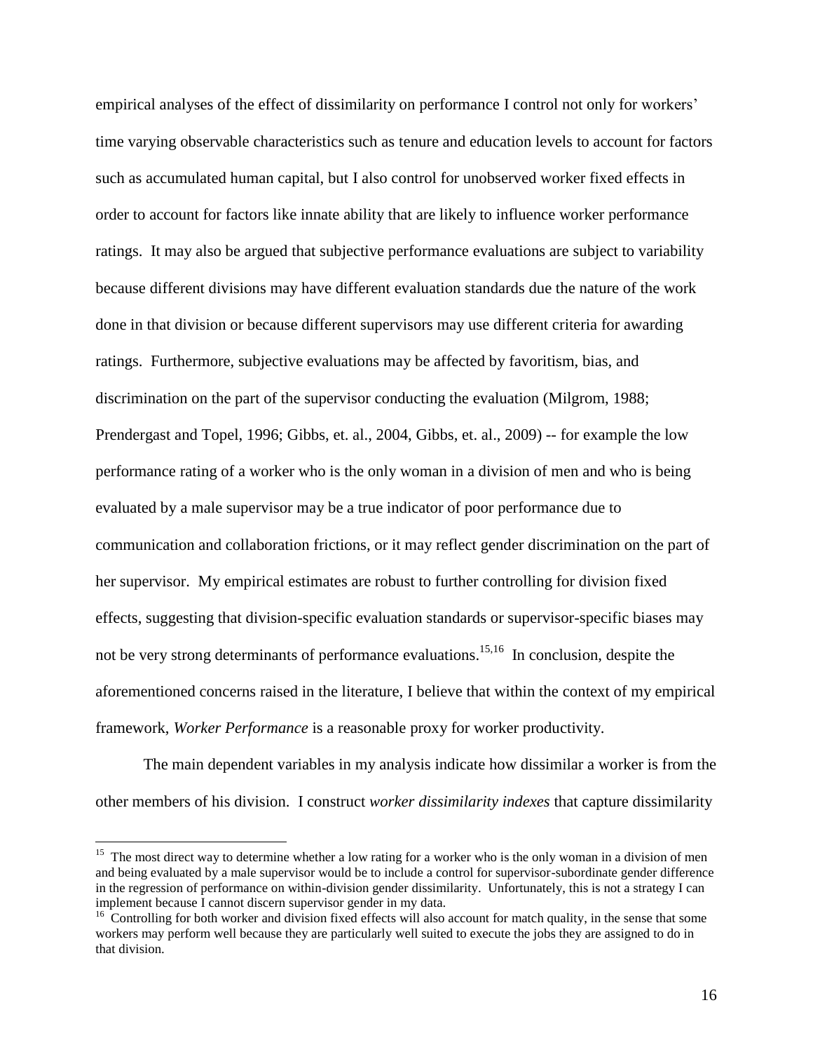empirical analyses of the effect of dissimilarity on performance I control not only for workers' time varying observable characteristics such as tenure and education levels to account for factors such as accumulated human capital, but I also control for unobserved worker fixed effects in order to account for factors like innate ability that are likely to influence worker performance ratings. It may also be argued that subjective performance evaluations are subject to variability because different divisions may have different evaluation standards due the nature of the work done in that division or because different supervisors may use different criteria for awarding ratings. Furthermore, subjective evaluations may be affected by favoritism, bias, and discrimination on the part of the supervisor conducting the evaluation (Milgrom, 1988; Prendergast and Topel, 1996; Gibbs, et. al., 2004, Gibbs, et. al., 2009) -- for example the low performance rating of a worker who is the only woman in a division of men and who is being evaluated by a male supervisor may be a true indicator of poor performance due to communication and collaboration frictions, or it may reflect gender discrimination on the part of her supervisor. My empirical estimates are robust to further controlling for division fixed effects, suggesting that division-specific evaluation standards or supervisor-specific biases may not be very strong determinants of performance evaluations.[15,16] In conclusion, despite the aforementioned concerns raised in the literature, I believe that within the context of my empirical framework, *Worker Performance* is a reasonable proxy for worker productivity.

The main dependent variables in my analysis indicate how dissimilar a worker is from the other members of his division. I construct *worker dissimilarity indexes* that capture dissimilarity

[15] The most direct way to determine whether a low rating for a worker who is the only woman in a division of men and being evaluated by a male supervisor would be to include a control for supervisor-subordinate gender difference in the regression of performance on within-division gender dissimilarity. Unfortunately, this is not a strategy I can implement because I cannot discern supervisor gender in my data.

[16] Controlling for both worker and division fixed effects will also account for match quality, in the sense that some workers may perform well because they are particularly well suited to execute the jobs they are assigned to do in that division.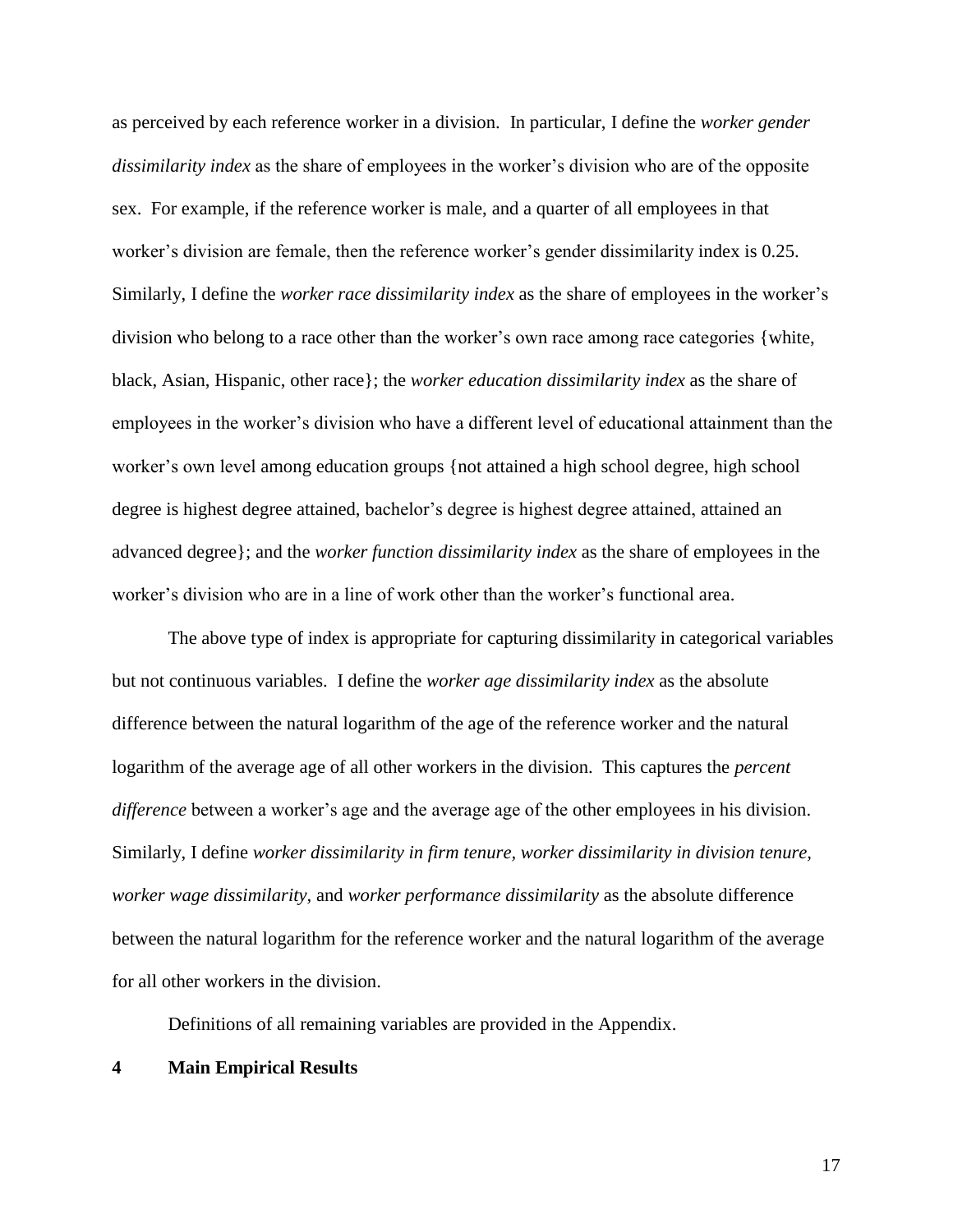as perceived by each reference worker in a division. In particular, I define the *worker gender dissimilarity index* as the share of employees in the worker's division who are of the opposite sex. For example, if the reference worker is male, and a quarter of all employees in that worker's division are female, then the reference worker's gender dissimilarity index is 0.25. Similarly, I define the *worker race dissimilarity index* as the share of employees in the worker's division who belong to a race other than the worker's own race among race categories {white, black, Asian, Hispanic, other race}; the *worker education dissimilarity index* as the share of employees in the worker's division who have a different level of educational attainment than the worker's own level among education groups {not attained a high school degree, high school degree is highest degree attained, bachelor's degree is highest degree attained, attained an advanced degree}; and the *worker function dissimilarity index* as the share of employees in the worker's division who are in a line of work other than the worker's functional area.

The above type of index is appropriate for capturing dissimilarity in categorical variables but not continuous variables. I define the *worker age dissimilarity index* as the absolute difference between the natural logarithm of the age of the reference worker and the natural logarithm of the average age of all other workers in the division. This captures the *percent difference* between a worker's age and the average age of the other employees in his division. Similarly, I define *worker dissimilarity in firm tenure*, *worker dissimilarity in division tenure, worker wage dissimilarity,* and *worker performance dissimilarity* as the absolute difference between the natural logarithm for the reference worker and the natural logarithm of the average for all other workers in the division.

Definitions of all remaining variables are provided in the Appendix.

# 4 Main Empirical Results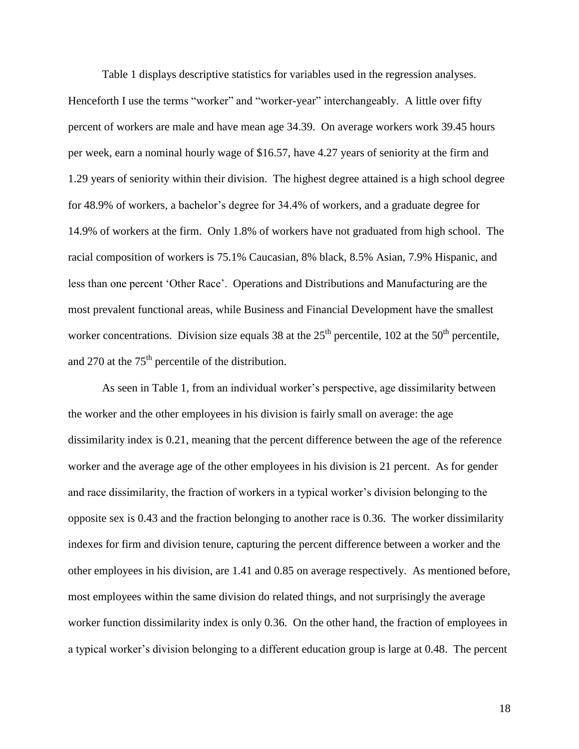Table 1 displays descriptive statistics for variables used in the regression analyses. Henceforth I use the terms "worker" and "worker-year" interchangeably. A little over fifty percent of workers are male and have mean age 34.39. On average workers work 39.45 hours per week, earn a nominal hourly wage of $16.57, have 4.27 years of seniority at the firm and 1.29 years of seniority within their division. The highest degree attained is a high school degree for 48.9% of workers, a bachelor's degree for 34.4% of workers, and a graduate degree for 14.9% of workers at the firm. Only 1.8% of workers have not graduated from high school. The racial composition of workers is 75.1% Caucasian, 8% black, 8.5% Asian, 7.9% Hispanic, and less than one percent 'Other Race'. Operations and Distributions and Manufacturing are the most prevalent functional areas, while Business and Financial Development have the smallest worker concentrations. Division size equals 38 at the $25^{th}$ percentile, 102 at the $50^{th}$ percentile, and 270 at the $75^{th}$ percentile of the distribution.

As seen in Table 1, from an individual worker's perspective, age dissimilarity between the worker and the other employees in his division is fairly small on average: the age dissimilarity index is 0.21, meaning that the percent difference between the age of the reference worker and the average age of the other employees in his division is 21 percent. As for gender and race dissimilarity, the fraction of workers in a typical worker's division belonging to the opposite sex is 0.43 and the fraction belonging to another race is 0.36. The worker dissimilarity indexes for firm and division tenure, capturing the percent difference between a worker and the other employees in his division, are 1.41 and 0.85 on average respectively. As mentioned before, most employees within the same division do related things, and not surprisingly the average worker function dissimilarity index is only 0.36. On the other hand, the fraction of employees in a typical worker's division belonging to a different education group is large at 0.48. The percent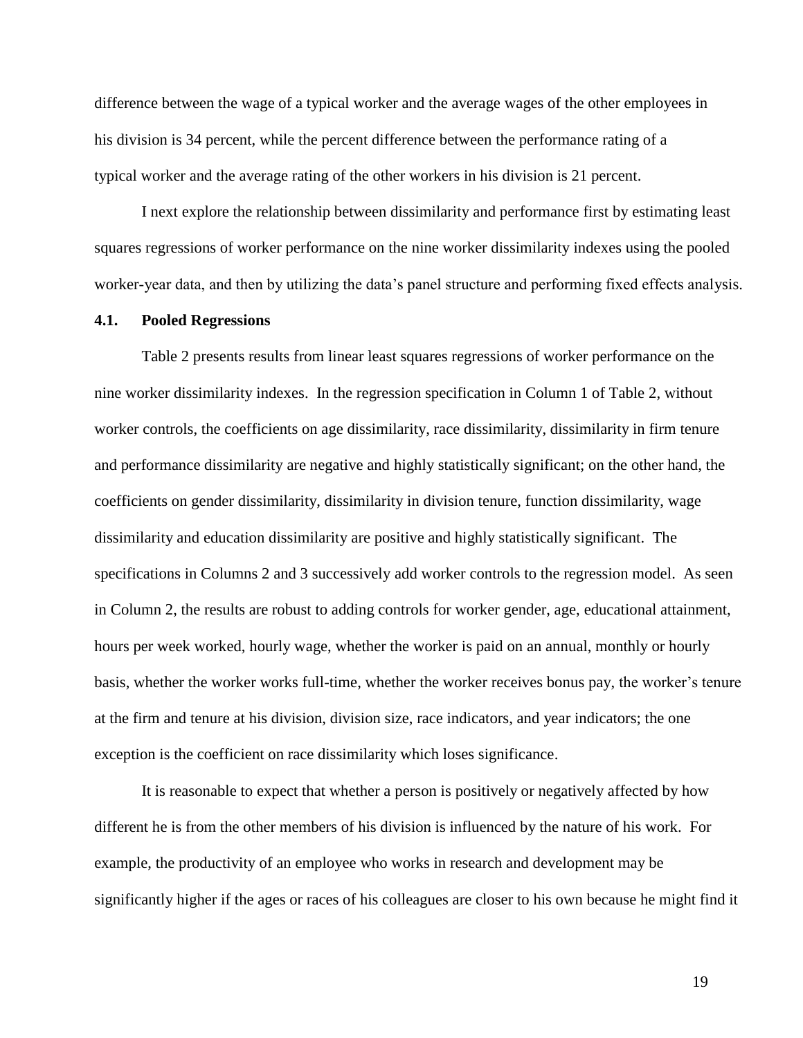difference between the wage of a typical worker and the average wages of the other employees in his division is 34 percent, while the percent difference between the performance rating of a typical worker and the average rating of the other workers in his division is 21 percent.

I next explore the relationship between dissimilarity and performance first by estimating least squares regressions of worker performance on the nine worker dissimilarity indexes using the pooled worker-year data, and then by utilizing the data's panel structure and performing fixed effects analysis.

### 4.1. Pooled Regressions

Table 2 presents results from linear least squares regressions of worker performance on the nine worker dissimilarity indexes. In the regression specification in Column 1 of Table 2, without worker controls, the coefficients on age dissimilarity, race dissimilarity, dissimilarity in firm tenure and performance dissimilarity are negative and highly statistically significant; on the other hand, the coefficients on gender dissimilarity, dissimilarity in division tenure, function dissimilarity, wage dissimilarity and education dissimilarity are positive and highly statistically significant. The specifications in Columns 2 and 3 successively add worker controls to the regression model. As seen in Column 2, the results are robust to adding controls for worker gender, age, educational attainment, hours per week worked, hourly wage, whether the worker is paid on an annual, monthly or hourly basis, whether the worker works full-time, whether the worker receives bonus pay, the worker's tenure at the firm and tenure at his division, division size, race indicators, and year indicators; the one exception is the coefficient on race dissimilarity which loses significance.

It is reasonable to expect that whether a person is positively or negatively affected by how different he is from the other members of his division is influenced by the nature of his work. For example, the productivity of an employee who works in research and development may be significantly higher if the ages or races of his colleagues are closer to his own because he might find it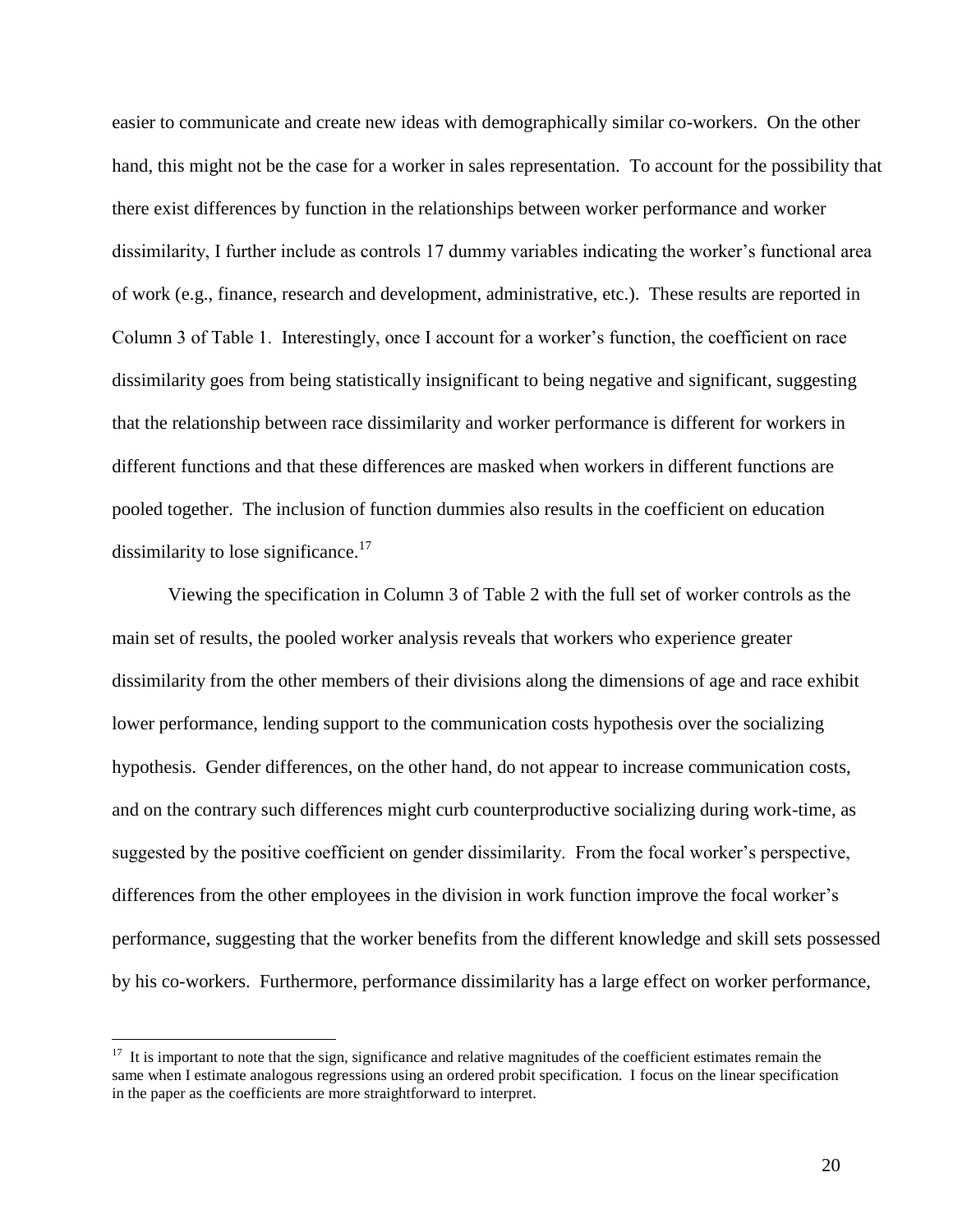easier to communicate and create new ideas with demographically similar co-workers. On the other hand, this might not be the case for a worker in sales representation. To account for the possibility that there exist differences by function in the relationships between worker performance and worker dissimilarity, I further include as controls 17 dummy variables indicating the worker's functional area of work (e.g., finance, research and development, administrative, etc.). These results are reported in Column 3 of Table 1. Interestingly, once I account for a worker's function, the coefficient on race dissimilarity goes from being statistically insignificant to being negative and significant, suggesting that the relationship between race dissimilarity and worker performance is different for workers in different functions and that these differences are masked when workers in different functions are pooled together. The inclusion of function dummies also results in the coefficient on education dissimilarity to lose significance.[17]

Viewing the specification in Column 3 of Table 2 with the full set of worker controls as the main set of results, the pooled worker analysis reveals that workers who experience greater dissimilarity from the other members of their divisions along the dimensions of age and race exhibit lower performance, lending support to the communication costs hypothesis over the socializing hypothesis. Gender differences, on the other hand, do not appear to increase communication costs, and on the contrary such differences might curb counterproductive socializing during work-time, as suggested by the positive coefficient on gender dissimilarity. From the focal worker's perspective, differences from the other employees in the division in work function improve the focal worker's performance, suggesting that the worker benefits from the different knowledge and skill sets possessed by his co-workers. Furthermore, performance dissimilarity has a large effect on worker performance,

[17] It is important to note that the sign, significance and relative magnitudes of the coefficient estimates remain the same when I estimate analogous regressions using an ordered probit specification. I focus on the linear specification in the paper as the coefficients are more straightforward to interpret.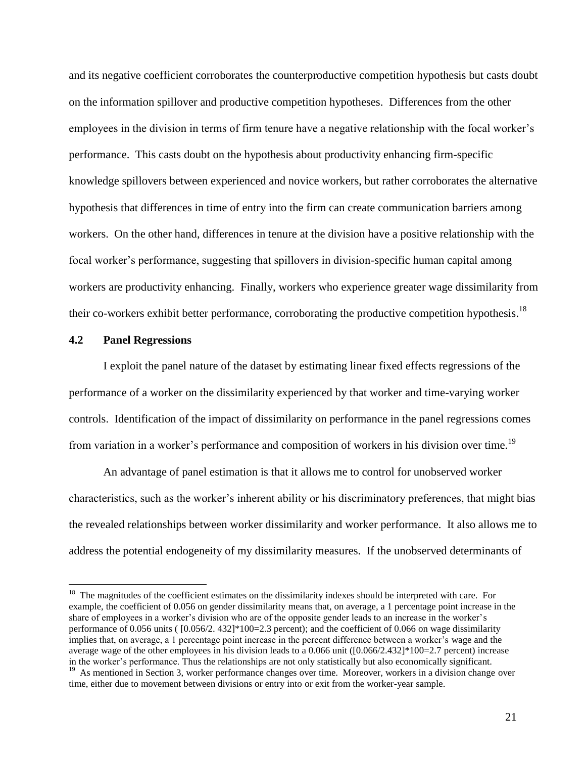and its negative coefficient corroborates the counterproductive competition hypothesis but casts doubt on the information spillover and productive competition hypotheses. Differences from the other employees in the division in terms of firm tenure have a negative relationship with the focal worker's performance. This casts doubt on the hypothesis about productivity enhancing firm-specific knowledge spillovers between experienced and novice workers, but rather corroborates the alternative hypothesis that differences in time of entry into the firm can create communication barriers among workers. On the other hand, differences in tenure at the division have a positive relationship with the focal worker's performance, suggesting that spillovers in division-specific human capital among workers are productivity enhancing. Finally, workers who experience greater wage dissimilarity from their co-workers exhibit better performance, corroborating the productive competition hypothesis.[18]

### 4.2 Panel Regressions

I exploit the panel nature of the dataset by estimating linear fixed effects regressions of the performance of a worker on the dissimilarity experienced by that worker and time-varying worker controls. Identification of the impact of dissimilarity on performance in the panel regressions comes from variation in a worker's performance and composition of workers in his division over time.[19]

An advantage of panel estimation is that it allows me to control for unobserved worker characteristics, such as the worker's inherent ability or his discriminatory preferences, that might bias the revealed relationships between worker dissimilarity and worker performance. It also allows me to address the potential endogeneity of my dissimilarity measures. If the unobserved determinants of

---

[18] The magnitudes of the coefficient estimates on the dissimilarity indexes should be interpreted with care. For example, the coefficient of 0.056 on gender dissimilarity means that, on average, a 1 percentage point increase in the share of employees in a worker's division who are of the opposite gender leads to an increase in the worker's performance of 0.056 units ( [0.056/2. 432]*100=2.3 percent); and the coefficient of 0.066 on wage dissimilarity implies that, on average, a 1 percentage point increase in the percent difference between a worker's wage and the average wage of the other employees in his division leads to a 0.066 unit ([0.066/2.432]*100=2.7 percent) increase in the worker's performance. Thus the relationships are not only statistically but also economically significant.

[19] As mentioned in Section 3, worker performance changes over time. Moreover, workers in a division change over time, either due to movement between divisions or entry into or exit from the worker-year sample.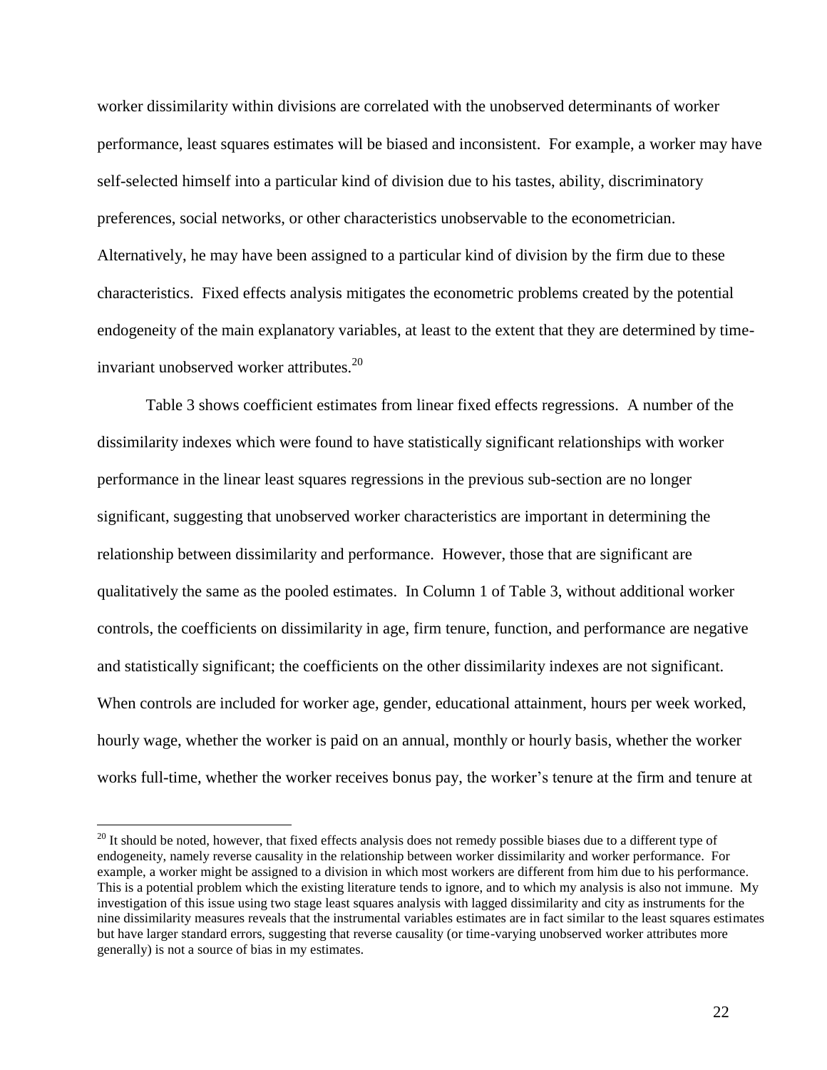worker dissimilarity within divisions are correlated with the unobserved determinants of worker performance, least squares estimates will be biased and inconsistent. For example, a worker may have self-selected himself into a particular kind of division due to his tastes, ability, discriminatory preferences, social networks, or other characteristics unobservable to the econometrician. Alternatively, he may have been assigned to a particular kind of division by the firm due to these characteristics. Fixed effects analysis mitigates the econometric problems created by the potential endogeneity of the main explanatory variables, at least to the extent that they are determined by time-invariant unobserved worker attributes.[20]

Table 3 shows coefficient estimates from linear fixed effects regressions. A number of the dissimilarity indexes which were found to have statistically significant relationships with worker performance in the linear least squares regressions in the previous sub-section are no longer significant, suggesting that unobserved worker characteristics are important in determining the relationship between dissimilarity and performance. However, those that are significant are qualitatively the same as the pooled estimates. In Column 1 of Table 3, without additional worker controls, the coefficients on dissimilarity in age, firm tenure, function, and performance are negative and statistically significant; the coefficients on the other dissimilarity indexes are not significant. When controls are included for worker age, gender, educational attainment, hours per week worked, hourly wage, whether the worker is paid on an annual, monthly or hourly basis, whether the worker works full-time, whether the worker receives bonus pay, the worker's tenure at the firm and tenure at

[20] It should be noted, however, that fixed effects analysis does not remedy possible biases due to a different type of endogeneity, namely reverse causality in the relationship between worker dissimilarity and worker performance. For example, a worker might be assigned to a division in which most workers are different from him due to his performance. This is a potential problem which the existing literature tends to ignore, and to which my analysis is also not immune. My investigation of this issue using two stage least squares analysis with lagged dissimilarity and city as instruments for the nine dissimilarity measures reveals that the instrumental variables estimates are in fact similar to the least squares estimates but have larger standard errors, suggesting that reverse causality (or time-varying unobserved worker attributes more generally) is not a source of bias in my estimates.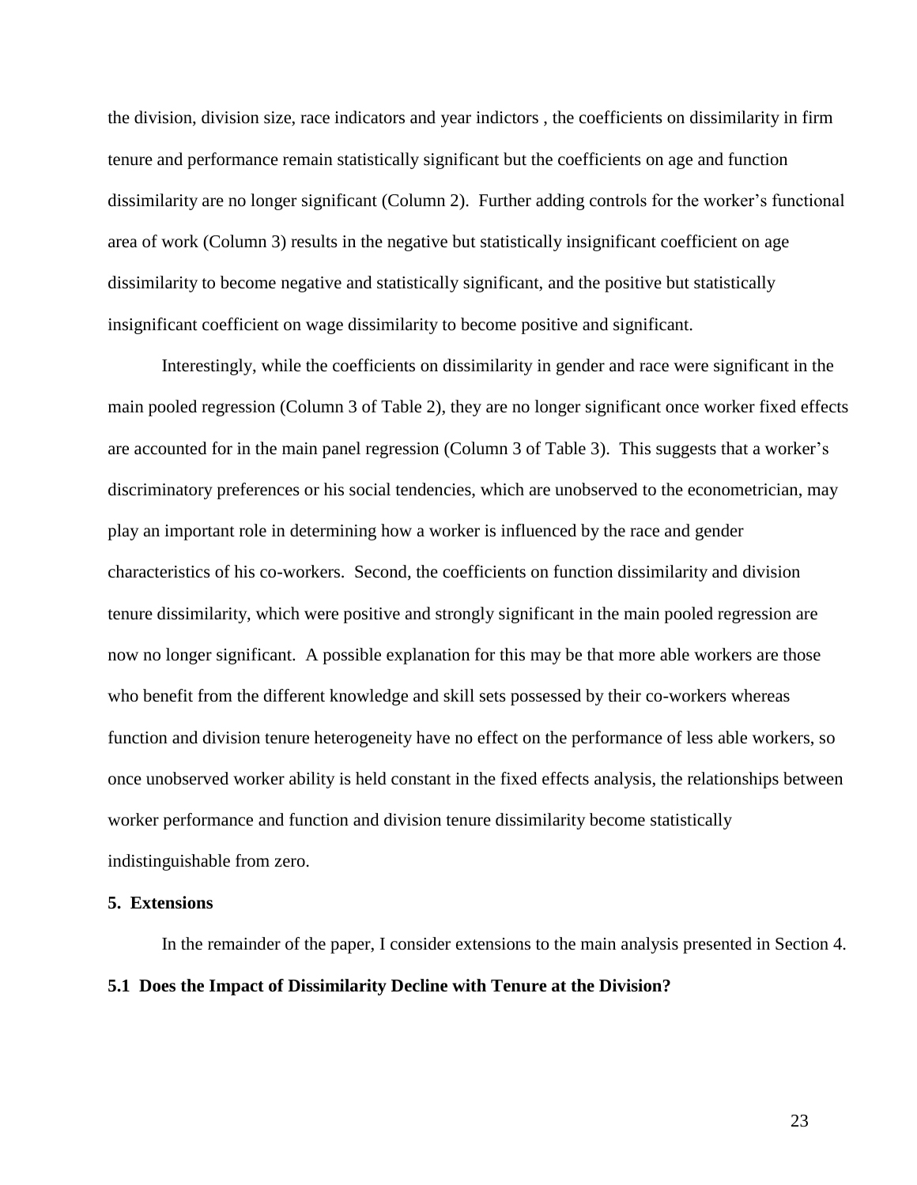the division, division size, race indicators and year indictors , the coefficients on dissimilarity in firm tenure and performance remain statistically significant but the coefficients on age and function dissimilarity are no longer significant (Column 2). Further adding controls for the worker's functional area of work (Column 3) results in the negative but statistically insignificant coefficient on age dissimilarity to become negative and statistically significant, and the positive but statistically insignificant coefficient on wage dissimilarity to become positive and significant.

Interestingly, while the coefficients on dissimilarity in gender and race were significant in the main pooled regression (Column 3 of Table 2), they are no longer significant once worker fixed effects are accounted for in the main panel regression (Column 3 of Table 3). This suggests that a worker's discriminatory preferences or his social tendencies, which are unobserved to the econometrician, may play an important role in determining how a worker is influenced by the race and gender characteristics of his co-workers. Second, the coefficients on function dissimilarity and division tenure dissimilarity, which were positive and strongly significant in the main pooled regression are now no longer significant. A possible explanation for this may be that more able workers are those who benefit from the different knowledge and skill sets possessed by their co-workers whereas function and division tenure heterogeneity have no effect on the performance of less able workers, so once unobserved worker ability is held constant in the fixed effects analysis, the relationships between worker performance and function and division tenure dissimilarity become statistically indistinguishable from zero.

## 5. Extensions

In the remainder of the paper, I consider extensions to the main analysis presented in Section 4.

### 5.1 Does the Impact of Dissimilarity Decline with Tenure at the Division?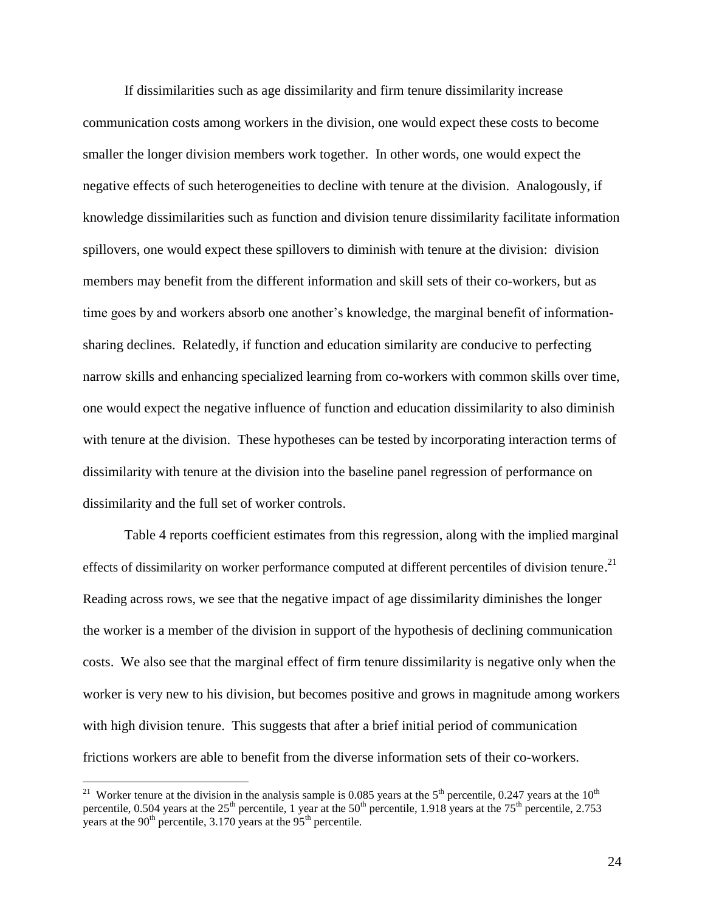If dissimilarities such as age dissimilarity and firm tenure dissimilarity increase communication costs among workers in the division, one would expect these costs to become smaller the longer division members work together. In other words, one would expect the negative effects of such heterogeneities to decline with tenure at the division. Analogously, if knowledge dissimilarities such as function and division tenure dissimilarity facilitate information spillovers, one would expect these spillovers to diminish with tenure at the division: division members may benefit from the different information and skill sets of their co-workers, but as time goes by and workers absorb one another's knowledge, the marginal benefit of information-sharing declines. Relatedly, if function and education similarity are conducive to perfecting narrow skills and enhancing specialized learning from co-workers with common skills over time, one would expect the negative influence of function and education dissimilarity to also diminish with tenure at the division. These hypotheses can be tested by incorporating interaction terms of dissimilarity with tenure at the division into the baseline panel regression of performance on dissimilarity and the full set of worker controls.

Table 4 reports coefficient estimates from this regression, along with the implied marginal effects of dissimilarity on worker performance computed at different percentiles of division tenure.[21] Reading across rows, we see that the negative impact of age dissimilarity diminishes the longer the worker is a member of the division in support of the hypothesis of declining communication costs. We also see that the marginal effect of firm tenure dissimilarity is negative only when the worker is very new to his division, but becomes positive and grows in magnitude among workers with high division tenure. This suggests that after a brief initial period of communication frictions workers are able to benefit from the diverse information sets of their co-workers.

[21] Worker tenure at the division in the analysis sample is 0.085 years at the 5th percentile, 0.247 years at the 10th percentile, 0.504 years at the 25th percentile, 1 year at the 50th percentile, 1.918 years at the 75th percentile, 2.753 years at the 90th percentile, 3.170 years at the 95th percentile.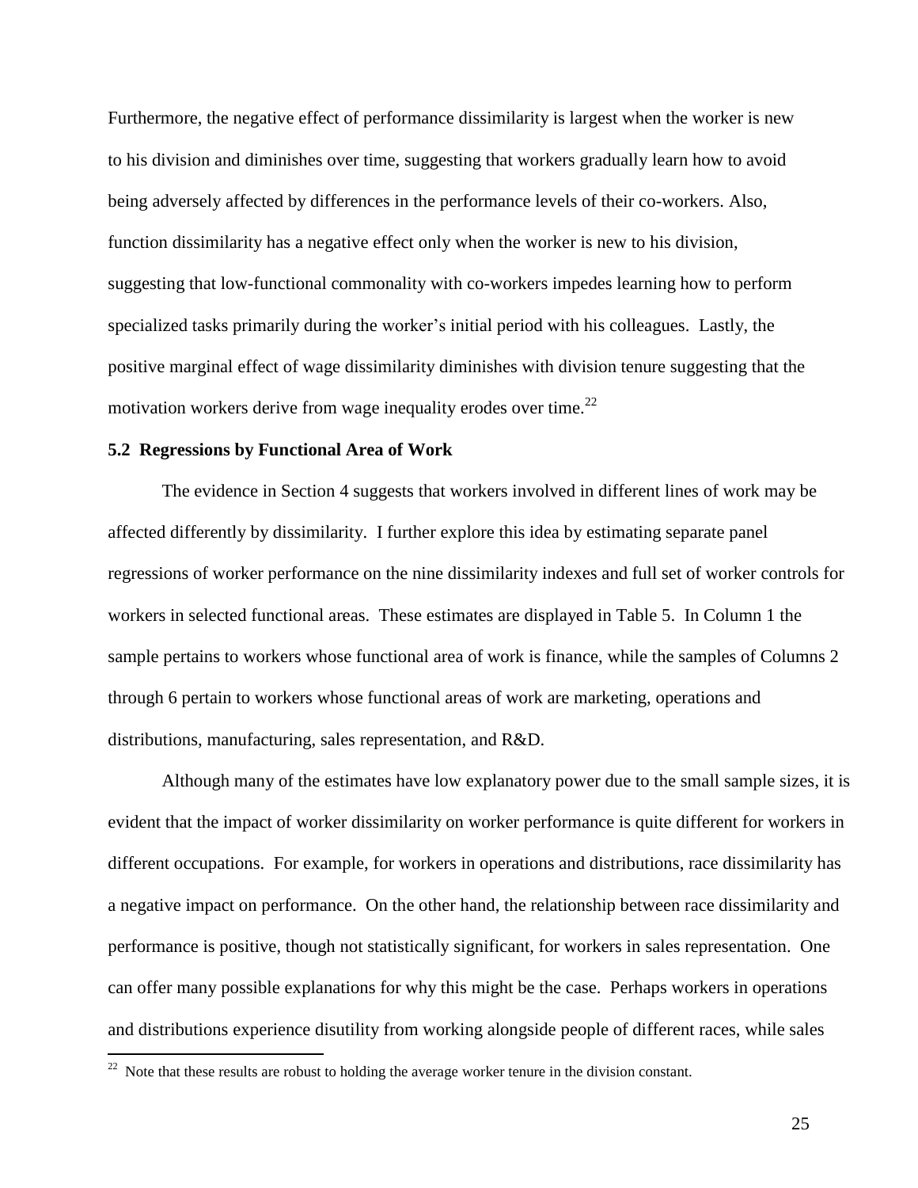Furthermore, the negative effect of performance dissimilarity is largest when the worker is new to his division and diminishes over time, suggesting that workers gradually learn how to avoid being adversely affected by differences in the performance levels of their co-workers. Also, function dissimilarity has a negative effect only when the worker is new to his division, suggesting that low-functional commonality with co-workers impedes learning how to perform specialized tasks primarily during the worker's initial period with his colleagues. Lastly, the positive marginal effect of wage dissimilarity diminishes with division tenure suggesting that the motivation workers derive from wage inequality erodes over time.[22]

### 5.2 Regressions by Functional Area of Work

The evidence in Section 4 suggests that workers involved in different lines of work may be affected differently by dissimilarity. I further explore this idea by estimating separate panel regressions of worker performance on the nine dissimilarity indexes and full set of worker controls for workers in selected functional areas. These estimates are displayed in Table 5. In Column 1 the sample pertains to workers whose functional area of work is finance, while the samples of Columns 2 through 6 pertain to workers whose functional areas of work are marketing, operations and distributions, manufacturing, sales representation, and R&D.

Although many of the estimates have low explanatory power due to the small sample sizes, it is evident that the impact of worker dissimilarity on worker performance is quite different for workers in different occupations. For example, for workers in operations and distributions, race dissimilarity has a negative impact on performance. On the other hand, the relationship between race dissimilarity and performance is positive, though not statistically significant, for workers in sales representation. One can offer many possible explanations for why this might be the case. Perhaps workers in operations and distributions experience disutility from working alongside people of different races, while sales

[22] Note that these results are robust to holding the average worker tenure in the division constant.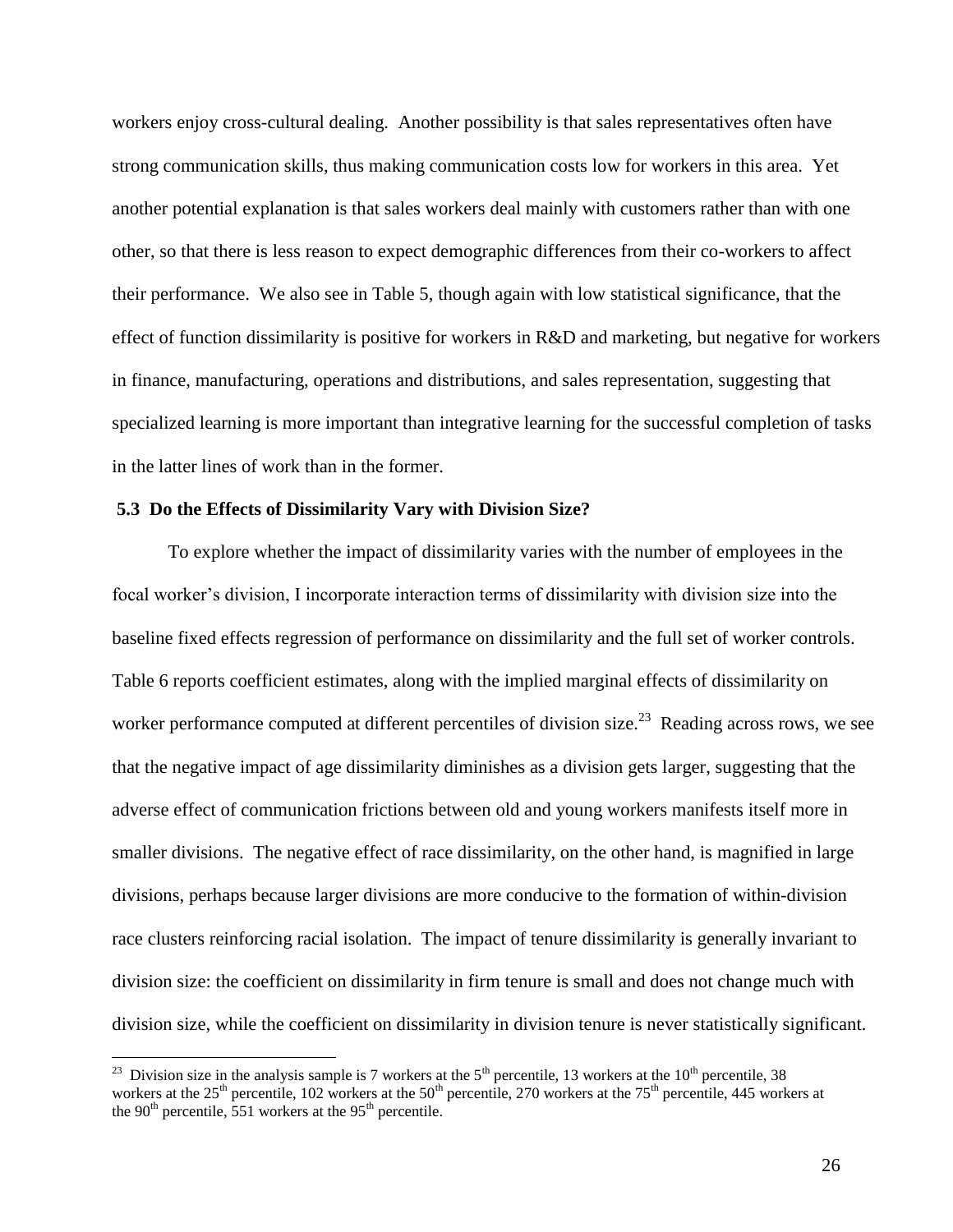workers enjoy cross-cultural dealing. Another possibility is that sales representatives often have strong communication skills, thus making communication costs low for workers in this area. Yet another potential explanation is that sales workers deal mainly with customers rather than with one other, so that there is less reason to expect demographic differences from their co-workers to affect their performance. We also see in Table 5, though again with low statistical significance, that the effect of function dissimilarity is positive for workers in R&D and marketing, but negative for workers in finance, manufacturing, operations and distributions, and sales representation, suggesting that specialized learning is more important than integrative learning for the successful completion of tasks in the latter lines of work than in the former.

### 5.3 Do the Effects of Dissimilarity Vary with Division Size?

To explore whether the impact of dissimilarity varies with the number of employees in the focal worker's division, I incorporate interaction terms of dissimilarity with division size into the baseline fixed effects regression of performance on dissimilarity and the full set of worker controls. Table 6 reports coefficient estimates, along with the implied marginal effects of dissimilarity on worker performance computed at different percentiles of division size.[23] Reading across rows, we see that the negative impact of age dissimilarity diminishes as a division gets larger, suggesting that the adverse effect of communication frictions between old and young workers manifests itself more in smaller divisions. The negative effect of race dissimilarity, on the other hand, is magnified in large divisions, perhaps because larger divisions are more conducive to the formation of within-division race clusters reinforcing racial isolation. The impact of tenure dissimilarity is generally invariant to division size: the coefficient on dissimilarity in firm tenure is small and does not change much with division size, while the coefficient on dissimilarity in division tenure is never statistically significant.

[23] Division size in the analysis sample is 7 workers at the 5th percentile, 13 workers at the 10th percentile, 38 workers at the 25th percentile, 102 workers at the 50th percentile, 270 workers at the 75th percentile, 445 workers at the 90th percentile, 551 workers at the 95th percentile.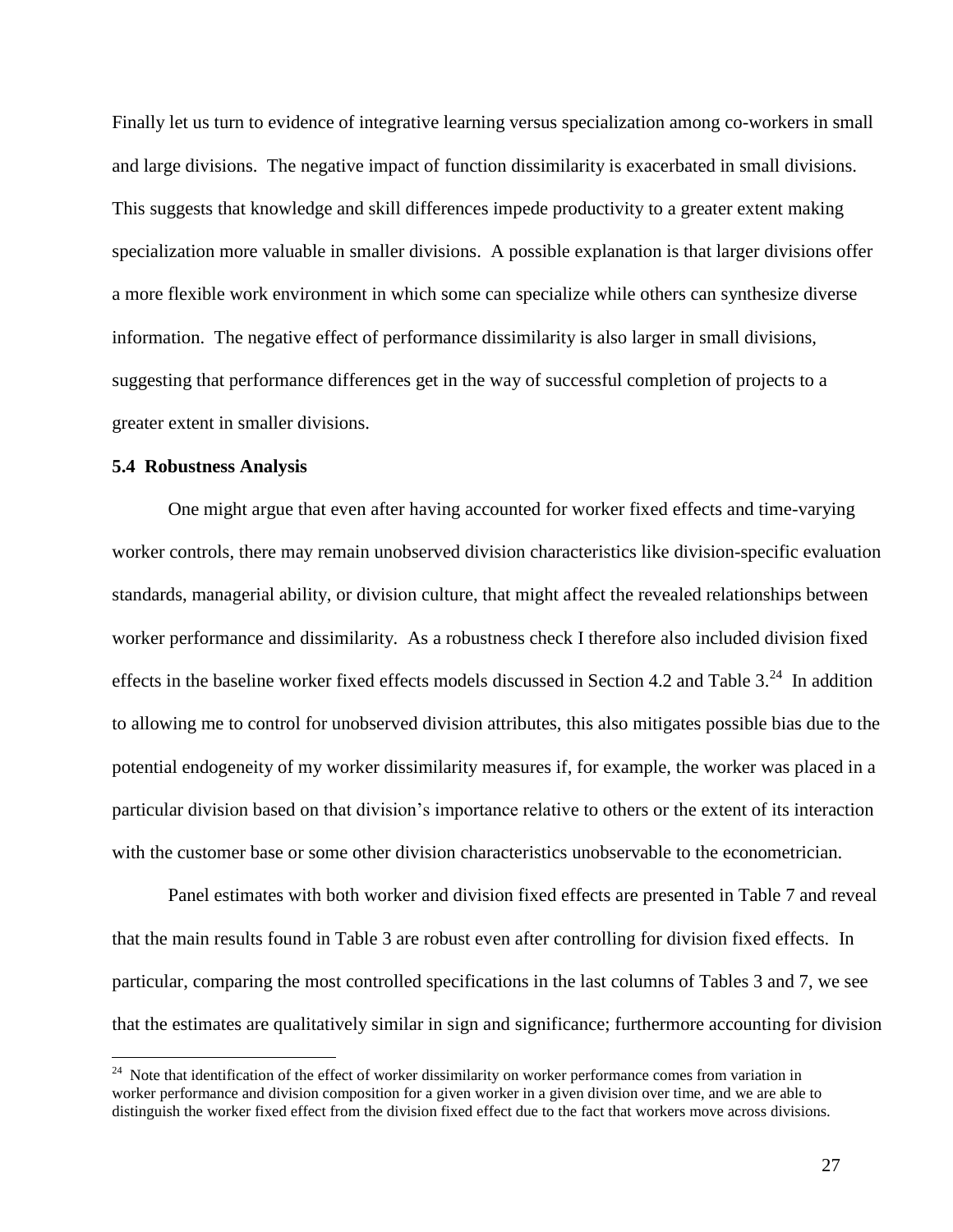Finally let us turn to evidence of integrative learning versus specialization among co-workers in small and large divisions. The negative impact of function dissimilarity is exacerbated in small divisions. This suggests that knowledge and skill differences impede productivity to a greater extent making specialization more valuable in smaller divisions. A possible explanation is that larger divisions offer a more flexible work environment in which some can specialize while others can synthesize diverse information. The negative effect of performance dissimilarity is also larger in small divisions, suggesting that performance differences get in the way of successful completion of projects to a greater extent in smaller divisions.

### 5.4 Robustness Analysis

One might argue that even after having accounted for worker fixed effects and time-varying worker controls, there may remain unobserved division characteristics like division-specific evaluation standards, managerial ability, or division culture, that might affect the revealed relationships between worker performance and dissimilarity. As a robustness check I therefore also included division fixed effects in the baseline worker fixed effects models discussed in Section 4.2 and Table 3.[24] In addition to allowing me to control for unobserved division attributes, this also mitigates possible bias due to the potential endogeneity of my worker dissimilarity measures if, for example, the worker was placed in a particular division based on that division's importance relative to others or the extent of its interaction with the customer base or some other division characteristics unobservable to the econometrician.

Panel estimates with both worker and division fixed effects are presented in Table 7 and reveal that the main results found in Table 3 are robust even after controlling for division fixed effects. In particular, comparing the most controlled specifications in the last columns of Tables 3 and 7, we see that the estimates are qualitatively similar in sign and significance; furthermore accounting for division

[24] Note that identification of the effect of worker dissimilarity on worker performance comes from variation in worker performance and division composition for a given worker in a given division over time, and we are able to distinguish the worker fixed effect from the division fixed effect due to the fact that workers move across divisions.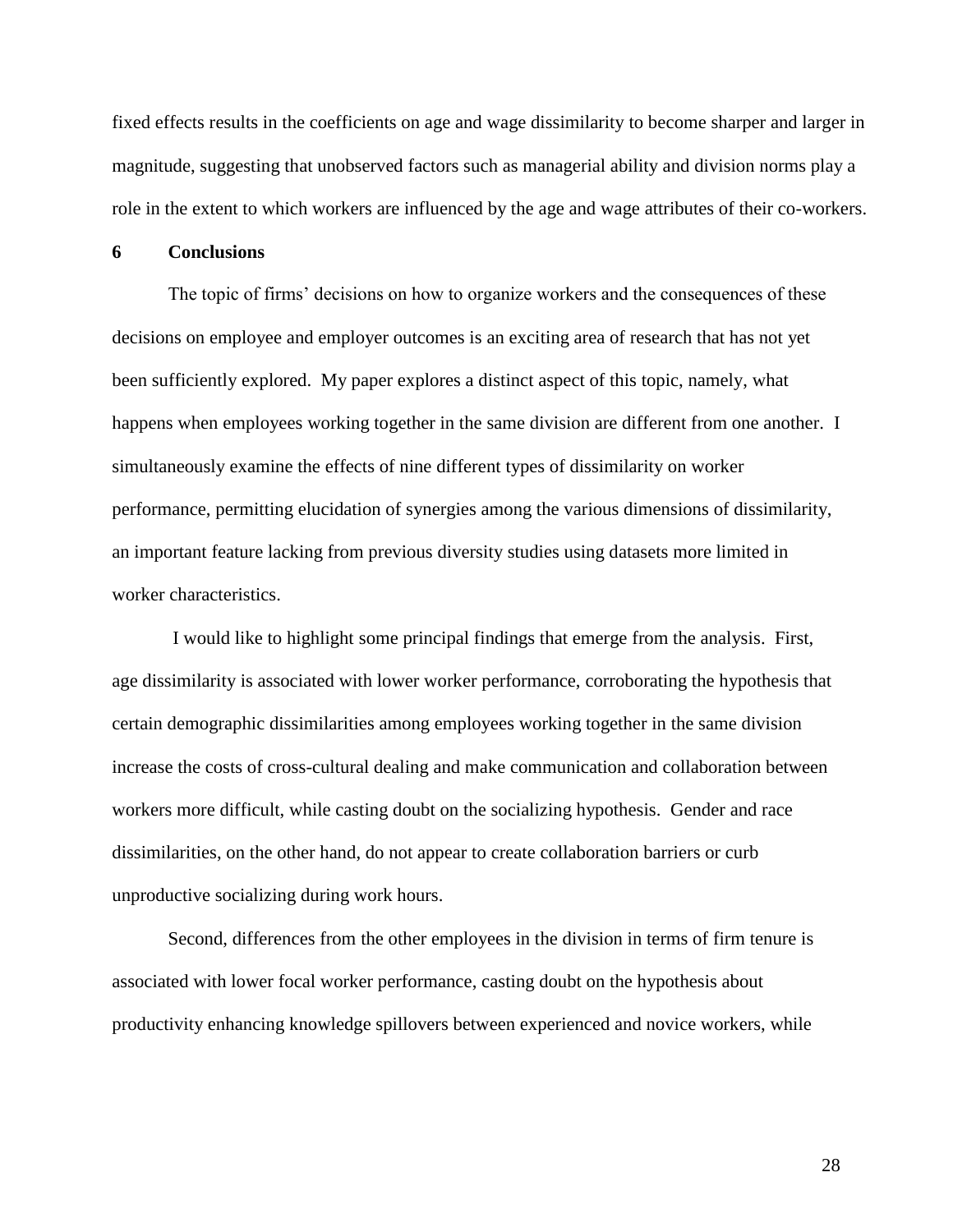fixed effects results in the coefficients on age and wage dissimilarity to become sharper and larger in magnitude, suggesting that unobserved factors such as managerial ability and division norms play a role in the extent to which workers are influenced by the age and wage attributes of their co-workers.

## 6 Conclusions

The topic of firms' decisions on how to organize workers and the consequences of these decisions on employee and employer outcomes is an exciting area of research that has not yet been sufficiently explored. My paper explores a distinct aspect of this topic, namely, what happens when employees working together in the same division are different from one another. I simultaneously examine the effects of nine different types of dissimilarity on worker performance, permitting elucidation of synergies among the various dimensions of dissimilarity, an important feature lacking from previous diversity studies using datasets more limited in worker characteristics.

I would like to highlight some principal findings that emerge from the analysis. First, age dissimilarity is associated with lower worker performance, corroborating the hypothesis that certain demographic dissimilarities among employees working together in the same division increase the costs of cross-cultural dealing and make communication and collaboration between workers more difficult, while casting doubt on the socializing hypothesis. Gender and race dissimilarities, on the other hand, do not appear to create collaboration barriers or curb unproductive socializing during work hours.

Second, differences from the other employees in the division in terms of firm tenure is associated with lower focal worker performance, casting doubt on the hypothesis about productivity enhancing knowledge spillovers between experienced and novice workers, while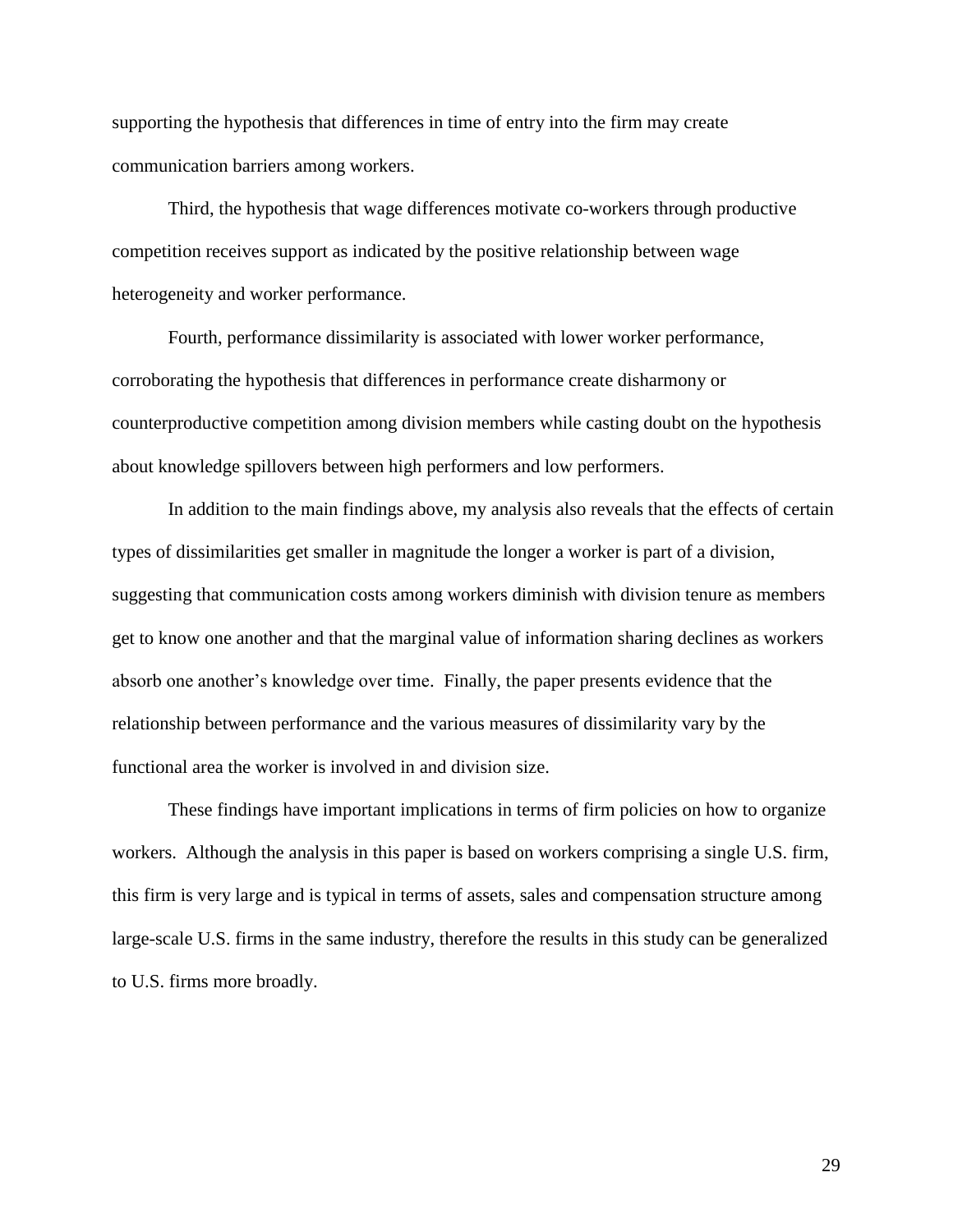supporting the hypothesis that differences in time of entry into the firm may create communication barriers among workers.

Third, the hypothesis that wage differences motivate co-workers through productive competition receives support as indicated by the positive relationship between wage heterogeneity and worker performance.

Fourth, performance dissimilarity is associated with lower worker performance, corroborating the hypothesis that differences in performance create disharmony or counterproductive competition among division members while casting doubt on the hypothesis about knowledge spillovers between high performers and low performers.

In addition to the main findings above, my analysis also reveals that the effects of certain types of dissimilarities get smaller in magnitude the longer a worker is part of a division, suggesting that communication costs among workers diminish with division tenure as members get to know one another and that the marginal value of information sharing declines as workers absorb one another's knowledge over time. Finally, the paper presents evidence that the relationship between performance and the various measures of dissimilarity vary by the functional area the worker is involved in and division size.

These findings have important implications in terms of firm policies on how to organize workers. Although the analysis in this paper is based on workers comprising a single U.S. firm, this firm is very large and is typical in terms of assets, sales and compensation structure among large-scale U.S. firms in the same industry, therefore the results in this study can be generalized to U.S. firms more broadly.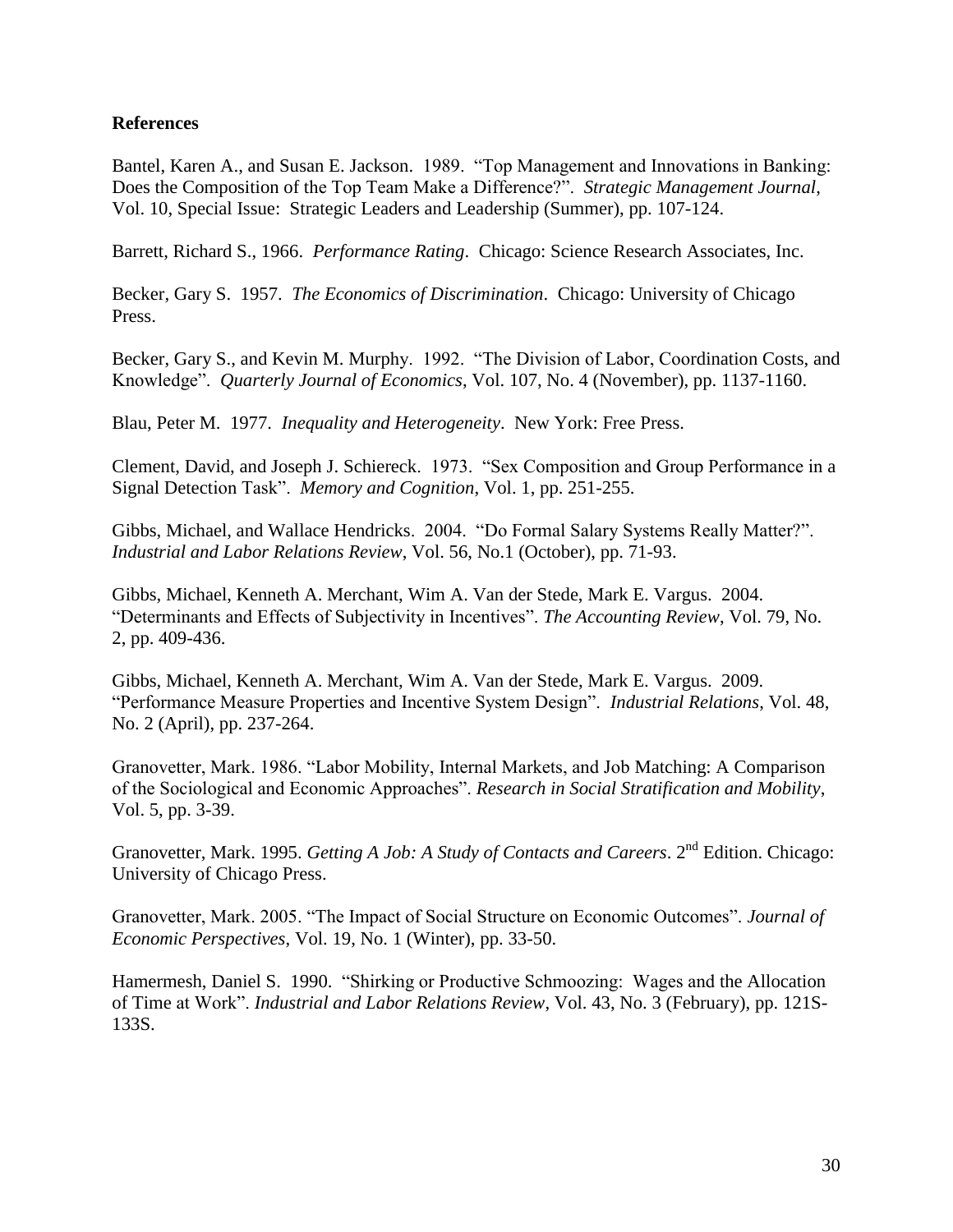**References**

Bantel, Karen A., and Susan E. Jackson. 1989. "Top Management and Innovations in Banking: Does the Composition of the Top Team Make a Difference?". *Strategic Management Journal*, Vol. 10, Special Issue: Strategic Leaders and Leadership (Summer), pp. 107-124.

Barrett, Richard S., 1966. *Performance Rating*. Chicago: Science Research Associates, Inc.

Becker, Gary S. 1957. *The Economics of Discrimination*. Chicago: University of Chicago Press.

Becker, Gary S., and Kevin M. Murphy. 1992. "The Division of Labor, Coordination Costs, and Knowledge". *Quarterly Journal of Economics*, Vol. 107, No. 4 (November), pp. 1137-1160.

Blau, Peter M. 1977. *Inequality and Heterogeneity*. New York: Free Press.

Clement, David, and Joseph J. Schiereck. 1973. "Sex Composition and Group Performance in a Signal Detection Task". *Memory and Cognition*, Vol. 1, pp. 251-255.

Gibbs, Michael, and Wallace Hendricks. 2004. "Do Formal Salary Systems Really Matter?". *Industrial and Labor Relations Review*, Vol. 56, No.1 (October), pp. 71-93.

Gibbs, Michael, Kenneth A. Merchant, Wim A. Van der Stede, Mark E. Vargus. 2004. "Determinants and Effects of Subjectivity in Incentives". *The Accounting Review*, Vol. 79, No. 2, pp. 409-436.

Gibbs, Michael, Kenneth A. Merchant, Wim A. Van der Stede, Mark E. Vargus. 2009. "Performance Measure Properties and Incentive System Design". *Industrial Relations*, Vol. 48, No. 2 (April), pp. 237-264.

Granovetter, Mark. 1986. "Labor Mobility, Internal Markets, and Job Matching: A Comparison of the Sociological and Economic Approaches". *Research in Social Stratification and Mobility*, Vol. 5, pp. 3-39.

Granovetter, Mark. 1995. *Getting A Job: A Study of Contacts and Careers*. 2nd Edition. Chicago: University of Chicago Press.

Granovetter, Mark. 2005. "The Impact of Social Structure on Economic Outcomes". *Journal of Economic Perspectives*, Vol. 19, No. 1 (Winter), pp. 33-50.

Hamermesh, Daniel S. 1990. "Shirking or Productive Schmoozing: Wages and the Allocation of Time at Work". *Industrial and Labor Relations Review*, Vol. 43, No. 3 (February), pp. 121S-133S.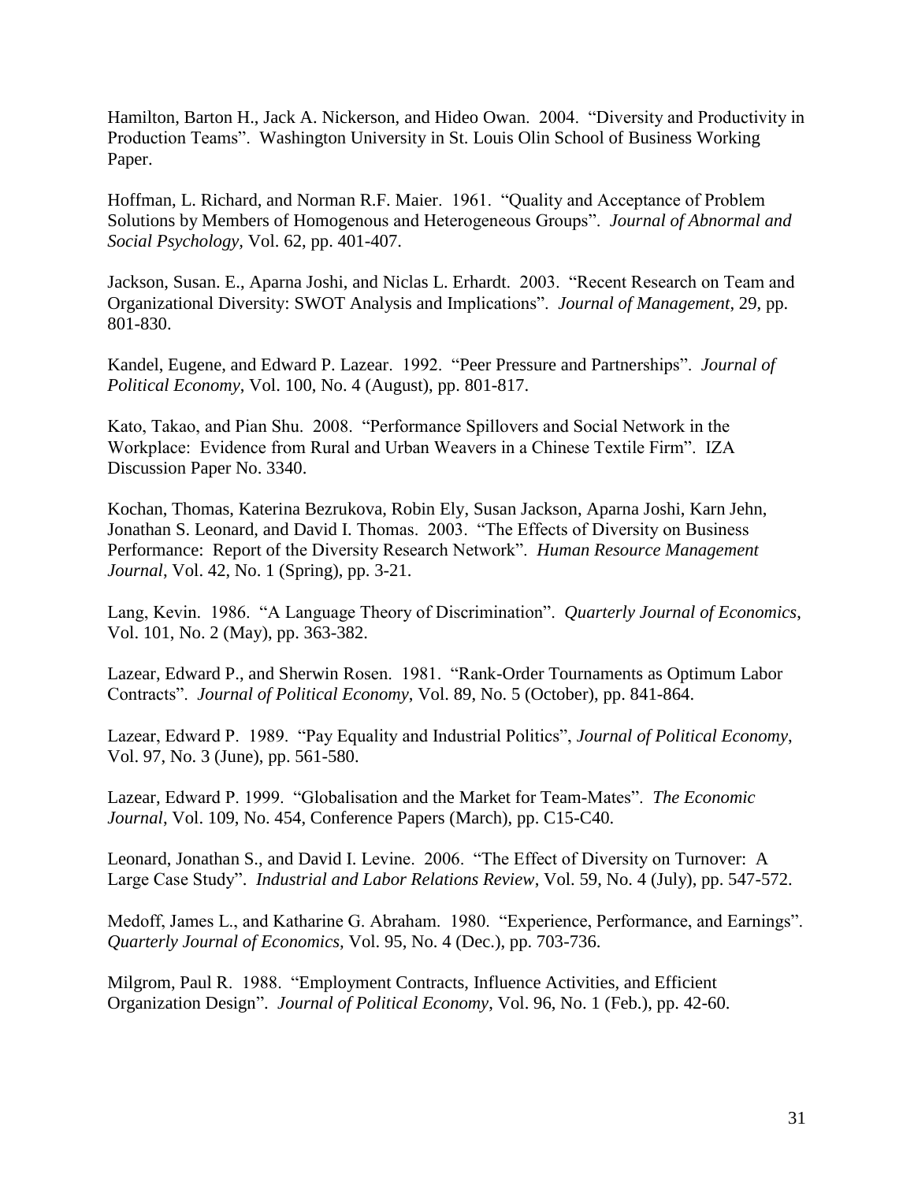Hamilton, Barton H., Jack A. Nickerson, and Hideo Owan. 2004. "Diversity and Productivity in Production Teams". Washington University in St. Louis Olin School of Business Working Paper.

Hoffman, L. Richard, and Norman R.F. Maier. 1961. "Quality and Acceptance of Problem Solutions by Members of Homogenous and Heterogeneous Groups". *Journal of Abnormal and Social Psychology*, Vol. 62, pp. 401-407.

Jackson, Susan. E., Aparna Joshi, and Niclas L. Erhardt. 2003. "Recent Research on Team and Organizational Diversity: SWOT Analysis and Implications". *Journal of Management*, 29, pp. 801-830.

Kandel, Eugene, and Edward P. Lazear. 1992. "Peer Pressure and Partnerships". *Journal of Political Economy*, Vol. 100, No. 4 (August), pp. 801-817.

Kato, Takao, and Pian Shu. 2008. "Performance Spillovers and Social Network in the Workplace: Evidence from Rural and Urban Weavers in a Chinese Textile Firm". IZA Discussion Paper No. 3340.

Kochan, Thomas, Katerina Bezrukova, Robin Ely, Susan Jackson, Aparna Joshi, Karn Jehn, Jonathan S. Leonard, and David I. Thomas. 2003. "The Effects of Diversity on Business Performance: Report of the Diversity Research Network". *Human Resource Management Journal*, Vol. 42, No. 1 (Spring), pp. 3-21.

Lang, Kevin. 1986. "A Language Theory of Discrimination". *Quarterly Journal of Economics*, Vol. 101, No. 2 (May), pp. 363-382.

Lazear, Edward P., and Sherwin Rosen. 1981. "Rank-Order Tournaments as Optimum Labor Contracts". *Journal of Political Economy*, Vol. 89, No. 5 (October), pp. 841-864.

Lazear, Edward P. 1989. "Pay Equality and Industrial Politics", *Journal of Political Economy*, Vol. 97, No. 3 (June), pp. 561-580.

Lazear, Edward P. 1999. "Globalisation and the Market for Team-Mates". *The Economic Journal*, Vol. 109, No. 454, Conference Papers (March), pp. C15-C40.

Leonard, Jonathan S., and David I. Levine. 2006. "The Effect of Diversity on Turnover: A Large Case Study". *Industrial and Labor Relations Review*, Vol. 59, No. 4 (July), pp. 547-572.

Medoff, James L., and Katharine G. Abraham. 1980. "Experience, Performance, and Earnings". *Quarterly Journal of Economics*, Vol. 95, No. 4 (Dec.), pp. 703-736.

Milgrom, Paul R. 1988. "Employment Contracts, Influence Activities, and Efficient Organization Design". *Journal of Political Economy*, Vol. 96, No. 1 (Feb.), pp. 42-60.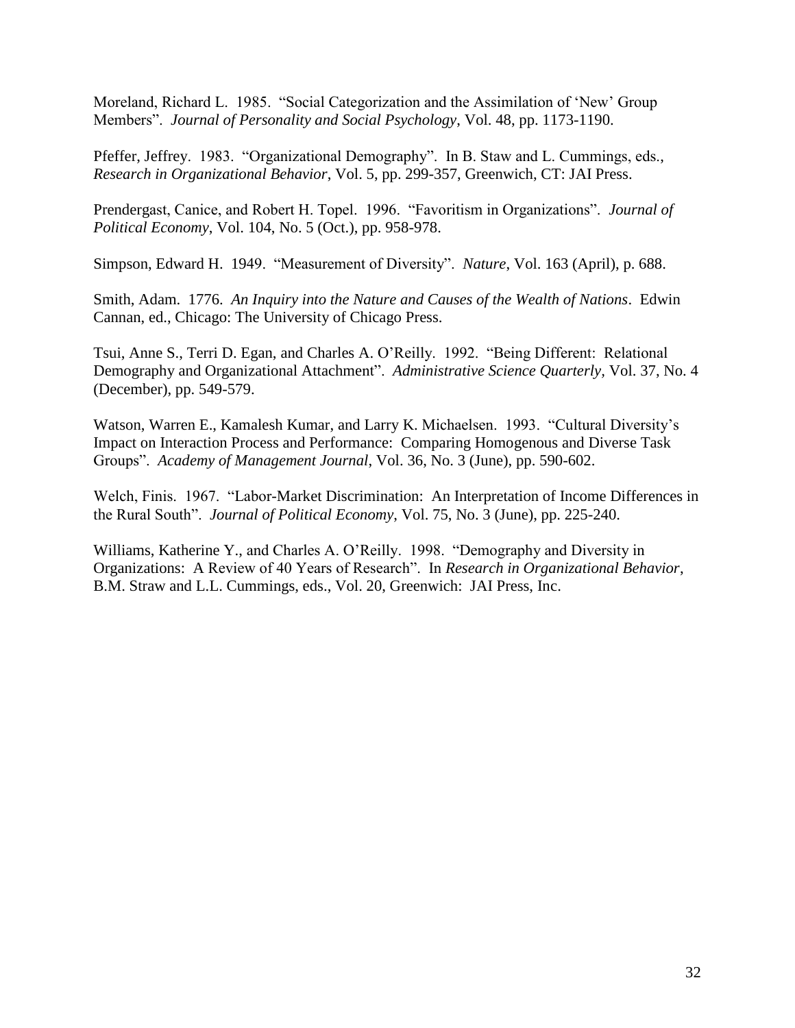Moreland, Richard L. 1985. "Social Categorization and the Assimilation of 'New' Group Members". *Journal of Personality and Social Psychology*, Vol. 48, pp. 1173-1190.

Pfeffer, Jeffrey. 1983. "Organizational Demography". In B. Staw and L. Cummings, eds., *Research in Organizational Behavior*, Vol. 5, pp. 299-357, Greenwich, CT: JAI Press.

Prendergast, Canice, and Robert H. Topel. 1996. "Favoritism in Organizations". *Journal of Political Economy*, Vol. 104, No. 5 (Oct.), pp. 958-978.

Simpson, Edward H. 1949. "Measurement of Diversity". *Nature*, Vol. 163 (April), p. 688.

Smith, Adam. 1776. *An Inquiry into the Nature and Causes of the Wealth of Nations*. Edwin Cannan, ed., Chicago: The University of Chicago Press.

Tsui, Anne S., Terri D. Egan, and Charles A. O'Reilly. 1992. "Being Different: Relational Demography and Organizational Attachment". *Administrative Science Quarterly*, Vol. 37, No. 4 (December), pp. 549-579.

Watson, Warren E., Kamalesh Kumar, and Larry K. Michaelsen. 1993. "Cultural Diversity's Impact on Interaction Process and Performance: Comparing Homogenous and Diverse Task Groups". *Academy of Management Journal*, Vol. 36, No. 3 (June), pp. 590-602.

Welch, Finis. 1967. "Labor-Market Discrimination: An Interpretation of Income Differences in the Rural South". *Journal of Political Economy*, Vol. 75, No. 3 (June), pp. 225-240.

Williams, Katherine Y., and Charles A. O'Reilly. 1998. "Demography and Diversity in Organizations: A Review of 40 Years of Research". In *Research in Organizational Behavior*, B.M. Straw and L.L. Cummings, eds., Vol. 20, Greenwich: JAI Press, Inc.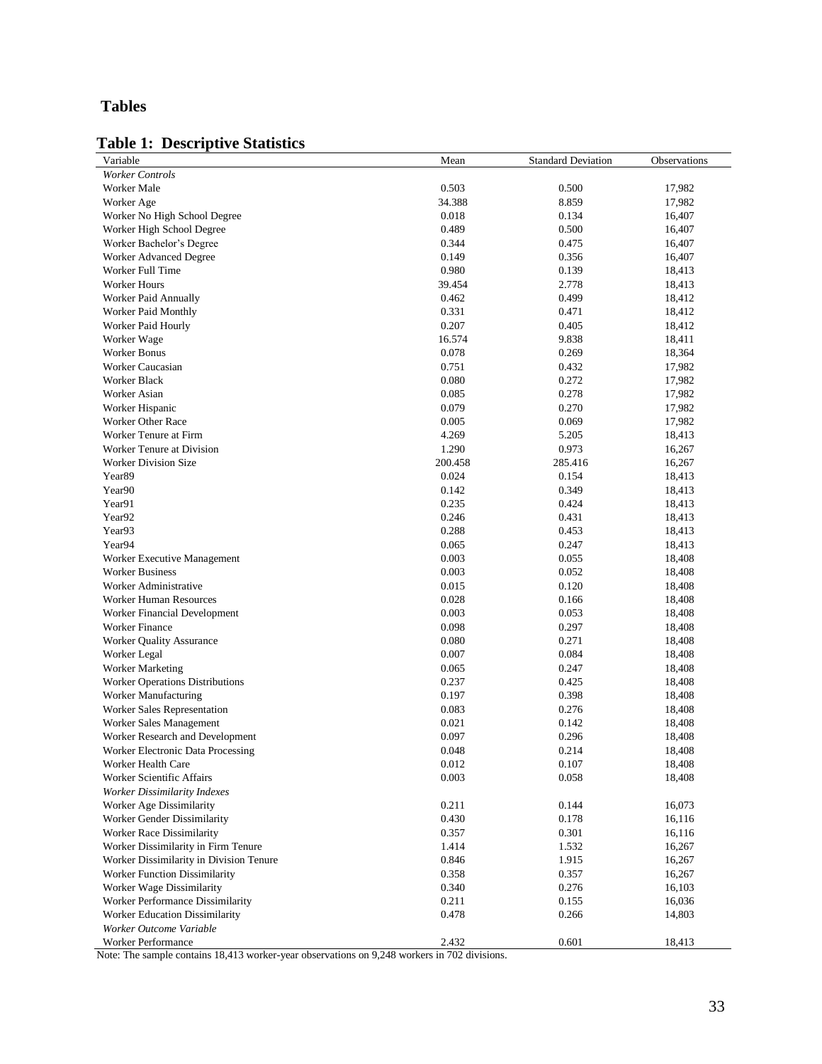## Tables

### Table 1: Descriptive Statistics

| Variable | Mean | Standard Deviation | Observations |
|---|---|---|---|
| *Worker Controls* | | | |
| Worker Male | 0.503 | 0.500 | 17,982 |
| Worker Age | 34.388 | 8.859 | 17,982 |
| Worker No High School Degree | 0.018 | 0.134 | 16,407 |
| Worker High School Degree | 0.489 | 0.500 | 16,407 |
| Worker Bachelor's Degree | 0.344 | 0.475 | 16,407 |
| Worker Advanced Degree | 0.149 | 0.356 | 16,407 |
| Worker Full Time | 0.980 | 0.139 | 18,413 |
| Worker Hours | 39.454 | 2.778 | 18,413 |
| Worker Paid Annually | 0.462 | 0.499 | 18,412 |
| Worker Paid Monthly | 0.331 | 0.471 | 18,412 |
| Worker Paid Hourly | 0.207 | 0.405 | 18,412 |
| Worker Wage | 16.574 | 9.838 | 18,411 |
| Worker Bonus | 0.078 | 0.269 | 18,364 |
| Worker Caucasian | 0.751 | 0.432 | 17,982 |
| Worker Black | 0.080 | 0.272 | 17,982 |
| Worker Asian | 0.085 | 0.278 | 17,982 |
| Worker Hispanic | 0.079 | 0.270 | 17,982 |
| Worker Other Race | 0.005 | 0.069 | 17,982 |
| Worker Tenure at Firm | 4.269 | 5.205 | 18,413 |
| Worker Tenure at Division | 1.290 | 0.973 | 16,267 |
| Worker Division Size | 200.458 | 285.416 | 16,267 |
| Year89 | 0.024 | 0.154 | 18,413 |
| Year90 | 0.142 | 0.349 | 18,413 |
| Year91 | 0.235 | 0.424 | 18,413 |
| Year92 | 0.246 | 0.431 | 18,413 |
| Year93 | 0.288 | 0.453 | 18,413 |
| Year94 | 0.065 | 0.247 | 18,413 |
| Worker Executive Management | 0.003 | 0.055 | 18,408 |
| Worker Business | 0.003 | 0.052 | 18,408 |
| Worker Administrative | 0.015 | 0.120 | 18,408 |
| Worker Human Resources | 0.028 | 0.166 | 18,408 |
| Worker Financial Development | 0.003 | 0.053 | 18,408 |
| Worker Finance | 0.098 | 0.297 | 18,408 |
| Worker Quality Assurance | 0.080 | 0.271 | 18,408 |
| Worker Legal | 0.007 | 0.084 | 18,408 |
| Worker Marketing | 0.065 | 0.247 | 18,408 |
| Worker Operations Distributions | 0.237 | 0.425 | 18,408 |
| Worker Manufacturing | 0.197 | 0.398 | 18,408 |
| Worker Sales Representation | 0.083 | 0.276 | 18,408 |
| Worker Sales Management | 0.021 | 0.142 | 18,408 |
| Worker Research and Development | 0.097 | 0.296 | 18,408 |
| Worker Electronic Data Processing | 0.048 | 0.214 | 18,408 |
| Worker Health Care | 0.012 | 0.107 | 18,408 |
| Worker Scientific Affairs | 0.003 | 0.058 | 18,408 |
| *Worker Dissimilarity Indexes* | | | |
| Worker Age Dissimilarity | 0.211 | 0.144 | 16,073 |
| Worker Gender Dissimilarity | 0.430 | 0.178 | 16,116 |
| Worker Race Dissimilarity | 0.357 | 0.301 | 16,116 |
| Worker Dissimilarity in Firm Tenure | 1.414 | 1.532 | 16,267 |
| Worker Dissimilarity in Division Tenure | 0.846 | 1.915 | 16,267 |
| Worker Function Dissimilarity | 0.358 | 0.357 | 16,267 |
| Worker Wage Dissimilarity | 0.340 | 0.276 | 16,103 |
| Worker Performance Dissimilarity | 0.211 | 0.155 | 16,036 |
| Worker Education Dissimilarity | 0.478 | 0.266 | 14,803 |
| *Worker Outcome Variable* | | | |
| Worker Performance | 2.432 | 0.601 | 18,413 |

Note: The sample contains 18,413 worker-year observations on 9,248 workers in 702 divisions.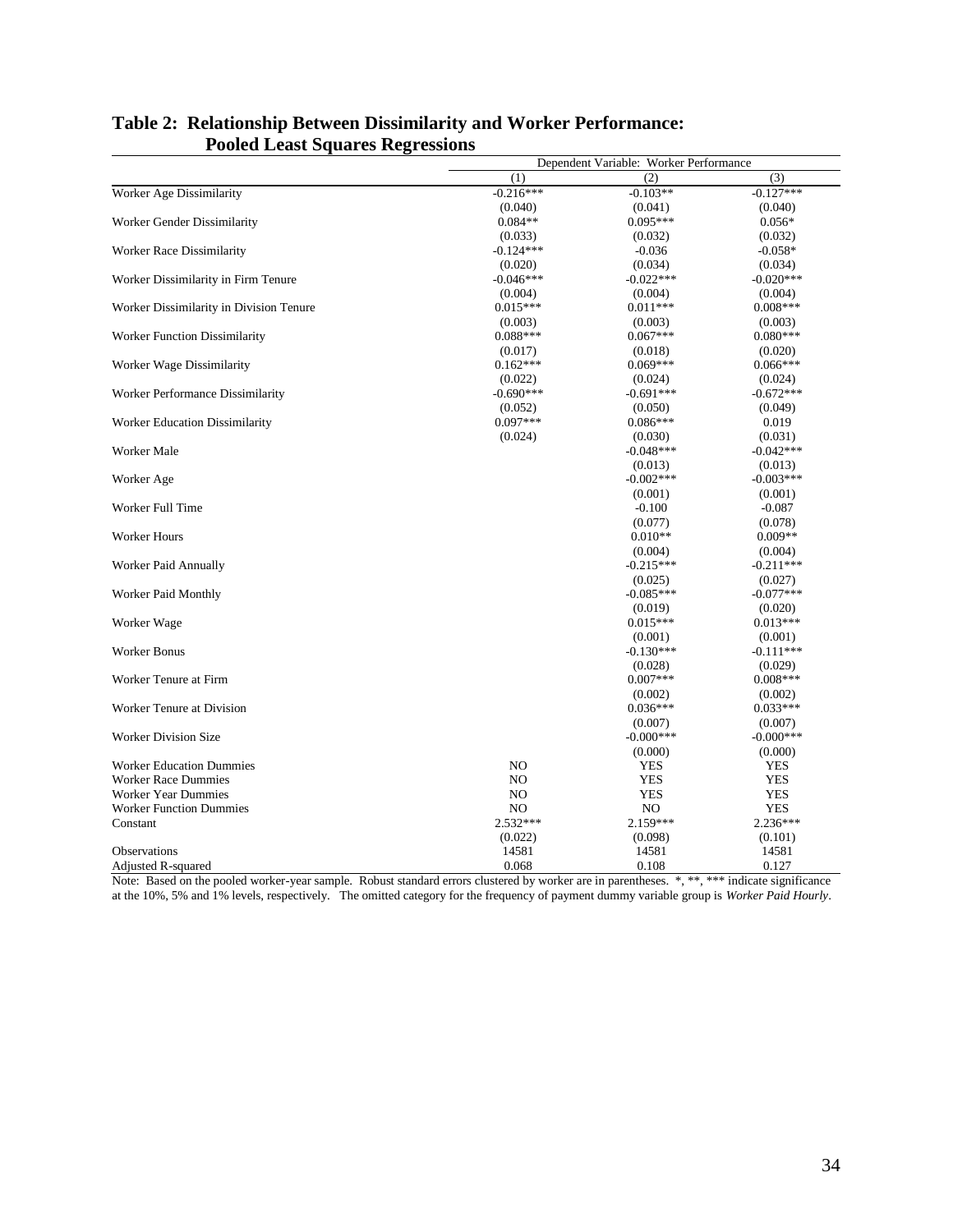# Table 2: Relationship Between Dissimilarity and Worker Performance: Pooled Least Squares Regressions

| | Dependent Variable: Worker Performance | | |
|---|---|---|---|
| | (1) | (2) | (3) |
| Worker Age Dissimilarity | -0.216*** | -0.103** | -0.127*** |
| | (0.040) | (0.041) | (0.040) |
| Worker Gender Dissimilarity | 0.084** | 0.095*** | 0.056* |
| | (0.033) | (0.032) | (0.032) |
| Worker Race Dissimilarity | -0.124*** | -0.036 | -0.058* |
| | (0.020) | (0.034) | (0.034) |
| Worker Dissimilarity in Firm Tenure | -0.046*** | -0.022*** | -0.020*** |
| | (0.004) | (0.004) | (0.004) |
| Worker Dissimilarity in Division Tenure | 0.015*** | 0.011*** | 0.008*** |
| | (0.003) | (0.003) | (0.003) |
| Worker Function Dissimilarity | 0.088*** | 0.067*** | 0.080*** |
| | (0.017) | (0.018) | (0.020) |
| Worker Wage Dissimilarity | 0.162*** | 0.069*** | 0.066*** |
| | (0.022) | (0.024) | (0.024) |
| Worker Performance Dissimilarity | -0.690*** | -0.691*** | -0.672*** |
| | (0.052) | (0.050) | (0.049) |
| Worker Education Dissimilarity | 0.097*** | 0.086*** | 0.019 |
| | (0.024) | (0.030) | (0.031) |
| Worker Male | | -0.048*** | -0.042*** |
| | | (0.013) | (0.013) |
| Worker Age | | -0.002*** | -0.003*** |
| | | (0.001) | (0.001) |
| Worker Full Time | | -0.100 | -0.087 |
| | | (0.077) | (0.078) |
| Worker Hours | | 0.010** | 0.009** |
| | | (0.004) | (0.004) |
| Worker Paid Annually | | -0.215*** | -0.211*** |
| | | (0.025) | (0.027) |
| Worker Paid Monthly | | -0.085*** | -0.077*** |
| | | (0.019) | (0.020) |
| Worker Wage | | 0.015*** | 0.013*** |
| | | (0.001) | (0.001) |
| Worker Bonus | | -0.130*** | -0.111*** |
| | | (0.028) | (0.029) |
| Worker Tenure at Firm | | 0.007*** | 0.008*** |
| | | (0.002) | (0.002) |
| Worker Tenure at Division | | 0.036*** | 0.033*** |
| | | (0.007) | (0.007) |
| Worker Division Size | | -0.000*** | -0.000*** |
| | | (0.000) | (0.000) |
| Worker Education Dummies | NO | YES | YES |
| Worker Race Dummies | NO | YES | YES |
| Worker Year Dummies | NO | YES | YES |
| Worker Function Dummies | NO | NO | YES |
| Constant | 2.532*** | 2.159*** | 2.236*** |
| | (0.022) | (0.098) | (0.101) |
| Observations | 14581 | 14581 | 14581 |
| Adjusted R-squared | 0.068 | 0.108 | 0.127 |

Note: Based on the pooled worker-year sample. Robust standard errors clustered by worker are in parentheses. *, **, *** indicate significance at the 10%, 5% and 1% levels, respectively. The omitted category for the frequency of payment dummy variable group is *Worker Paid Hourly*.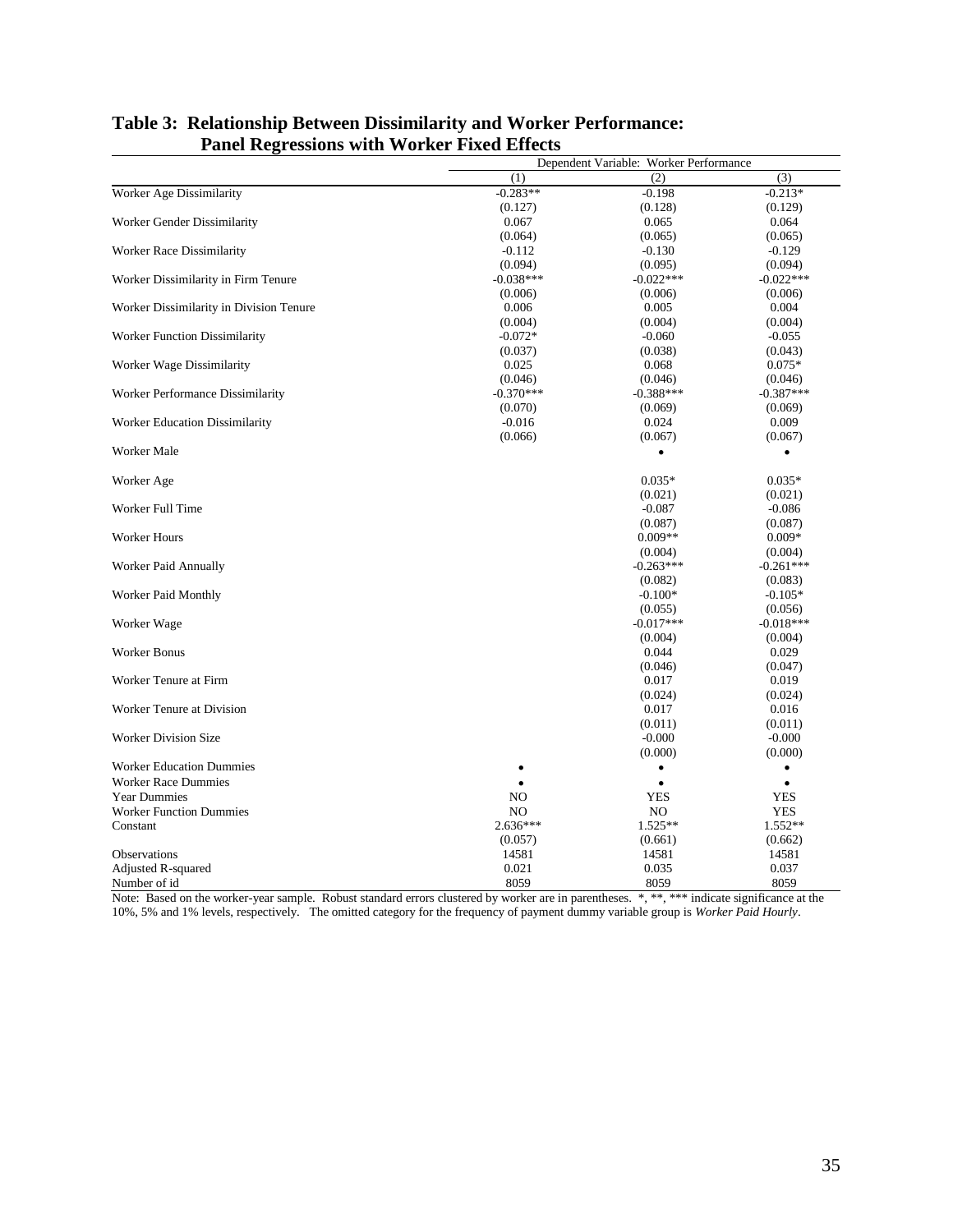## Table 3: Relationship Between Dissimilarity and Worker Performance: Panel Regressions with Worker Fixed Effects

| | Dependent Variable: Worker Performance | | |
|---|---|---|---|
| | (1) | (2) | (3) |
| Worker Age Dissimilarity | -0.283** | -0.198 | -0.213* |
| | (0.127) | (0.128) | (0.129) |
| Worker Gender Dissimilarity | 0.067 | 0.065 | 0.064 |
| | (0.064) | (0.065) | (0.065) |
| Worker Race Dissimilarity | -0.112 | -0.130 | -0.129 |
| | (0.094) | (0.095) | (0.094) |
| Worker Dissimilarity in Firm Tenure | -0.038*** | -0.022*** | -0.022*** |
| | (0.006) | (0.006) | (0.006) |
| Worker Dissimilarity in Division Tenure | 0.006 | 0.005 | 0.004 |
| | (0.004) | (0.004) | (0.004) |
| Worker Function Dissimilarity | -0.072* | -0.060 | -0.055 |
| | (0.037) | (0.038) | (0.043) |
| Worker Wage Dissimilarity | 0.025 | 0.068 | 0.075* |
| | (0.046) | (0.046) | (0.046) |
| Worker Performance Dissimilarity | -0.370*** | -0.388*** | -0.387*** |
| | (0.070) | (0.069) | (0.069) |
| Worker Education Dissimilarity | -0.016 | 0.024 | 0.009 |
| | (0.066) | (0.067) | (0.067) |
| Worker Male | | • | • |
| Worker Age | | 0.035* | 0.035* |
| | | (0.021) | (0.021) |
| Worker Full Time | | -0.087 | -0.086 |
| | | (0.087) | (0.087) |
| Worker Hours | | 0.009** | 0.009* |
| | | (0.004) | (0.004) |
| Worker Paid Annually | | -0.263*** | -0.261*** |
| | | (0.082) | (0.083) |
| Worker Paid Monthly | | -0.100* | -0.105* |
| | | (0.055) | (0.056) |
| Worker Wage | | -0.017*** | -0.018*** |
| | | (0.004) | (0.004) |
| Worker Bonus | | 0.044 | 0.029 |
| | | (0.046) | (0.047) |
| Worker Tenure at Firm | | 0.017 | 0.019 |
| | | (0.024) | (0.024) |
| Worker Tenure at Division | | 0.017 | 0.016 |
| | | (0.011) | (0.011) |
| Worker Division Size | | -0.000 | -0.000 |
| | | (0.000) | (0.000) |
| Worker Education Dummies | • | • | • |
| Worker Race Dummies | • | • | • |
| Year Dummies | NO | YES | YES |
| Worker Function Dummies | NO | NO | YES |
| Constant | 2.636*** | 1.525** | 1.552** |
| | (0.057) | (0.661) | (0.662) |
| Observations | 14581 | 14581 | 14581 |
| Adjusted R-squared | 0.021 | 0.035 | 0.037 |
| Number of id | 8059 | 8059 | 8059 |

Note: Based on the worker-year sample. Robust standard errors clustered by worker are in parentheses. *, **, *** indicate significance at the 10%, 5% and 1% levels, respectively. The omitted category for the frequency of payment dummy variable group is *Worker Paid Hourly*.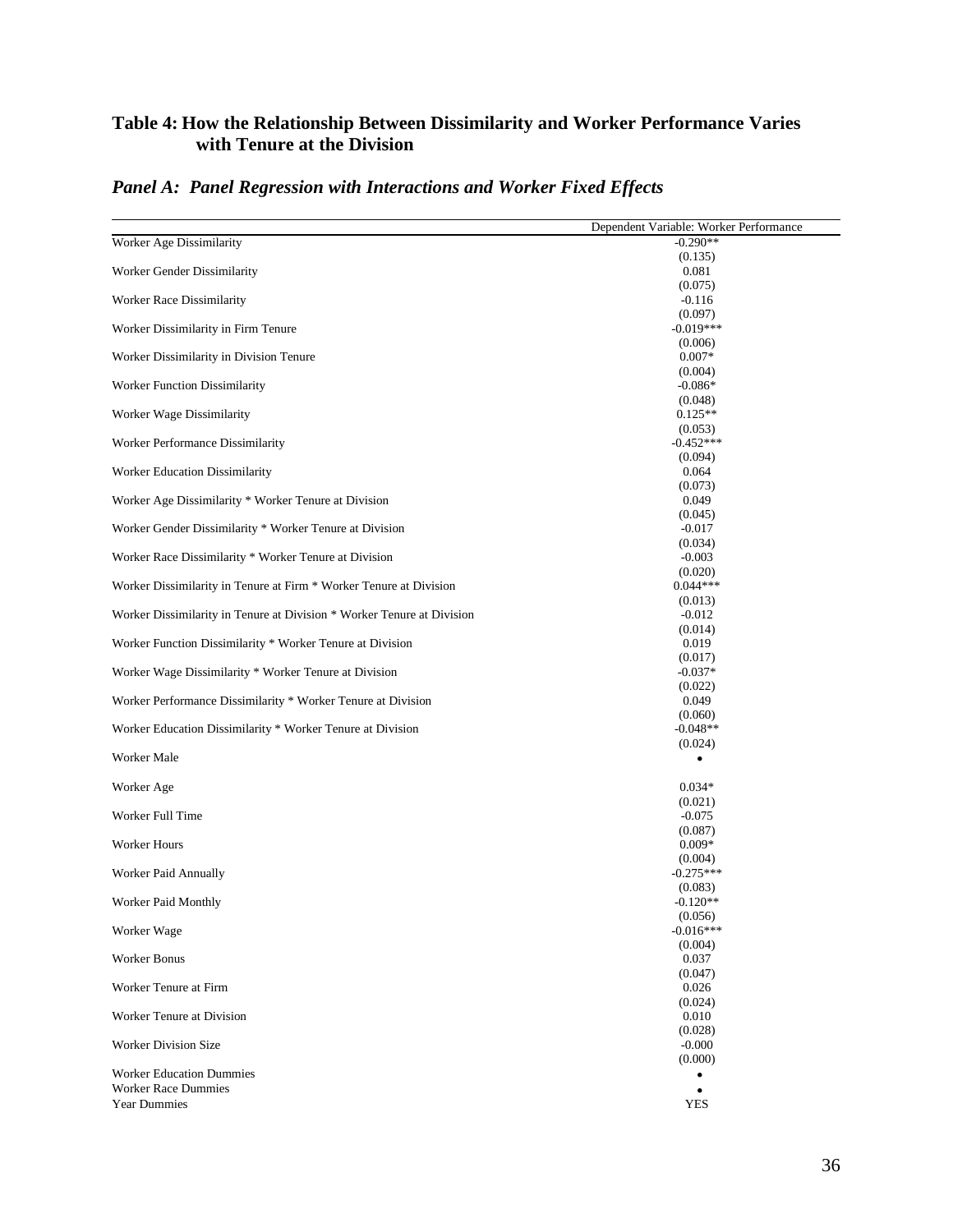## Table 4: How the Relationship Between Dissimilarity and Worker Performance Varies with Tenure at the Division

### *Panel A: Panel Regression with Interactions and Worker Fixed Effects*

| | Dependent Variable: Worker Performance |
|---|---|
| Worker Age Dissimilarity | -0.290** |
| | (0.135) |
| Worker Gender Dissimilarity | 0.081 |
| | (0.075) |
| Worker Race Dissimilarity | -0.116 |
| | (0.097) |
| Worker Dissimilarity in Firm Tenure | -0.019*** |
| | (0.006) |
| Worker Dissimilarity in Division Tenure | 0.007* |
| | (0.004) |
| Worker Function Dissimilarity | -0.086* |
| | (0.048) |
| Worker Wage Dissimilarity | 0.125** |
| | (0.053) |
| Worker Performance Dissimilarity | -0.452*** |
| | (0.094) |
| Worker Education Dissimilarity | 0.064 |
| | (0.073) |
| Worker Age Dissimilarity * Worker Tenure at Division | 0.049 |
| | (0.045) |
| Worker Gender Dissimilarity * Worker Tenure at Division | -0.017 |
| | (0.034) |
| Worker Race Dissimilarity * Worker Tenure at Division | -0.003 |
| | (0.020) |
| Worker Dissimilarity in Tenure at Firm * Worker Tenure at Division | 0.044*** |
| | (0.013) |
| Worker Dissimilarity in Tenure at Division * Worker Tenure at Division | -0.012 |
| | (0.014) |
| Worker Function Dissimilarity * Worker Tenure at Division | 0.019 |
| | (0.017) |
| Worker Wage Dissimilarity * Worker Tenure at Division | -0.037* |
| | (0.022) |
| Worker Performance Dissimilarity * Worker Tenure at Division | 0.049 |
| | (0.060) |
| Worker Education Dissimilarity * Worker Tenure at Division | -0.048** |
| | (0.024) |
| Worker Male | • |
| Worker Age | 0.034* |
| | (0.021) |
| Worker Full Time | -0.075 |
| | (0.087) |
| Worker Hours | 0.009* |
| | (0.004) |
| Worker Paid Annually | -0.275*** |
| | (0.083) |
| Worker Paid Monthly | -0.120** |
| | (0.056) |
| Worker Wage | -0.016*** |
| | (0.004) |
| Worker Bonus | 0.037 |
| | (0.047) |
| Worker Tenure at Firm | 0.026 |
| | (0.024) |
| Worker Tenure at Division | 0.010 |
| | (0.028) |
| Worker Division Size | -0.000 |
| | (0.000) |
| Worker Education Dummies | • |
| Worker Race Dummies | • |
| Year Dummies | YES |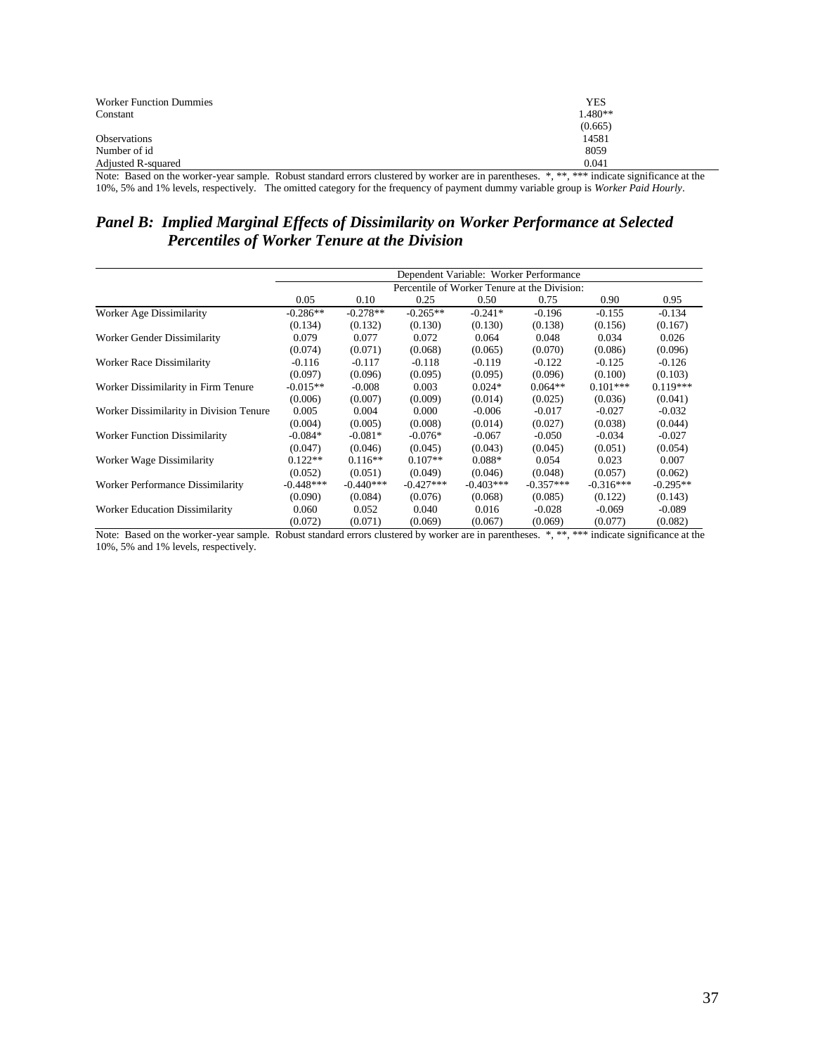| | |
|---|---|
| Worker Function Dummies | YES |
| Constant | 1.480** |
| | (0.665) |
| Observations | 14581 |
| Number of id | 8059 |
| Adjusted R-squared | 0.041 |

Note: Based on the worker-year sample. Robust standard errors clustered by worker are in parentheses. *, **, *** indicate significance at the 10%, 5% and 1% levels, respectively. The omitted category for the frequency of payment dummy variable group is *Worker Paid Hourly*.

## *Panel B: Implied Marginal Effects of Dissimilarity on Worker Performance at Selected Percentiles of Worker Tenure at the Division*

| | Dependent Variable: Worker Performance | | | | | | |
|---|---|---|---|---|---|---|---|
| | Percentile of Worker Tenure at the Division: | | | | | | |
| | 0.05 | 0.10 | 0.25 | 0.50 | 0.75 | 0.90 | 0.95 |
| Worker Age Dissimilarity | -0.286** | -0.278** | -0.265** | -0.241* | -0.196 | -0.155 | -0.134 |
| | (0.134) | (0.132) | (0.130) | (0.130) | (0.138) | (0.156) | (0.167) |
| Worker Gender Dissimilarity | 0.079 | 0.077 | 0.072 | 0.064 | 0.048 | 0.034 | 0.026 |
| | (0.074) | (0.071) | (0.068) | (0.065) | (0.070) | (0.086) | (0.096) |
| Worker Race Dissimilarity | -0.116 | -0.117 | -0.118 | -0.119 | -0.122 | -0.125 | -0.126 |
| | (0.097) | (0.096) | (0.095) | (0.095) | (0.096) | (0.100) | (0.103) |
| Worker Dissimilarity in Firm Tenure | -0.015** | -0.008 | 0.003 | 0.024* | 0.064** | 0.101*** | 0.119*** |
| | (0.006) | (0.007) | (0.009) | (0.014) | (0.025) | (0.036) | (0.041) |
| Worker Dissimilarity in Division Tenure | 0.005 | 0.004 | 0.000 | -0.006 | -0.017 | -0.027 | -0.032 |
| | (0.004) | (0.005) | (0.008) | (0.014) | (0.027) | (0.038) | (0.044) |
| Worker Function Dissimilarity | -0.084* | -0.081* | -0.076* | -0.067 | -0.050 | -0.034 | -0.027 |
| | (0.047) | (0.046) | (0.045) | (0.043) | (0.045) | (0.051) | (0.054) |
| Worker Wage Dissimilarity | 0.122** | 0.116** | 0.107** | 0.088* | 0.054 | 0.023 | 0.007 |
| | (0.052) | (0.051) | (0.049) | (0.046) | (0.048) | (0.057) | (0.062) |
| Worker Performance Dissimilarity | -0.448*** | -0.440*** | -0.427*** | -0.403*** | -0.357*** | -0.316*** | -0.295** |
| | (0.090) | (0.084) | (0.076) | (0.068) | (0.085) | (0.122) | (0.143) |
| Worker Education Dissimilarity | 0.060 | 0.052 | 0.040 | 0.016 | -0.028 | -0.069 | -0.089 |
| | (0.072) | (0.071) | (0.069) | (0.067) | (0.069) | (0.077) | (0.082) |

Note: Based on the worker-year sample. Robust standard errors clustered by worker are in parentheses. *, **, *** indicate significance at the 10%, 5% and 1% levels, respectively.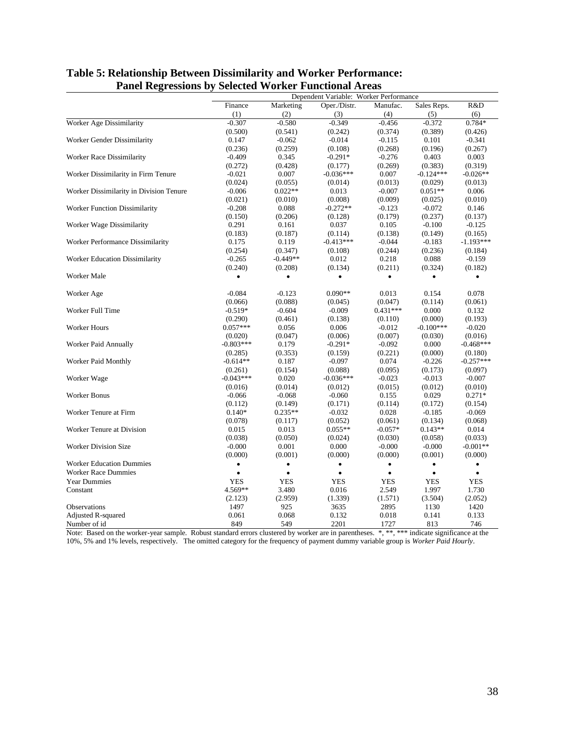## Table 5: Relationship Between Dissimilarity and Worker Performance: Panel Regressions by Selected Worker Functional Areas

| | Dependent Variable: Worker Performance | | | | | |
|---|---|---|---|---|---|---|
| | Finance | Marketing | Oper./Distr. | Manufac. | Sales Reps. | R&D |
| | (1) | (2) | (3) | (4) | (5) | (6) |
| Worker Age Dissimilarity | -0.307 | -0.580 | -0.349 | -0.456 | -0.372 | 0.784* |
| | (0.500) | (0.541) | (0.242) | (0.374) | (0.389) | (0.426) |
| Worker Gender Dissimilarity | 0.147 | -0.062 | -0.014 | -0.115 | 0.101 | -0.341 |
| | (0.236) | (0.259) | (0.108) | (0.268) | (0.196) | (0.267) |
| Worker Race Dissimilarity | -0.409 | 0.345 | -0.291* | -0.276 | 0.403 | 0.003 |
| | (0.272) | (0.428) | (0.177) | (0.269) | (0.383) | (0.319) |
| Worker Dissimilarity in Firm Tenure | -0.021 | 0.007 | -0.036*** | 0.007 | -0.124*** | -0.026** |
| | (0.024) | (0.055) | (0.014) | (0.013) | (0.029) | (0.013) |
| Worker Dissimilarity in Division Tenure | -0.006 | 0.022** | 0.013 | -0.007 | 0.051** | 0.006 |
| | (0.021) | (0.010) | (0.008) | (0.009) | (0.025) | (0.010) |
| Worker Function Dissimilarity | -0.208 | 0.088 | -0.272** | -0.123 | -0.072 | 0.146 |
| | (0.150) | (0.206) | (0.128) | (0.179) | (0.237) | (0.137) |
| Worker Wage Dissimilarity | 0.291 | 0.161 | 0.037 | 0.105 | -0.100 | -0.125 |
| | (0.183) | (0.187) | (0.114) | (0.138) | (0.149) | (0.165) |
| Worker Performance Dissimilarity | 0.175 | 0.119 | -0.413*** | -0.044 | -0.183 | -1.193*** |
| | (0.254) | (0.347) | (0.108) | (0.244) | (0.236) | (0.184) |
| Worker Education Dissimilarity | -0.265 | -0.449** | 0.012 | 0.218 | 0.088 | -0.159 |
| | (0.240) | (0.208) | (0.134) | (0.211) | (0.324) | (0.182) |
| Worker Male | • | • | • | • | • | • |
| Worker Age | -0.084 | -0.123 | 0.090** | 0.013 | 0.154 | 0.078 |
| | (0.066) | (0.088) | (0.045) | (0.047) | (0.114) | (0.061) |
| Worker Full Time | -0.519* | -0.604 | -0.009 | 0.431*** | 0.000 | 0.132 |
| | (0.290) | (0.461) | (0.138) | (0.110) | (0.000) | (0.193) |
| Worker Hours | 0.057*** | 0.056 | 0.006 | -0.012 | -0.100*** | -0.020 |
| | (0.020) | (0.047) | (0.006) | (0.007) | (0.030) | (0.016) |
| Worker Paid Annually | -0.803*** | 0.179 | -0.291* | -0.092 | 0.000 | -0.468*** |
| | (0.285) | (0.353) | (0.159) | (0.221) | (0.000) | (0.180) |
| Worker Paid Monthly | -0.614** | 0.187 | -0.097 | 0.074 | -0.226 | -0.257*** |
| | (0.261) | (0.154) | (0.088) | (0.095) | (0.173) | (0.097) |
| Worker Wage | -0.043*** | 0.020 | -0.036*** | -0.023 | -0.013 | -0.007 |
| | (0.016) | (0.014) | (0.012) | (0.015) | (0.012) | (0.010) |
| Worker Bonus | -0.066 | -0.068 | -0.060 | 0.155 | 0.029 | 0.271* |
| | (0.112) | (0.149) | (0.171) | (0.114) | (0.172) | (0.154) |
| Worker Tenure at Firm | 0.140* | 0.235** | -0.032 | 0.028 | -0.185 | -0.069 |
| | (0.078) | (0.117) | (0.052) | (0.061) | (0.134) | (0.068) |
| Worker Tenure at Division | 0.015 | 0.013 | 0.055** | -0.057* | 0.143** | 0.014 |
| | (0.038) | (0.050) | (0.024) | (0.030) | (0.058) | (0.033) |
| Worker Division Size | -0.000 | 0.001 | 0.000 | -0.000 | -0.000 | -0.001** |
| | (0.000) | (0.001) | (0.000) | (0.000) | (0.001) | (0.000) |
| Worker Education Dummies | • | • | • | • | • | • |
| Worker Race Dummies | • | • | • | • | • | • |
| Year Dummies | YES | YES | YES | YES | YES | YES |
| Constant | 4.569** | 3.480 | 0.016 | 2.549 | 1.997 | 1.730 |
| | (2.123) | (2.959) | (1.339) | (1.571) | (3.504) | (2.052) |
| Observations | 1497 | 925 | 3635 | 2895 | 1130 | 1420 |
| Adjusted R-squared | 0.061 | 0.068 | 0.132 | 0.018 | 0.141 | 0.133 |
| Number of id | 849 | 549 | 2201 | 1727 | 813 | 746 |

Note: Based on the worker-year sample. Robust standard errors clustered by worker are in parentheses. *, **, *** indicate significance at the 10%, 5% and 1% levels, respectively. The omitted category for the frequency of payment dummy variable group is *Worker Paid Hourly*.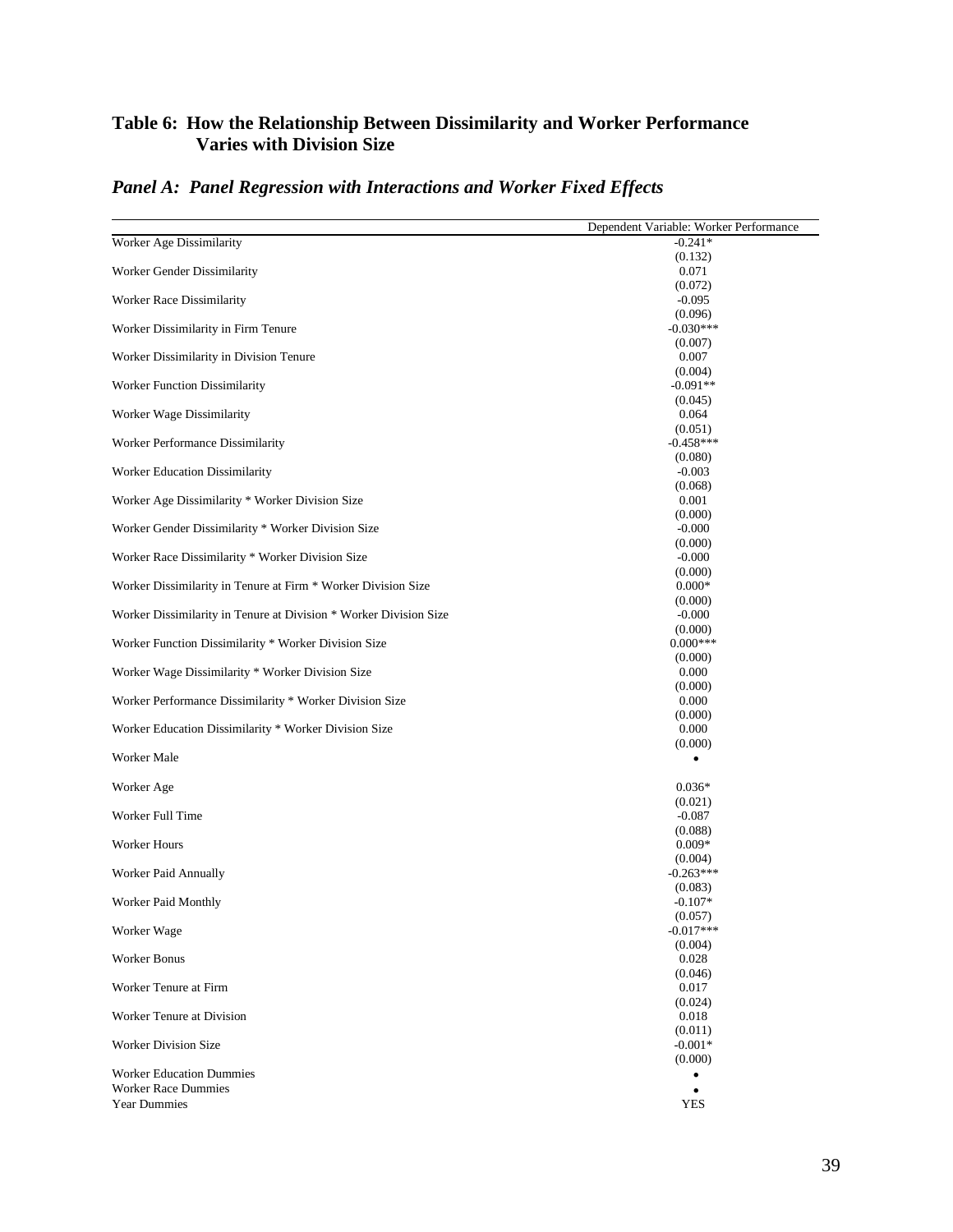# Table 6: How the Relationship Between Dissimilarity and Worker Performance Varies with Division Size

## *Panel A: Panel Regression with Interactions and Worker Fixed Effects*

| | Dependent Variable: Worker Performance |
|---|---|
| Worker Age Dissimilarity | -0.241* |
| | (0.132) |
| Worker Gender Dissimilarity | 0.071 |
| | (0.072) |
| Worker Race Dissimilarity | -0.095 |
| | (0.096) |
| Worker Dissimilarity in Firm Tenure | -0.030*** |
| | (0.007) |
| Worker Dissimilarity in Division Tenure | 0.007 |
| | (0.004) |
| Worker Function Dissimilarity | -0.091** |
| | (0.045) |
| Worker Wage Dissimilarity | 0.064 |
| | (0.051) |
| Worker Performance Dissimilarity | -0.458*** |
| | (0.080) |
| Worker Education Dissimilarity | -0.003 |
| | (0.068) |
| Worker Age Dissimilarity * Worker Division Size | 0.001 |
| | (0.000) |
| Worker Gender Dissimilarity * Worker Division Size | -0.000 |
| | (0.000) |
| Worker Race Dissimilarity * Worker Division Size | -0.000 |
| | (0.000) |
| Worker Dissimilarity in Tenure at Firm * Worker Division Size | 0.000* |
| | (0.000) |
| Worker Dissimilarity in Tenure at Division * Worker Division Size | -0.000 |
| | (0.000) |
| Worker Function Dissimilarity * Worker Division Size | 0.000*** |
| | (0.000) |
| Worker Wage Dissimilarity * Worker Division Size | 0.000 |
| | (0.000) |
| Worker Performance Dissimilarity * Worker Division Size | 0.000 |
| | (0.000) |
| Worker Education Dissimilarity * Worker Division Size | 0.000 |
| | (0.000) |
| Worker Male | • |
| Worker Age | 0.036* |
| | (0.021) |
| Worker Full Time | -0.087 |
| | (0.088) |
| Worker Hours | 0.009* |
| | (0.004) |
| Worker Paid Annually | -0.263*** |
| | (0.083) |
| Worker Paid Monthly | -0.107* |
| | (0.057) |
| Worker Wage | -0.017*** |
| | (0.004) |
| Worker Bonus | 0.028 |
| | (0.046) |
| Worker Tenure at Firm | 0.017 |
| | (0.024) |
| Worker Tenure at Division | 0.018 |
| | (0.011) |
| Worker Division Size | -0.001* |
| | (0.000) |
| Worker Education Dummies | • |
| Worker Race Dummies | • |
| Year Dummies | YES |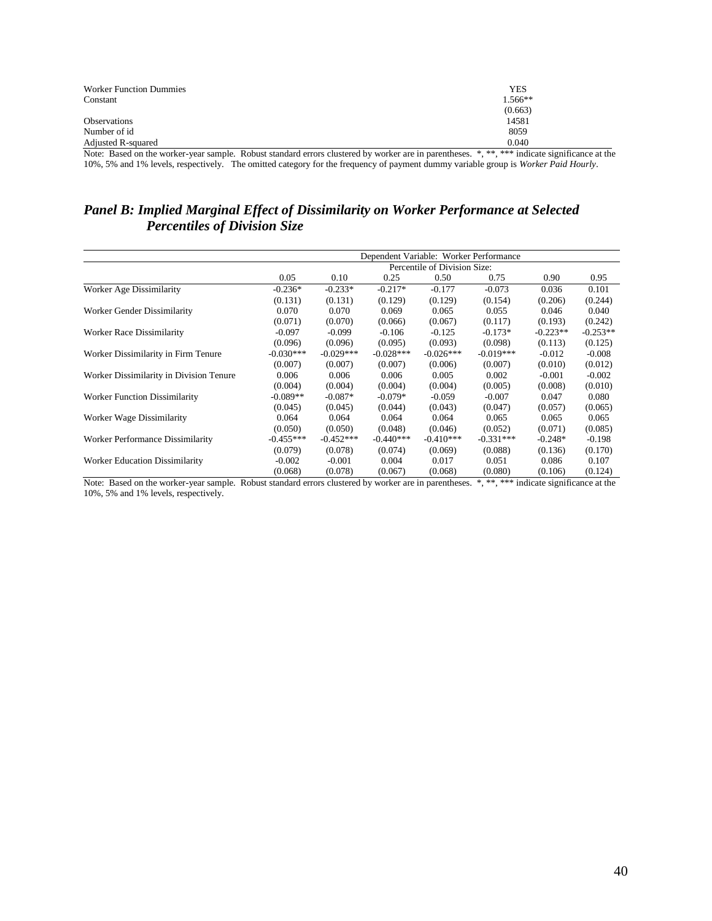| | |
|---|---|
| Worker Function Dummies | YES |
| Constant | 1.566** |
| | (0.663) |
| Observations | 14581 |
| Number of id | 8059 |
| Adjusted R-squared | 0.040 |

Note: Based on the worker-year sample. Robust standard errors clustered by worker are in parentheses. *, **, *** indicate significance at the 10%, 5% and 1% levels, respectively. The omitted category for the frequency of payment dummy variable group is *Worker Paid Hourly*.

## *Panel B: Implied Marginal Effect of Dissimilarity on Worker Performance at Selected Percentiles of Division Size*

| | Dependent Variable: Worker Performance | | | | | | |
|---|---|---|---|---|---|---|---|
| | Percentile of Division Size: | | | | | | |
| | 0.05 | 0.10 | 0.25 | 0.50 | 0.75 | 0.90 | 0.95 |
| Worker Age Dissimilarity | -0.236* | -0.233* | -0.217* | -0.177 | -0.073 | 0.036 | 0.101 |
| | (0.131) | (0.131) | (0.129) | (0.129) | (0.154) | (0.206) | (0.244) |
| Worker Gender Dissimilarity | 0.070 | 0.070 | 0.069 | 0.065 | 0.055 | 0.046 | 0.040 |
| | (0.071) | (0.070) | (0.066) | (0.067) | (0.117) | (0.193) | (0.242) |
| Worker Race Dissimilarity | -0.097 | -0.099 | -0.106 | -0.125 | -0.173* | -0.223** | -0.253** |
| | (0.096) | (0.096) | (0.095) | (0.093) | (0.098) | (0.113) | (0.125) |
| Worker Dissimilarity in Firm Tenure | -0.030*** | -0.029*** | -0.028*** | -0.026*** | -0.019*** | -0.012 | -0.008 |
| | (0.007) | (0.007) | (0.007) | (0.006) | (0.007) | (0.010) | (0.012) |
| Worker Dissimilarity in Division Tenure | 0.006 | 0.006 | 0.006 | 0.005 | 0.002 | -0.001 | -0.002 |
| | (0.004) | (0.004) | (0.004) | (0.004) | (0.005) | (0.008) | (0.010) |
| Worker Function Dissimilarity | -0.089** | -0.087* | -0.079* | -0.059 | -0.007 | 0.047 | 0.080 |
| | (0.045) | (0.045) | (0.044) | (0.043) | (0.047) | (0.057) | (0.065) |
| Worker Wage Dissimilarity | 0.064 | 0.064 | 0.064 | 0.064 | 0.065 | 0.065 | 0.065 |
| | (0.050) | (0.050) | (0.048) | (0.046) | (0.052) | (0.071) | (0.085) |
| Worker Performance Dissimilarity | -0.455*** | -0.452*** | -0.440*** | -0.410*** | -0.331*** | -0.248* | -0.198 |
| | (0.079) | (0.078) | (0.074) | (0.069) | (0.088) | (0.136) | (0.170) |
| Worker Education Dissimilarity | -0.002 | -0.001 | 0.004 | 0.017 | 0.051 | 0.086 | 0.107 |
| | (0.068) | (0.078) | (0.067) | (0.068) | (0.080) | (0.106) | (0.124) |

Note: Based on the worker-year sample. Robust standard errors clustered by worker are in parentheses. *, **, *** indicate significance at the 10%, 5% and 1% levels, respectively.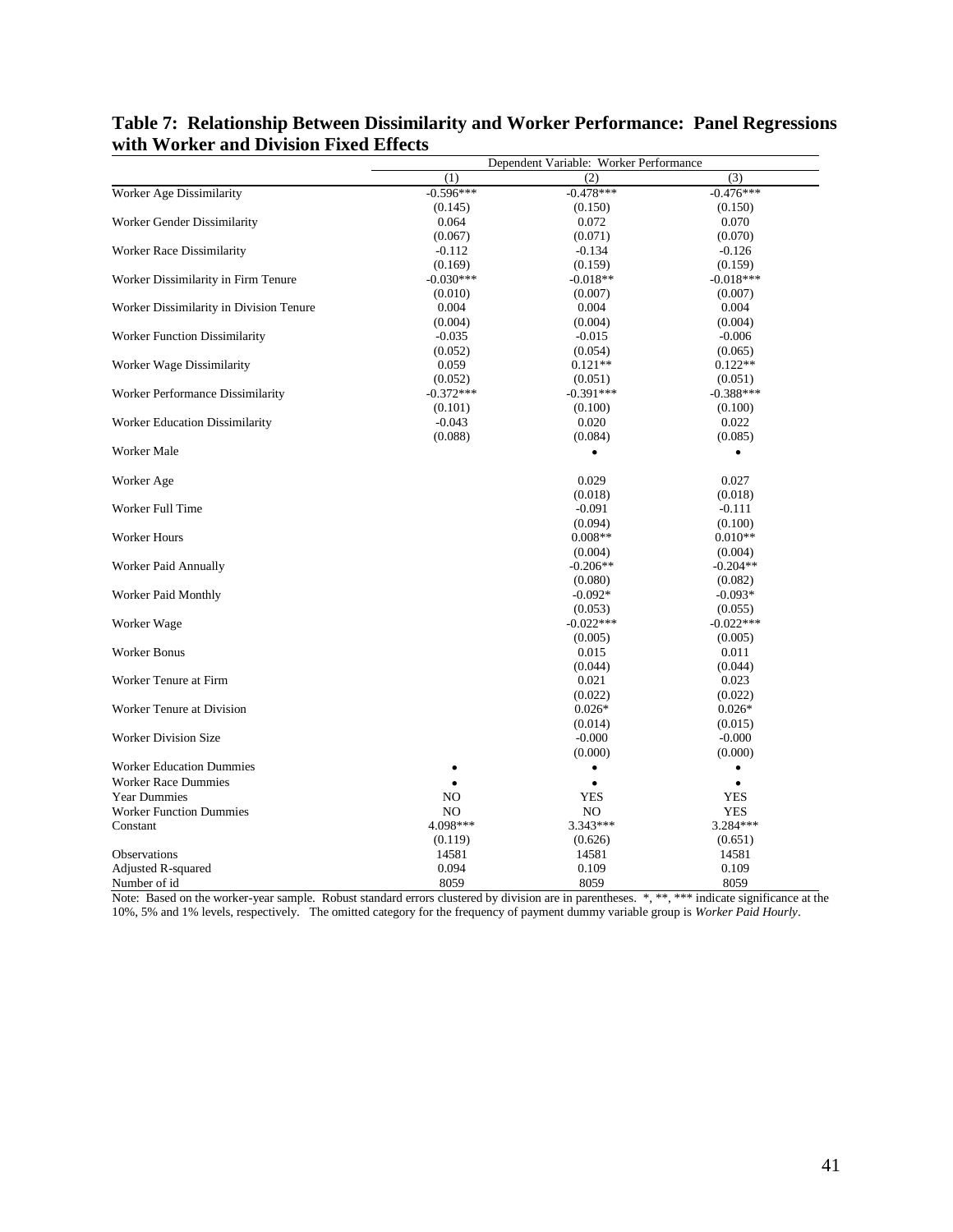## Table 7: Relationship Between Dissimilarity and Worker Performance: Panel Regressions with Worker and Division Fixed Effects

| | Dependent Variable: Worker Performance | | |
|---|---|---|---|
| | (1) | (2) | (3) |
| Worker Age Dissimilarity | -0.596*** | -0.478*** | -0.476*** |
| | (0.145) | (0.150) | (0.150) |
| Worker Gender Dissimilarity | 0.064 | 0.072 | 0.070 |
| | (0.067) | (0.071) | (0.070) |
| Worker Race Dissimilarity | -0.112 | -0.134 | -0.126 |
| | (0.169) | (0.159) | (0.159) |
| Worker Dissimilarity in Firm Tenure | -0.030*** | -0.018** | -0.018*** |
| | (0.010) | (0.007) | (0.007) |
| Worker Dissimilarity in Division Tenure | 0.004 | 0.004 | 0.004 |
| | (0.004) | (0.004) | (0.004) |
| Worker Function Dissimilarity | -0.035 | -0.015 | -0.006 |
| | (0.052) | (0.054) | (0.065) |
| Worker Wage Dissimilarity | 0.059 | 0.121** | 0.122** |
| | (0.052) | (0.051) | (0.051) |
| Worker Performance Dissimilarity | -0.372*** | -0.391*** | -0.388*** |
| | (0.101) | (0.100) | (0.100) |
| Worker Education Dissimilarity | -0.043 | 0.020 | 0.022 |
| | (0.088) | (0.084) | (0.085) |
| Worker Male | | • | • |
| Worker Age | | 0.029 | 0.027 |
| | | (0.018) | (0.018) |
| Worker Full Time | | -0.091 | -0.111 |
| | | (0.094) | (0.100) |
| Worker Hours | | 0.008** | 0.010** |
| | | (0.004) | (0.004) |
| Worker Paid Annually | | -0.206** | -0.204** |
| | | (0.080) | (0.082) |
| Worker Paid Monthly | | -0.092* | -0.093* |
| | | (0.053) | (0.055) |
| Worker Wage | | -0.022*** | -0.022*** |
| | | (0.005) | (0.005) |
| Worker Bonus | | 0.015 | 0.011 |
| | | (0.044) | (0.044) |
| Worker Tenure at Firm | | 0.021 | 0.023 |
| | | (0.022) | (0.022) |
| Worker Tenure at Division | | 0.026* | 0.026* |
| | | (0.014) | (0.015) |
| Worker Division Size | | -0.000 | -0.000 |
| | | (0.000) | (0.000) |
| Worker Education Dummies | • | • | • |
| Worker Race Dummies | • | • | • |
| Year Dummies | NO | YES | YES |
| Worker Function Dummies | NO | NO | YES |
| Constant | 4.098*** | 3.343*** | 3.284*** |
| | (0.119) | (0.626) | (0.651) |
| Observations | 14581 | 14581 | 14581 |
| Adjusted R-squared | 0.094 | 0.109 | 0.109 |
| Number of id | 8059 | 8059 | 8059 |

Note: Based on the worker-year sample. Robust standard errors clustered by division are in parentheses. *, **, *** indicate significance at the 10%, 5% and 1% levels, respectively. The omitted category for the frequency of payment dummy variable group is *Worker Paid Hourly*.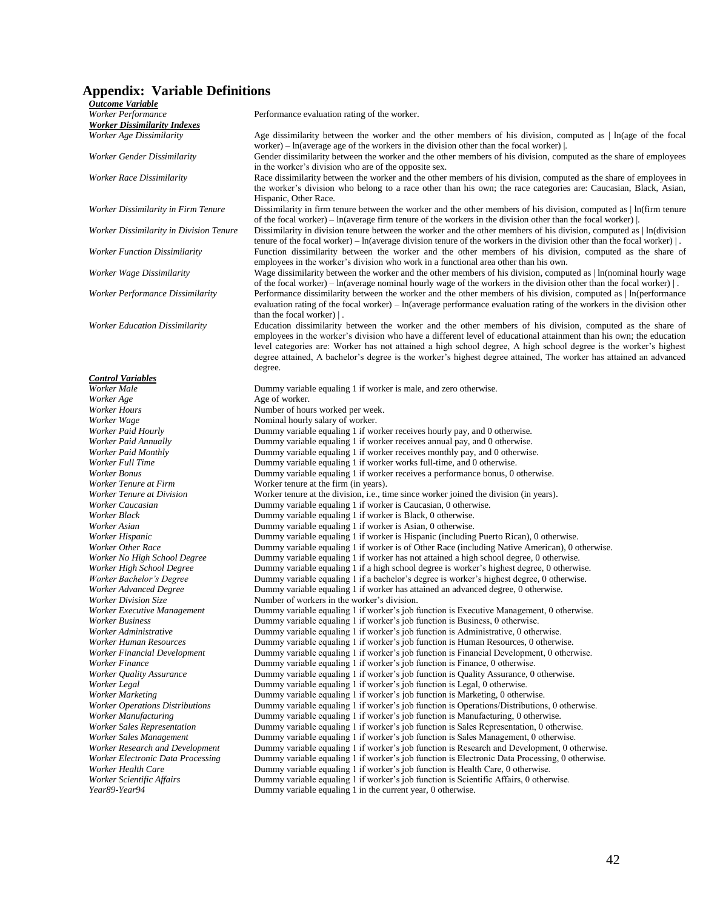# Appendix: Variable Definitions

| | |
|---|---|
| ***Outcome Variable*** | |
| *Worker Performance* | Performance evaluation rating of the worker. |
| ***Worker Dissimilarity Indexes*** | |
| *Worker Age Dissimilarity* | Age dissimilarity between the worker and the other members of his division, computed as \| ln(age of the focal worker) – ln(average age of the workers in the division other than the focal worker) \|. |
| *Worker Gender Dissimilarity* | Gender dissimilarity between the worker and the other members of his division, computed as the share of employees in the worker's division who are of the opposite sex. |
| *Worker Race Dissimilarity* | Race dissimilarity between the worker and the other members of his division, computed as the share of employees in the worker's division who belong to a race other than his own; the race categories are: Caucasian, Black, Asian, Hispanic, Other Race. |
| *Worker Dissimilarity in Firm Tenure* | Dissimilarity in firm tenure between the worker and the other members of his division, computed as \| ln(firm tenure of the focal worker) – ln(average firm tenure of the workers in the division other than the focal worker) \|. |
| *Worker Dissimilarity in Division Tenure* | Dissimilarity in division tenure between the worker and the other members of his division, computed as \| ln(division tenure of the focal worker) – ln(average division tenure of the workers in the division other than the focal worker) \| . |
| *Worker Function Dissimilarity* | Function dissimilarity between the worker and the other members of his division, computed as the share of employees in the worker's division who work in a functional area other than his own. |
| *Worker Wage Dissimilarity* | Wage dissimilarity between the worker and the other members of his division, computed as \| ln(nominal hourly wage of the focal worker) – ln(average nominal hourly wage of the workers in the division other than the focal worker) \| . |
| *Worker Performance Dissimilarity* | Performance dissimilarity between the worker and the other members of his division, computed as \| ln(performance evaluation rating of the focal worker) – ln(average performance evaluation rating of the workers in the division other than the focal worker) \| . |
| *Worker Education Dissimilarity* | Education dissimilarity between the worker and the other members of his division, computed as the share of employees in the worker's division who have a different level of educational attainment than his own; the education level categories are: Worker has not attained a high school degree, A high school degree is the worker's highest degree attained, A bachelor's degree is the worker's highest degree attained, The worker has attained an advanced degree. |
| ***Control Variables*** | |
| *Worker Male* | Dummy variable equaling 1 if worker is male, and zero otherwise. |
| *Worker Age* | Age of worker. |
| *Worker Hours* | Number of hours worked per week. |
| *Worker Wage* | Nominal hourly salary of worker. |
| *Worker Paid Hourly* | Dummy variable equaling 1 if worker receives hourly pay, and 0 otherwise. |
| *Worker Paid Annually* | Dummy variable equaling 1 if worker receives annual pay, and 0 otherwise. |
| *Worker Paid Monthly* | Dummy variable equaling 1 if worker receives monthly pay, and 0 otherwise. |
| *Worker Full Time* | Dummy variable equaling 1 if worker works full-time, and 0 otherwise. |
| *Worker Bonus* | Dummy variable equaling 1 if worker receives a performance bonus, 0 otherwise. |
| *Worker Tenure at Firm* | Worker tenure at the firm (in years). |
| *Worker Tenure at Division* | Worker tenure at the division, i.e., time since worker joined the division (in years). |
| *Worker Caucasian* | Dummy variable equaling 1 if worker is Caucasian, 0 otherwise. |
| *Worker Black* | Dummy variable equaling 1 if worker is Black, 0 otherwise. |
| *Worker Asian* | Dummy variable equaling 1 if worker is Asian, 0 otherwise. |
| *Worker Hispanic* | Dummy variable equaling 1 if worker is Hispanic (including Puerto Rican), 0 otherwise. |
| *Worker Other Race* | Dummy variable equaling 1 if worker is of Other Race (including Native American), 0 otherwise. |
| *Worker No High School Degree* | Dummy variable equaling 1 if worker has not attained a high school degree, 0 otherwise. |
| *Worker High School Degree* | Dummy variable equaling 1 if a high school degree is worker's highest degree, 0 otherwise. |
| *Worker Bachelor's Degree* | Dummy variable equaling 1 if a bachelor's degree is worker's highest degree, 0 otherwise. |
| *Worker Advanced Degree* | Dummy variable equaling 1 if worker has attained an advanced degree, 0 otherwise. |
| *Worker Division Size* | Number of workers in the worker's division. |
| *Worker Executive Management* | Dummy variable equaling 1 if worker's job function is Executive Management, 0 otherwise. |
| *Worker Business* | Dummy variable equaling 1 if worker's job function is Business, 0 otherwise. |
| *Worker Administrative* | Dummy variable equaling 1 if worker's job function is Administrative, 0 otherwise. |
| *Worker Human Resources* | Dummy variable equaling 1 if worker's job function is Human Resources, 0 otherwise. |
| *Worker Financial Development* | Dummy variable equaling 1 if worker's job function is Financial Development, 0 otherwise. |
| *Worker Finance* | Dummy variable equaling 1 if worker's job function is Finance, 0 otherwise. |
| *Worker Quality Assurance* | Dummy variable equaling 1 if worker's job function is Quality Assurance, 0 otherwise. |
| *Worker Legal* | Dummy variable equaling 1 if worker's job function is Legal, 0 otherwise. |
| *Worker Marketing* | Dummy variable equaling 1 if worker's job function is Marketing, 0 otherwise. |
| *Worker Operations Distributions* | Dummy variable equaling 1 if worker's job function is Operations/Distributions, 0 otherwise. |
| *Worker Manufacturing* | Dummy variable equaling 1 if worker's job function is Manufacturing, 0 otherwise. |
| *Worker Sales Representation* | Dummy variable equaling 1 if worker's job function is Sales Representation, 0 otherwise. |
| *Worker Sales Management* | Dummy variable equaling 1 if worker's job function is Sales Management, 0 otherwise. |
| *Worker Research and Development* | Dummy variable equaling 1 if worker's job function is Research and Development, 0 otherwise. |
| *Worker Electronic Data Processing* | Dummy variable equaling 1 if worker's job function is Electronic Data Processing, 0 otherwise. |
| *Worker Health Care* | Dummy variable equaling 1 if worker's job function is Health Care, 0 otherwise. |
| *Worker Scientific Affairs* | Dummy variable equaling 1 if worker's job function is Scientific Affairs, 0 otherwise. |
| *Year89-Year94* | Dummy variable equaling 1 in the current year, 0 otherwise. |